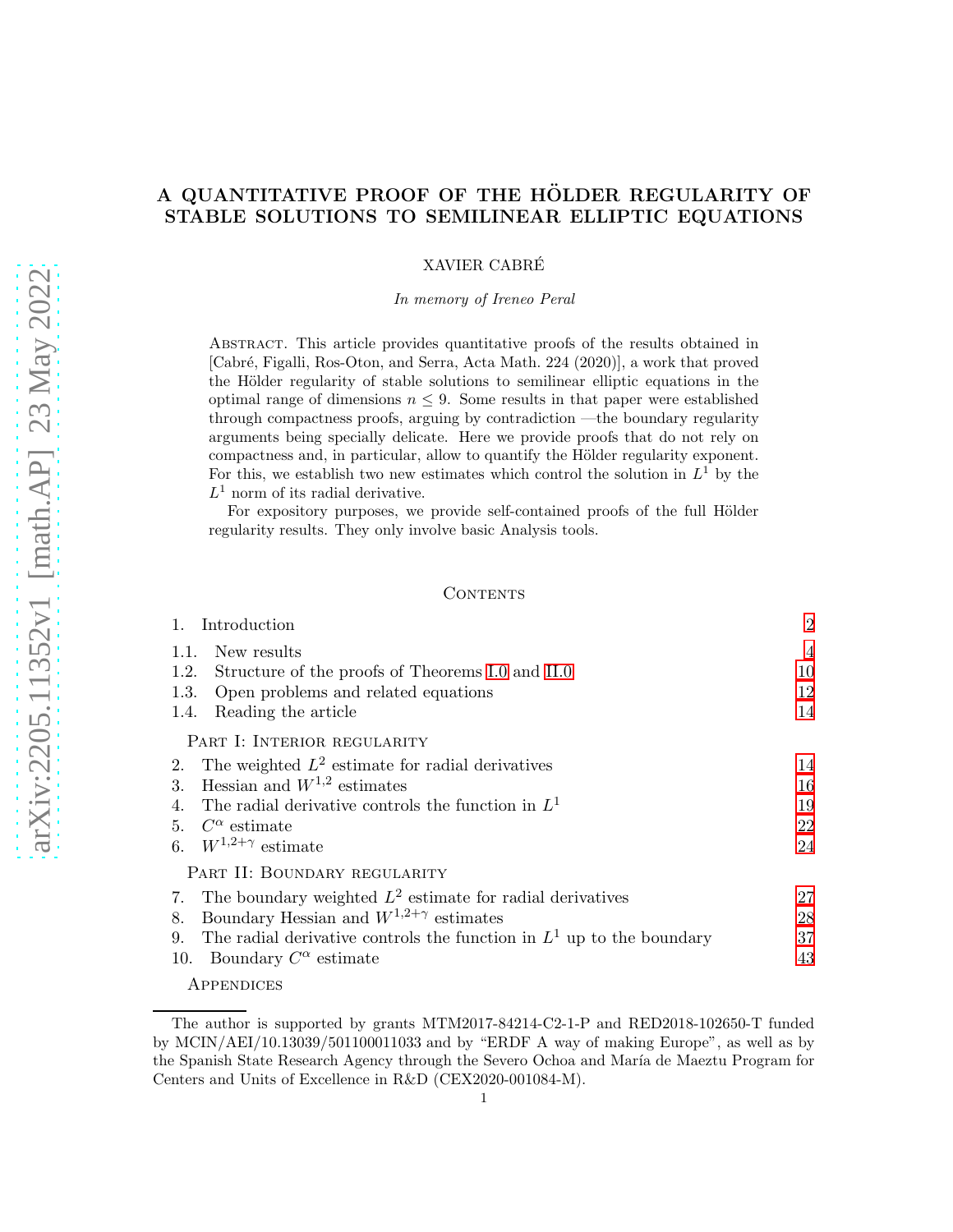# A QUANTITATIVE PROOF OF THE HÖLDER REGULARITY OF STABLE SOLUTIONS TO SEMILINEAR ELLIPTIC EQUATIONS

XAVIER CABRÉ

*In memory of Ireneo Peral*

Abstract. This article provides quantitative proofs of the results obtained in [Cabré, Figalli, Ros-Oton, and Serra, Acta Math. 224 (2020)], a work that proved the Hölder regularity of stable solutions to semilinear elliptic equations in the optimal range of dimensions $n \leq 9$. Some results in that paper were established through compactness proofs, arguing by contradiction —the boundary regularity arguments being specially delicate. Here we provide proofs that do not rely on compactness and, in particular, allow to quantify the Hölder regularity exponent. For this, we establish two new estimates which control the solution in $L^1$ by the $L^1$ norm of its radial derivative.

For expository purposes, we provide self-contained proofs of the full Hölder regularity results. They only involve basic Analysis tools.

Contents

| | |
|---|---|
| 1. Introduction | 2 |
| 1.1. New results | 4 |
| 1.2. Structure of the proofs of Theorems I.0 and II.0 | 10 |
| 1.3. Open problems and related equations | 12 |
| 1.4. Reading the article | 14 |
| Part I: Interior regularity | |
| 2. The weighted $L^2$ estimate for radial derivatives | 14 |
| 3. Hessian and $W^{1,2}$ estimates | 16 |
| 4. The radial derivative controls the function in $L^1$ | 19 |
| 5. $C^\alpha$ estimate | 22 |
| 6. $W^{1,2+\gamma}$ estimate | 24 |
| Part II: Boundary regularity | |
| 7. The boundary weighted $L^2$ estimate for radial derivatives | 27 |
| 8. Boundary Hessian and $W^{1,2+\gamma}$ estimates | 28 |
| 9. The radial derivative controls the function in $L^1$ up to the boundary | 37 |
| 10. Boundary $C^\alpha$ estimate | 43 |
| Appendices | |

The author is supported by grants MTM2017-84214-C2-1-P and RED2018-102650-T funded by MCIN/AEI/10.13039/501100011033 and by "ERDF A way of making Europe", as well as by the Spanish State Research Agency through the Severo Ochoa and María de Maeztu Program for Centers and Units of Excellence in R&D (CEX2020-001084-M).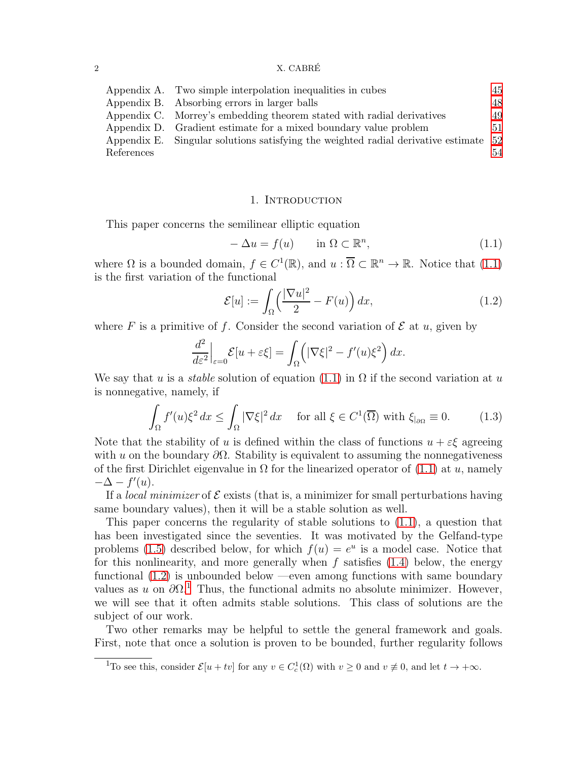| | | |
|---|---|---|
| Appendix A. | Two simple interpolation inequalities in cubes | 45 |
| Appendix B. | Absorbing errors in larger balls | 48 |
| Appendix C. | Morrey's embedding theorem stated with radial derivatives | 49 |
| Appendix D. | Gradient estimate for a mixed boundary value problem | 51 |
| Appendix E. | Singular solutions satisfying the weighted radial derivative estimate | 52 |
| References | | 54 |

## 1. Introduction

This paper concerns the semilinear elliptic equation

$$-\Delta u = f(u) \qquad \text{in } \Omega \subset \mathbb{R}^n, \tag{1.1}$$

where $\Omega$ is a bounded domain, $f \in C^1(\mathbb{R})$, and $u : \overline{\Omega} \subset \mathbb{R}^n \to \mathbb{R}$. Notice that (1.1) is the first variation of the functional

$$\mathcal{E}[u] := \int_\Omega \Big( \frac{|\nabla u|^2}{2} - F(u) \Big)\, dx, \tag{1.2}$$

where $F$ is a primitive of $f$. Consider the second variation of $\mathcal{E}$ at $u$, given by

$$\frac{d^2}{d\varepsilon^2}\Big|_{\varepsilon=0} \mathcal{E}[u+\varepsilon\xi] = \int_\Omega \Big( |\nabla \xi|^2 - f'(u)\xi^2 \Big)\, dx.$$

We say that $u$ is a *stable* solution of equation (1.1) in $\Omega$ if the second variation at $u$ is nonnegative, namely, if

$$\int_\Omega f'(u)\xi^2\, dx \le \int_\Omega |\nabla \xi|^2\, dx \quad \text{ for all } \xi \in C^1(\overline{\Omega}) \text{ with } \xi_{|_{\partial\Omega}} \equiv 0. \tag{1.3}$$

Note that the stability of $u$ is defined within the class of functions $u + \varepsilon\xi$ agreeing with $u$ on the boundary $\partial\Omega$. Stability is equivalent to assuming the nonnegativeness of the first Dirichlet eigenvalue in $\Omega$ for the linearized operator of (1.1) at $u$, namely $-\Delta - f'(u)$.

If a *local minimizer* of $\mathcal{E}$ exists (that is, a minimizer for small perturbations having same boundary values), then it will be a stable solution as well.

This paper concerns the regularity of stable solutions to (1.1), a question that has been investigated since the seventies. It was motivated by the Gelfand-type problems (1.5) described below, for which $f(u) = e^u$ is a model case. Notice that for this nonlinearity, and more generally when $f$ satisfies (1.4) below, the energy functional (1.2) is unbounded below —even among functions with same boundary values as $u$ on $\partial\Omega$.[1] Thus, the functional admits no absolute minimizer. However, we will see that it often admits stable solutions. This class of solutions are the subject of our work.

Two other remarks may be helpful to settle the general framework and goals. First, note that once a solution is proven to be bounded, further regularity follows

[1] To see this, consider $\mathcal{E}[u + tv]$ for any $v \in C^1_c(\Omega)$ with $v \ge 0$ and $v \not\equiv 0$, and let $t \to +\infty$.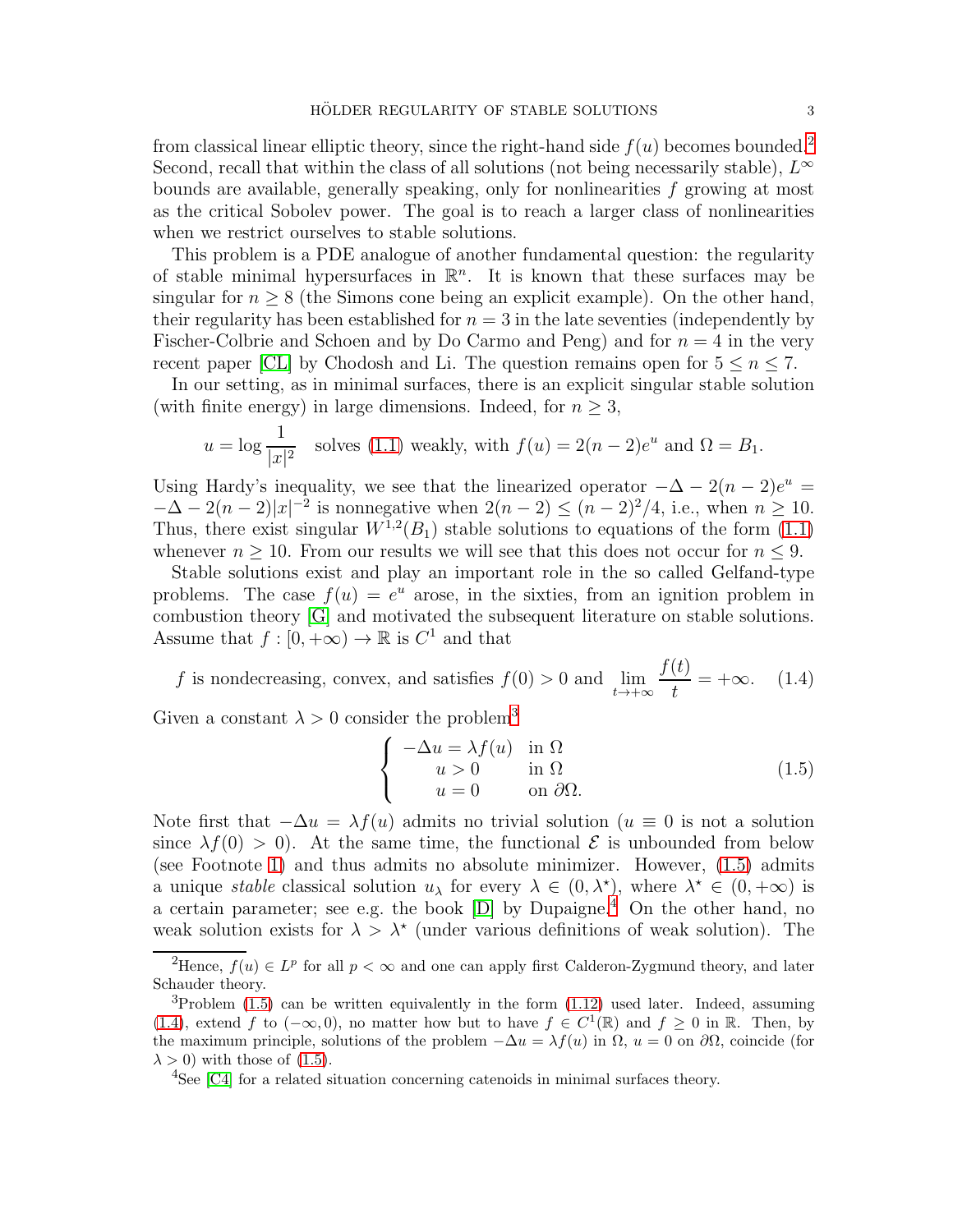from classical linear elliptic theory, since the right-hand side $f(u)$ becomes bounded.[2] Second, recall that within the class of all solutions (not being necessarily stable), $L^\infty$ bounds are available, generally speaking, only for nonlinearities $f$ growing at most as the critical Sobolev power. The goal is to reach a larger class of nonlinearities when we restrict ourselves to stable solutions.

This problem is a PDE analogue of another fundamental question: the regularity of stable minimal hypersurfaces in $\mathbb{R}^n$. It is known that these surfaces may be singular for $n \geq 8$ (the Simons cone being an explicit example). On the other hand, their regularity has been established for $n = 3$ in the late seventies (independently by Fischer-Colbrie and Schoen and by Do Carmo and Peng) and for $n = 4$ in the very recent paper [CL] by Chodosh and Li. The question remains open for $5 \leq n \leq 7$.

In our setting, as in minimal surfaces, there is an explicit singular stable solution (with finite energy) in large dimensions. Indeed, for $n \geq 3$,

$$u = \log \frac{1}{|x|^2} \quad \text{solves (1.1) weakly, with } f(u) = 2(n-2)e^u \text{ and } \Omega = B_1.$$

Using Hardy's inequality, we see that the linearized operator $-\Delta - 2(n-2)e^u = -\Delta - 2(n-2)|x|^{-2}$ is nonnegative when $2(n-2) \leq (n-2)^2/4$, i.e., when $n \geq 10$. Thus, there exist singular $W^{1,2}(B_1)$ stable solutions to equations of the form (1.1) whenever $n \geq 10$. From our results we will see that this does not occur for $n \leq 9$.

Stable solutions exist and play an important role in the so called Gelfand-type problems. The case $f(u) = e^u$ arose, in the sixties, from an ignition problem in combustion theory [G] and motivated the subsequent literature on stable solutions. Assume that $f : [0, +\infty) \to \mathbb{R}$ is $C^1$ and that

$$f \text{ is nondecreasing, convex, and satisfies } f(0) > 0 \text{ and } \lim_{t \to +\infty} \frac{f(t)}{t} = +\infty. \tag{1.4}$$

Given a constant $\lambda > 0$ consider the problem[3]

$$\begin{cases} -\Delta u = \lambda f(u) & \text{in } \Omega \\ \quad u > 0 & \text{in } \Omega \\ \quad u = 0 & \text{on } \partial\Omega. \end{cases} \tag{1.5}$$

Note first that $-\Delta u = \lambda f(u)$ admits no trivial solution ($u \equiv 0$ is not a solution since $\lambda f(0) > 0$). At the same time, the functional $\mathcal{E}$ is unbounded from below (see Footnote 1) and thus admits no absolute minimizer. However, (1.5) admits a unique *stable* classical solution $u_\lambda$ for every $\lambda \in (0, \lambda^\star)$, where $\lambda^\star \in (0, +\infty)$ is a certain parameter; see e.g. the book [D] by Dupaigne.[4] On the other hand, no weak solution exists for $\lambda > \lambda^\star$ (under various definitions of weak solution). The

[2] Hence, $f(u) \in L^p$ for all $p < \infty$ and one can apply first Calderon-Zygmund theory, and later Schauder theory.

[3] Problem (1.5) can be written equivalently in the form (1.12) used later. Indeed, assuming (1.4), extend $f$ to $(-\infty, 0)$, no matter how but to have $f \in C^1(\mathbb{R})$ and $f \geq 0$ in $\mathbb{R}$. Then, by the maximum principle, solutions of the problem $-\Delta u = \lambda f(u)$ in $\Omega$, $u = 0$ on $\partial\Omega$, coincide (for $\lambda > 0$) with those of (1.5).

[4] See [C4] for a related situation concerning catenoids in minimal surfaces theory.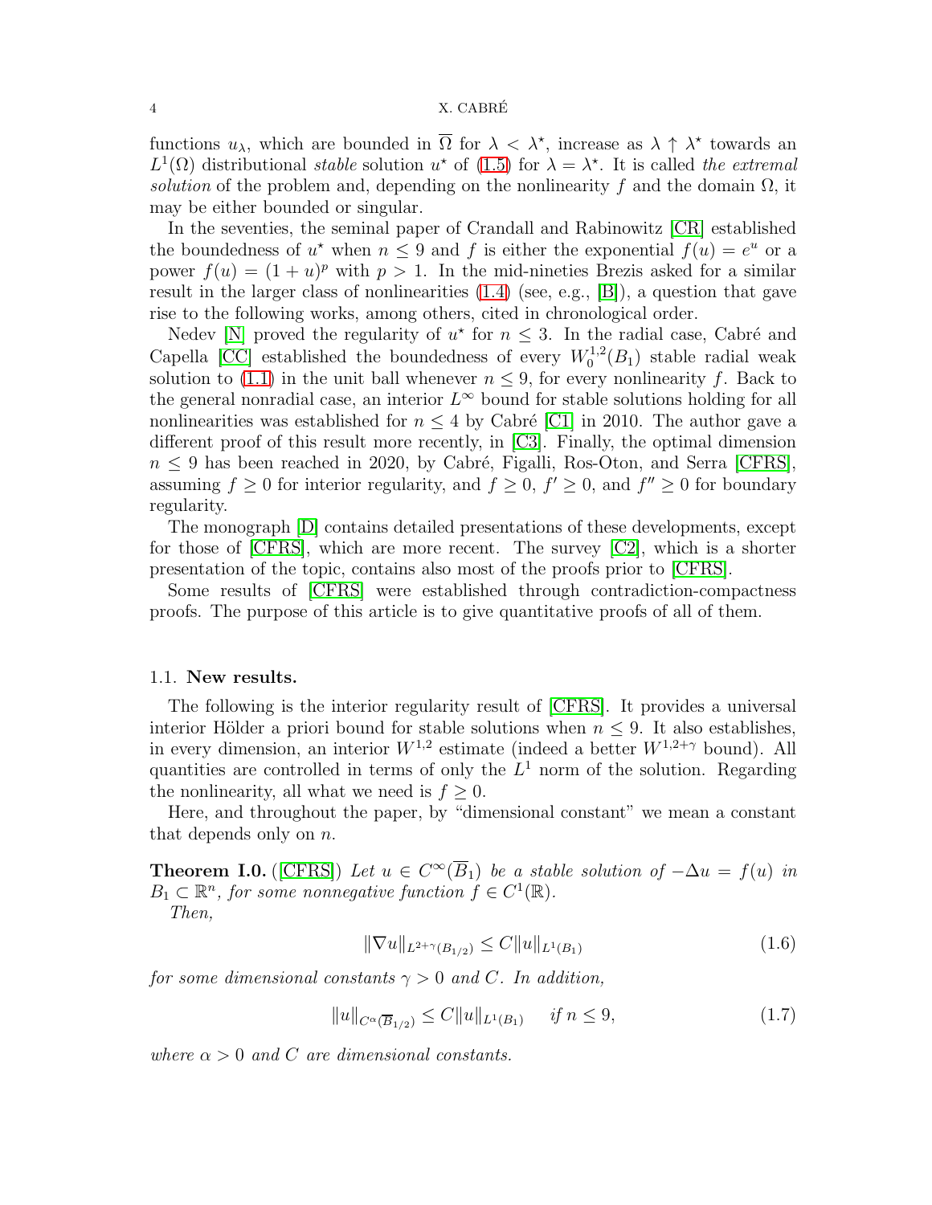functions $u_\lambda$, which are bounded in $\overline{\Omega}$ for $\lambda < \lambda^\star$, increase as $\lambda \uparrow \lambda^\star$ towards an $L^1(\Omega)$ distributional *stable* solution $u^\star$ of (1.5) for $\lambda = \lambda^\star$. It is called *the extremal solution* of the problem and, depending on the nonlinearity $f$ and the domain $\Omega$, it may be either bounded or singular.

In the seventies, the seminal paper of Crandall and Rabinowitz [CR] established the boundedness of $u^\star$ when $n \leq 9$ and $f$ is either the exponential $f(u) = e^u$ or a power $f(u) = (1+u)^p$ with $p > 1$. In the mid-nineties Brezis asked for a similar result in the larger class of nonlinearities (1.4) (see, e.g., [B]), a question that gave rise to the following works, among others, cited in chronological order.

Nedev [N] proved the regularity of $u^\star$ for $n \leq 3$. In the radial case, Cabré and Capella [CC] established the boundedness of every $W_0^{1,2}(B_1)$ stable radial weak solution to (1.1) in the unit ball whenever $n \leq 9$, for every nonlinearity $f$. Back to the general nonradial case, an interior $L^\infty$ bound for stable solutions holding for all nonlinearities was established for $n \leq 4$ by Cabré [C1] in 2010. The author gave a different proof of this result more recently, in [C3]. Finally, the optimal dimension $n \leq 9$ has been reached in 2020, by Cabré, Figalli, Ros-Oton, and Serra [CFRS], assuming $f \geq 0$ for interior regularity, and $f \geq 0$, $f' \geq 0$, and $f'' \geq 0$ for boundary regularity.

The monograph [D] contains detailed presentations of these developments, except for those of [CFRS], which are more recent. The survey [C2], which is a shorter presentation of the topic, contains also most of the proofs prior to [CFRS].

Some results of [CFRS] were established through contradiction-compactness proofs. The purpose of this article is to give quantitative proofs of all of them.

### 1.1. **New results.**

The following is the interior regularity result of [CFRS]. It provides a universal interior Hölder a priori bound for stable solutions when $n \leq 9$. It also establishes, in every dimension, an interior $W^{1,2}$ estimate (indeed a better $W^{1,2+\gamma}$ bound). All quantities are controlled in terms of only the $L^1$ norm of the solution. Regarding the nonlinearity, all what we need is $f \geq 0$.

Here, and throughout the paper, by "dimensional constant" we mean a constant that depends only on $n$.

**Theorem I.0.** ([CFRS]) *Let $u \in C^\infty(\overline{B}_1)$ be a stable solution of $-\Delta u = f(u)$ in $B_1 \subset \mathbb{R}^n$, for some nonnegative function $f \in C^1(\mathbb{R})$.*

*Then,*

$$\|\nabla u\|_{L^{2+\gamma}(B_{1/2})} \leq C \|u\|_{L^1(B_1)} \tag{1.6}$$

*for some dimensional constants $\gamma > 0$ and $C$. In addition,*

$$\|u\|_{C^\alpha(\overline{B}_{1/2})} \leq C \|u\|_{L^1(B_1)} \quad \text{if } n \leq 9, \tag{1.7}$$

*where $\alpha > 0$ and $C$ are dimensional constants.*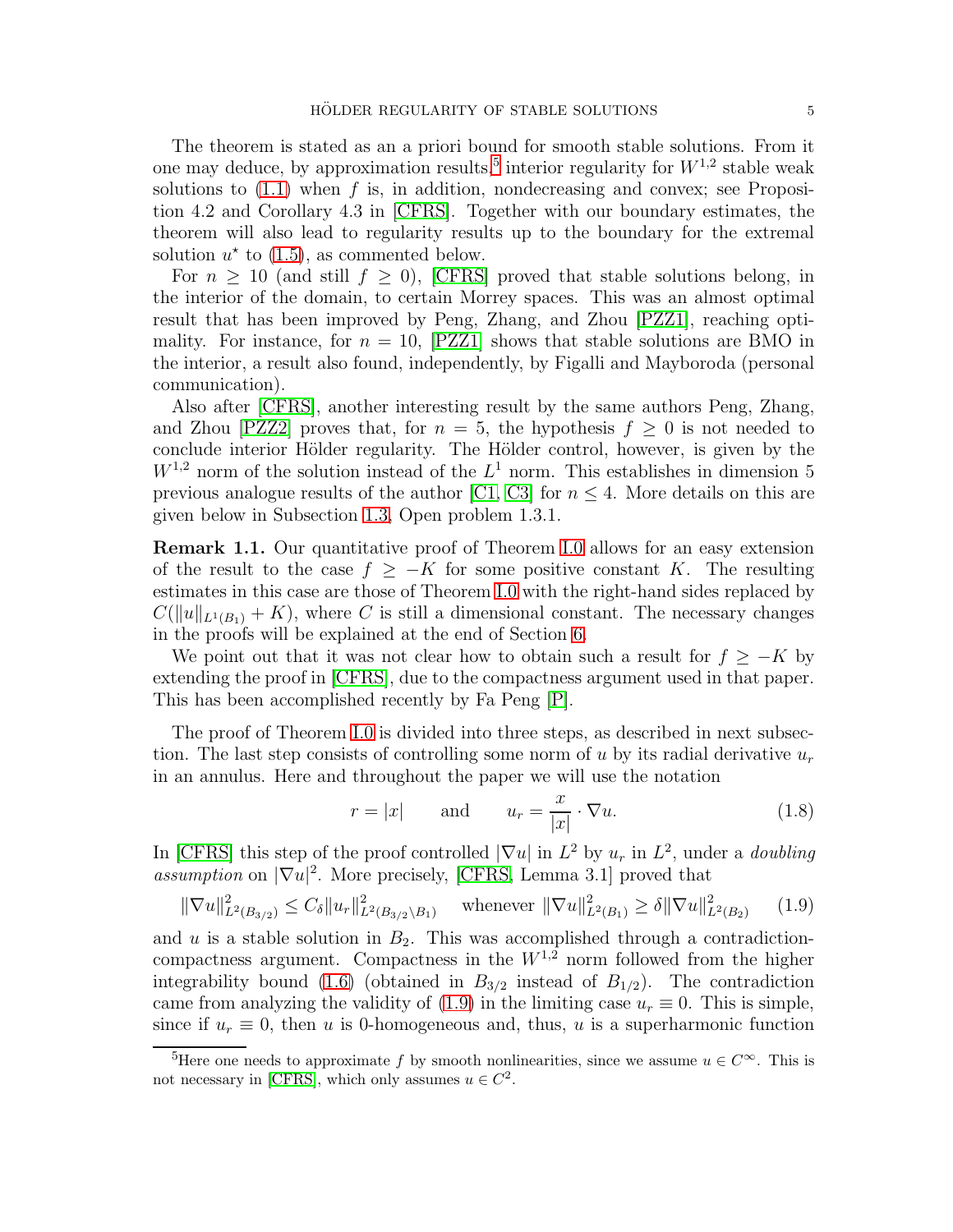The theorem is stated as an a priori bound for smooth stable solutions. From it one may deduce, by approximation results,[5] interior regularity for $W^{1,2}$ stable weak solutions to (1.1) when $f$ is, in addition, nondecreasing and convex; see Proposition 4.2 and Corollary 4.3 in [CFRS]. Together with our boundary estimates, the theorem will also lead to regularity results up to the boundary for the extremal solution $u^\star$ to (1.5), as commented below.

For $n \geq 10$ (and still $f \geq 0$), [CFRS] proved that stable solutions belong, in the interior of the domain, to certain Morrey spaces. This was an almost optimal result that has been improved by Peng, Zhang, and Zhou [PZZ1], reaching optimality. For instance, for $n = 10$, [PZZ1] shows that stable solutions are BMO in the interior, a result also found, independently, by Figalli and Mayboroda (personal communication).

Also after [CFRS], another interesting result by the same authors Peng, Zhang, and Zhou [PZZ2] proves that, for $n = 5$, the hypothesis $f \geq 0$ is not needed to conclude interior Hölder regularity. The Hölder control, however, is given by the $W^{1,2}$ norm of the solution instead of the $L^1$ norm. This establishes in dimension 5 previous analogue results of the author [C1, C3] for $n \leq 4$. More details on this are given below in Subsection 1.3, Open problem 1.3.1.

**Remark 1.1.** Our quantitative proof of Theorem 1.0 allows for an easy extension of the result to the case $f \geq -K$ for some positive constant $K$. The resulting estimates in this case are those of Theorem 1.0 with the right-hand sides replaced by $C(\|u\|_{L^1(B_1)} + K)$, where $C$ is still a dimensional constant. The necessary changes in the proofs will be explained at the end of Section 6.

We point out that it was not clear how to obtain such a result for $f \geq -K$ by extending the proof in [CFRS], due to the compactness argument used in that paper. This has been accomplished recently by Fa Peng [P].

The proof of Theorem 1.0 is divided into three steps, as described in next subsection. The last step consists of controlling some norm of $u$ by its radial derivative $u_r$ in an annulus. Here and throughout the paper we will use the notation

$$r = |x| \qquad \text{and} \qquad u_r = \frac{x}{|x|} \cdot \nabla u. \tag{1.8}$$

In [CFRS] this step of the proof controlled $|\nabla u|$ in $L^2$ by $u_r$ in $L^2$, under a *doubling assumption* on $|\nabla u|^2$. More precisely, [CFRS, Lemma 3.1] proved that

$$\|\nabla u\|^2_{L^2(B_{3/2})} \leq C_\delta \|u_r\|^2_{L^2(B_{3/2}\setminus B_1)} \quad \text{ whenever } \|\nabla u\|^2_{L^2(B_1)} \geq \delta \|\nabla u\|^2_{L^2(B_2)} \tag{1.9}$$

and $u$ is a stable solution in $B_2$. This was accomplished through a contradiction-compactness argument. Compactness in the $W^{1,2}$ norm followed from the higher integrability bound (1.6) (obtained in $B_{3/2}$ instead of $B_{1/2}$). The contradiction came from analyzing the validity of (1.9) in the limiting case $u_r \equiv 0$. This is simple, since if $u_r \equiv 0$, then $u$ is 0-homogeneous and, thus, $u$ is a superharmonic function

[5] Here one needs to approximate $f$ by smooth nonlinearities, since we assume $u \in C^\infty$. This is not necessary in [CFRS], which only assumes $u \in C^2$.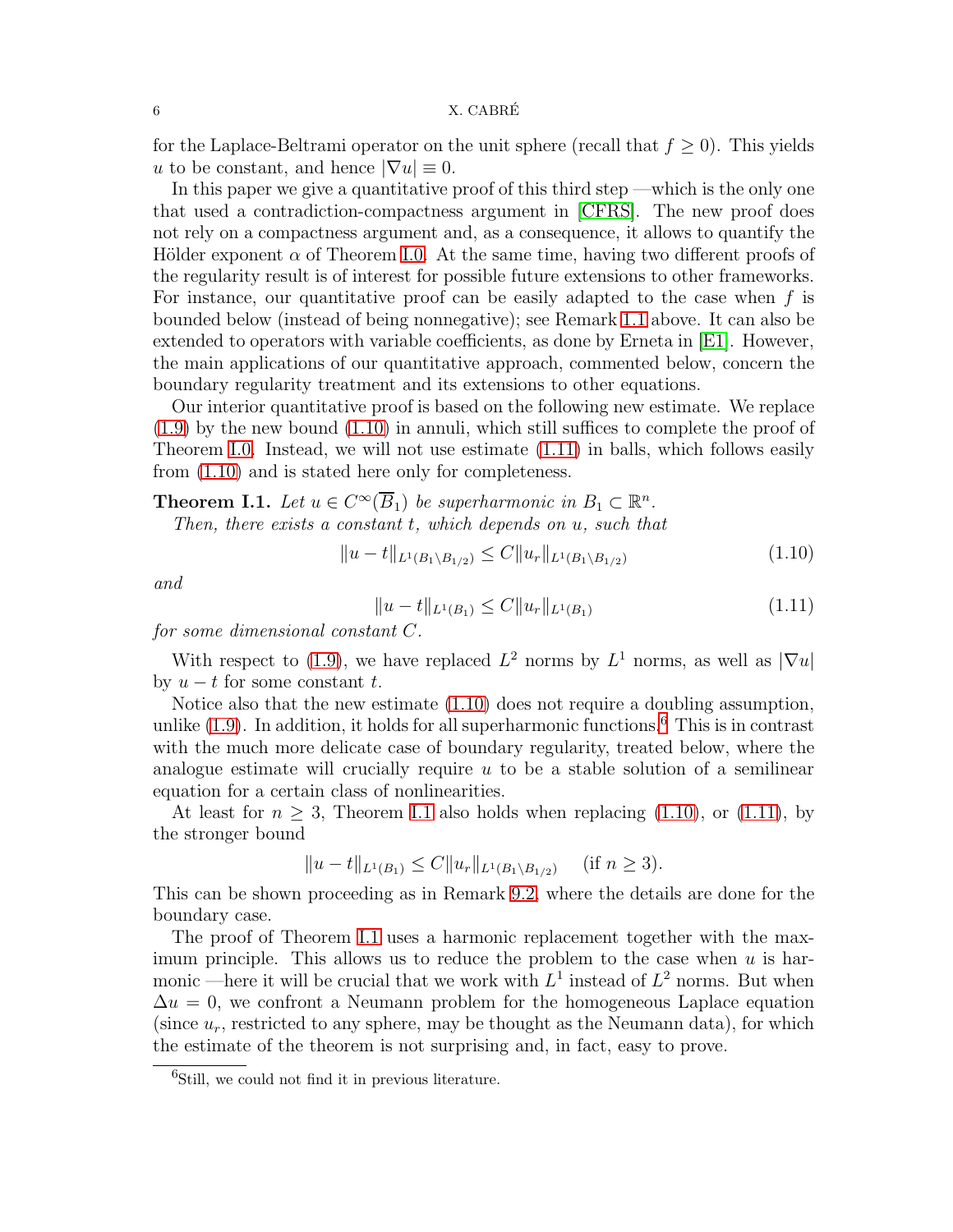for the Laplace-Beltrami operator on the unit sphere (recall that $f \geq 0$). This yields $u$ to be constant, and hence $|\nabla u| \equiv 0$.

In this paper we give a quantitative proof of this third step —which is the only one that used a contradiction-compactness argument in [CFRS]. The new proof does not rely on a compactness argument and, as a consequence, it allows to quantify the Hölder exponent $\alpha$ of Theorem I.0. At the same time, having two different proofs of the regularity result is of interest for possible future extensions to other frameworks. For instance, our quantitative proof can be easily adapted to the case when $f$ is bounded below (instead of being nonnegative); see Remark 1.1 above. It can also be extended to operators with variable coefficients, as done by Erneta in [E1]. However, the main applications of our quantitative approach, commented below, concern the boundary regularity treatment and its extensions to other equations.

Our interior quantitative proof is based on the following new estimate. We replace (1.9) by the new bound (1.10) in annuli, which still suffices to complete the proof of Theorem I.0. Instead, we will not use estimate (1.11) in balls, which follows easily from (1.10) and is stated here only for completeness.

**Theorem I.1.** *Let $u \in C^\infty(\overline{B}_1)$ be superharmonic in $B_1 \subset \mathbb{R}^n$.*

*Then, there exists a constant $t$, which depends on $u$, such that*

$$\|u - t\|_{L^1(B_1 \setminus B_{1/2})} \leq C \|u_r\|_{L^1(B_1 \setminus B_{1/2})} \tag{1.10}$$

*and*

$$\|u - t\|_{L^1(B_1)} \leq C \|u_r\|_{L^1(B_1)} \tag{1.11}$$

*for some dimensional constant $C$.*

With respect to (1.9), we have replaced $L^2$ norms by $L^1$ norms, as well as $|\nabla u|$ by $u - t$ for some constant $t$.

Notice also that the new estimate (1.10) does not require a doubling assumption, unlike (1.9). In addition, it holds for all superharmonic functions.[6] This is in contrast with the much more delicate case of boundary regularity, treated below, where the analogue estimate will crucially require $u$ to be a stable solution of a semilinear equation for a certain class of nonlinearities.

At least for $n \geq 3$, Theorem I.1 also holds when replacing (1.10), or (1.11), by the stronger bound

$$\|u - t\|_{L^1(B_1)} \leq C \|u_r\|_{L^1(B_1 \setminus B_{1/2})} \quad \text{(if } n \geq 3\text{)}.$$

This can be shown proceeding as in Remark 9.2, where the details are done for the boundary case.

The proof of Theorem I.1 uses a harmonic replacement together with the maximum principle. This allows us to reduce the problem to the case when $u$ is harmonic —here it will be crucial that we work with $L^1$ instead of $L^2$ norms. But when $\Delta u = 0$, we confront a Neumann problem for the homogeneous Laplace equation (since $u_r$, restricted to any sphere, may be thought as the Neumann data), for which the estimate of the theorem is not surprising and, in fact, easy to prove.

[6] Still, we could not find it in previous literature.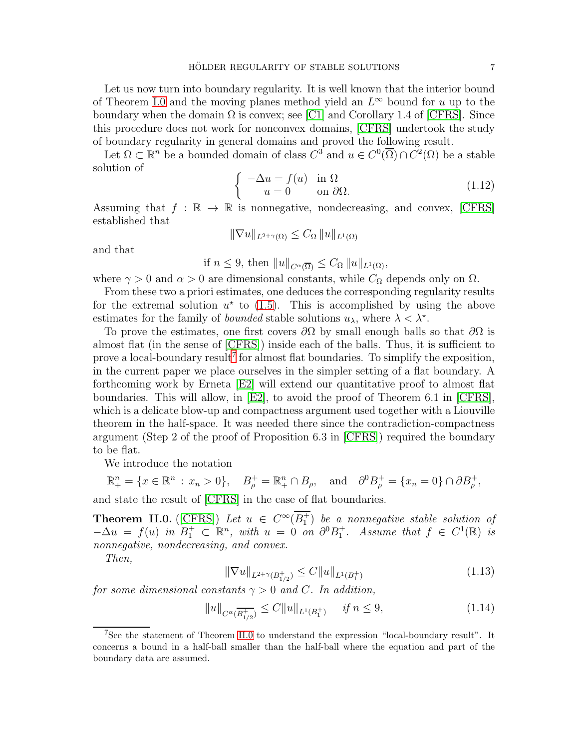Let us now turn into boundary regularity. It is well known that the interior bound of Theorem I.0 and the moving planes method yield an $L^\infty$ bound for $u$ up to the boundary when the domain $\Omega$ is convex; see [C1] and Corollary 1.4 of [CFRS]. Since this procedure does not work for nonconvex domains, [CFRS] undertook the study of boundary regularity in general domains and proved the following result.

Let $\Omega \subset \mathbb{R}^n$ be a bounded domain of class $C^3$ and $u \in C^0(\overline{\Omega}) \cap C^2(\Omega)$ be a stable solution of

$$
\begin{cases} -\Delta u = f(u) & \text{in } \Omega \\ \quad\; u = 0 & \text{on } \partial\Omega. \end{cases} \tag{1.12}
$$

Assuming that $f : \mathbb{R} \to \mathbb{R}$ is nonnegative, nondecreasing, and convex, [CFRS] established that

$$
\|\nabla u\|_{L^{2+\gamma}(\Omega)} \leq C_\Omega \, \|u\|_{L^1(\Omega)}
$$

and that

$$
\text{if } n \leq 9, \text{ then } \|u\|_{C^\alpha(\overline{\Omega})} \leq C_\Omega \, \|u\|_{L^1(\Omega)},
$$

where $\gamma > 0$ and $\alpha > 0$ are dimensional constants, while $C_\Omega$ depends only on $\Omega$.

From these two a priori estimates, one deduces the corresponding regularity results for the extremal solution $u^\star$ to (1.5). This is accomplished by using the above estimates for the family of *bounded* stable solutions $u_\lambda$, where $\lambda < \lambda^\star$.

To prove the estimates, one first covers $\partial\Omega$ by small enough balls so that $\partial\Omega$ is almost flat (in the sense of [CFRS]) inside each of the balls. Thus, it is sufficient to prove a local-boundary result[7] for almost flat boundaries. To simplify the exposition, in the current paper we place ourselves in the simpler setting of a flat boundary. A forthcoming work by Erneta [E2] will extend our quantitative proof to almost flat boundaries. This will allow, in [E2], to avoid the proof of Theorem 6.1 in [CFRS], which is a delicate blow-up and compactness argument used together with a Liouville theorem in the half-space. It was needed there since the contradiction-compactness argument (Step 2 of the proof of Proposition 6.3 in [CFRS]) required the boundary to be flat.

We introduce the notation

$$
\mathbb{R}^n_+ = \{x \in \mathbb{R}^n : x_n > 0\}, \quad B^+_\rho = \mathbb{R}^n_+ \cap B_\rho, \quad \text{and} \quad \partial^0 B^+_\rho = \{x_n = 0\} \cap \partial B^+_\rho,
$$

and state the result of [CFRS] in the case of flat boundaries.

**Theorem II.0.** ([CFRS]) *Let $u \in C^\infty(\overline{B^+_1})$ be a nonnegative stable solution of $-\Delta u = f(u)$ in $B^+_1 \subset \mathbb{R}^n$, with $u = 0$ on $\partial^0 B^+_1$. Assume that $f \in C^1(\mathbb{R})$ is nonnegative, nondecreasing, and convex.*

*Then,*

$$
\|\nabla u\|_{L^{2+\gamma}(B^+_{1/2})} \leq C \|u\|_{L^1(B^+_1)} \tag{1.13}
$$

*for some dimensional constants $\gamma > 0$ and $C$. In addition,*

$$
\|u\|_{C^\alpha(\overline{B^+_{1/2}})} \leq C \|u\|_{L^1(B^+_1)} \quad \text{if } n \leq 9, \tag{1.14}
$$

[7] See the statement of Theorem II.0 to understand the expression "local-boundary result". It concerns a bound in a half-ball smaller than the half-ball where the equation and part of the boundary data are assumed.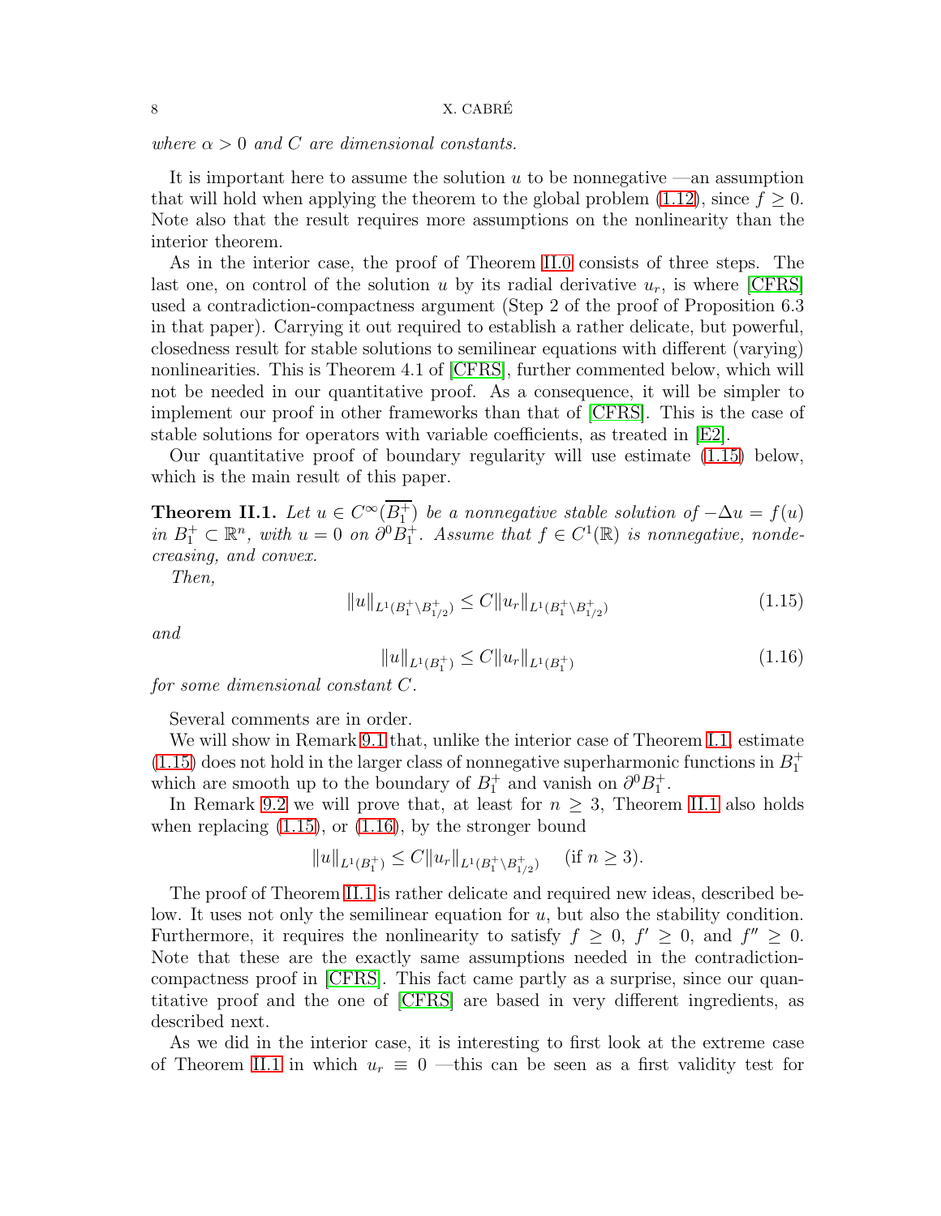*where $\alpha > 0$ and $C$ are dimensional constants.*

It is important here to assume the solution $u$ to be nonnegative —an assumption that will hold when applying the theorem to the global problem (1.12), since $f \geq 0$. Note also that the result requires more assumptions on the nonlinearity than the interior theorem.

As in the interior case, the proof of Theorem II.0 consists of three steps. The last one, on control of the solution $u$ by its radial derivative $u_r$, is where [CFRS] used a contradiction-compactness argument (Step 2 of the proof of Proposition 6.3 in that paper). Carrying it out required to establish a rather delicate, but powerful, closedness result for stable solutions to semilinear equations with different (varying) nonlinearities. This is Theorem 4.1 of [CFRS], further commented below, which will not be needed in our quantitative proof. As a consequence, it will be simpler to implement our proof in other frameworks than that of [CFRS]. This is the case of stable solutions for operators with variable coefficients, as treated in [E2].

Our quantitative proof of boundary regularity will use estimate (1.15) below, which is the main result of this paper.

**Theorem II.1.** *Let $u \in C^\infty(\overline{B_1^+})$ be a nonnegative stable solution of $-\Delta u = f(u)$ in $B_1^+ \subset \mathbb{R}^n$, with $u = 0$ on $\partial^0 B_1^+$. Assume that $f \in C^1(\mathbb{R})$ is nonnegative, nondecreasing, and convex.*

*Then,*

$$\|u\|_{L^1(B_1^+ \setminus B_{1/2}^+)} \leq C \|u_r\|_{L^1(B_1^+ \setminus B_{1/2}^+)} \tag{1.15}$$

*and*

$$\|u\|_{L^1(B_1^+)} \leq C \|u_r\|_{L^1(B_1^+)} \tag{1.16}$$

*for some dimensional constant $C$.*

Several comments are in order.

We will show in Remark 9.1 that, unlike the interior case of Theorem I.1, estimate (1.15) does not hold in the larger class of nonnegative superharmonic functions in $B_1^+$ which are smooth up to the boundary of $B_1^+$ and vanish on $\partial^0 B_1^+$.

In Remark 9.2 we will prove that, at least for $n \geq 3$, Theorem II.1 also holds when replacing (1.15), or (1.16), by the stronger bound

$$\|u\|_{L^1(B_1^+)} \leq C \|u_r\|_{L^1(B_1^+ \setminus B_{1/2}^+)} \quad \text{(if } n \geq 3\text{)}.$$

The proof of Theorem II.1 is rather delicate and required new ideas, described below. It uses not only the semilinear equation for $u$, but also the stability condition. Furthermore, it requires the nonlinearity to satisfy $f \geq 0$, $f' \geq 0$, and $f'' \geq 0$. Note that these are the exactly same assumptions needed in the contradiction-compactness proof in [CFRS]. This fact came partly as a surprise, since our quantitative proof and the one of [CFRS] are based in very different ingredients, as described next.

As we did in the interior case, it is interesting to first look at the extreme case of Theorem II.1 in which $u_r \equiv 0$ —this can be seen as a first validity test for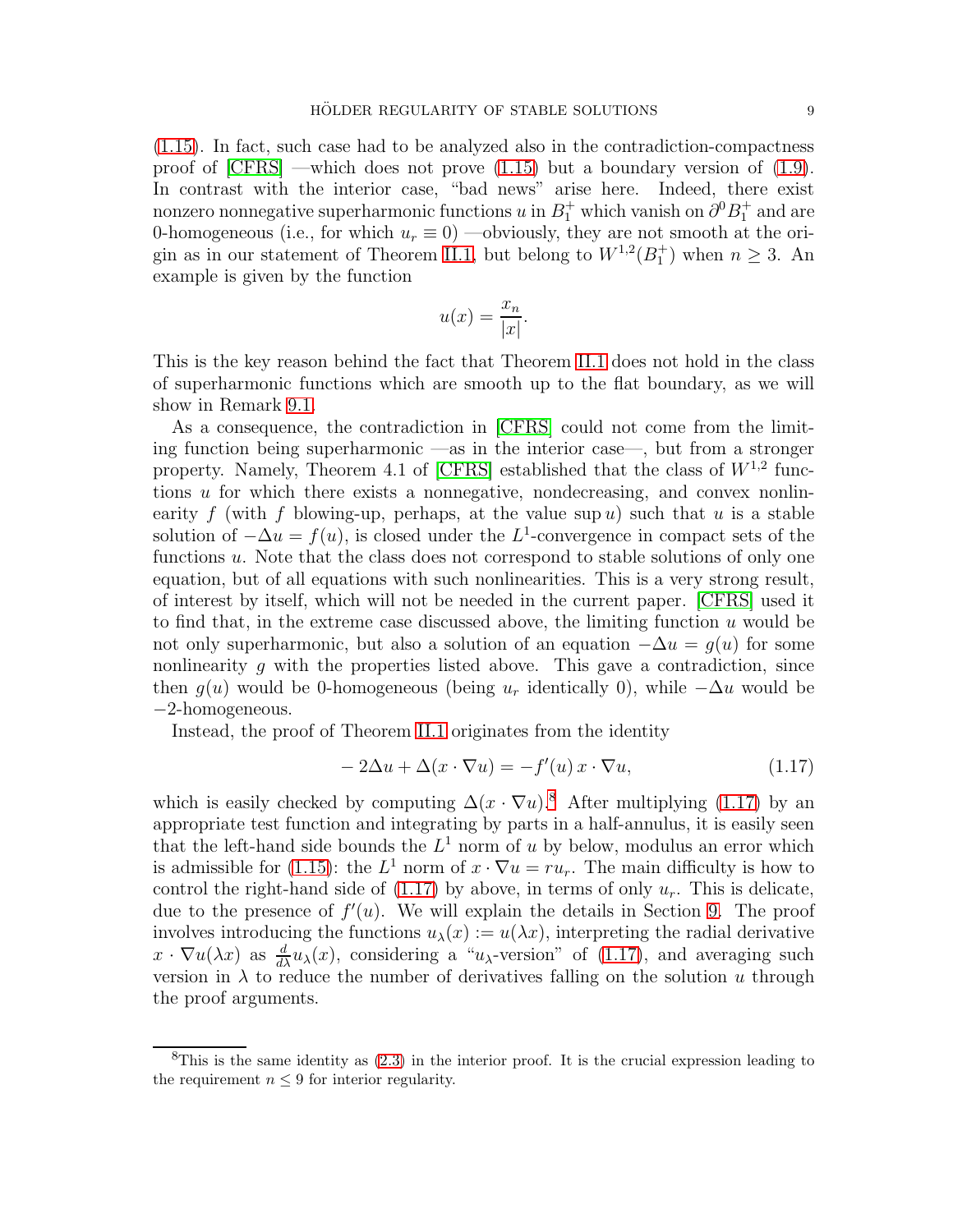(1.15). In fact, such case had to be analyzed also in the contradiction-compactness proof of [CFRS] —which does not prove (1.15) but a boundary version of (1.9). In contrast with the interior case, "bad news" arise here. Indeed, there exist nonzero nonnegative superharmonic functions $u$ in $B_1^+$ which vanish on $\partial^0 B_1^+$ and are 0-homogeneous (i.e., for which $u_r \equiv 0$) —obviously, they are not smooth at the origin as in our statement of Theorem II.1, but belong to $W^{1,2}(B_1^+)$ when $n \geq 3$. An example is given by the function

$$u(x) = \frac{x_n}{|x|}.$$

This is the key reason behind the fact that Theorem II.1 does not hold in the class of superharmonic functions which are smooth up to the flat boundary, as we will show in Remark 9.1.

As a consequence, the contradiction in [CFRS] could not come from the limiting function being superharmonic —as in the interior case—, but from a stronger property. Namely, Theorem 4.1 of [CFRS] established that the class of $W^{1,2}$ functions $u$ for which there exists a nonnegative, nondecreasing, and convex nonlinearity $f$ (with $f$ blowing-up, perhaps, at the value $\sup u$) such that $u$ is a stable solution of $-\Delta u = f(u)$, is closed under the $L^1$-convergence in compact sets of the functions $u$. Note that the class does not correspond to stable solutions of only one equation, but of all equations with such nonlinearities. This is a very strong result, of interest by itself, which will not be needed in the current paper. [CFRS] used it to find that, in the extreme case discussed above, the limiting function $u$ would be not only superharmonic, but also a solution of an equation $-\Delta u = g(u)$ for some nonlinearity $g$ with the properties listed above. This gave a contradiction, since then $g(u)$ would be 0-homogeneous (being $u_r$ identically 0), while $-\Delta u$ would be $-2$-homogeneous.

Instead, the proof of Theorem II.1 originates from the identity

$$-2\Delta u + \Delta(x \cdot \nabla u) = -f'(u)\, x \cdot \nabla u, \tag{1.17}$$

which is easily checked by computing $\Delta(x \cdot \nabla u)$.[8] After multiplying (1.17) by an appropriate test function and integrating by parts in a half-annulus, it is easily seen that the left-hand side bounds the $L^1$ norm of $u$ by below, modulus an error which is admissible for (1.15): the $L^1$ norm of $x \cdot \nabla u = r u_r$. The main difficulty is how to control the right-hand side of (1.17) by above, in terms of only $u_r$. This is delicate, due to the presence of $f'(u)$. We will explain the details in Section 9. The proof involves introducing the functions $u_\lambda(x) := u(\lambda x)$, interpreting the radial derivative $x \cdot \nabla u(\lambda x)$ as $\frac{d}{d\lambda} u_\lambda(x)$, considering a "$u_\lambda$-version" of (1.17), and averaging such version in $\lambda$ to reduce the number of derivatives falling on the solution $u$ through the proof arguments.

[8] This is the same identity as (2.3) in the interior proof. It is the crucial expression leading to the requirement $n \leq 9$ for interior regularity.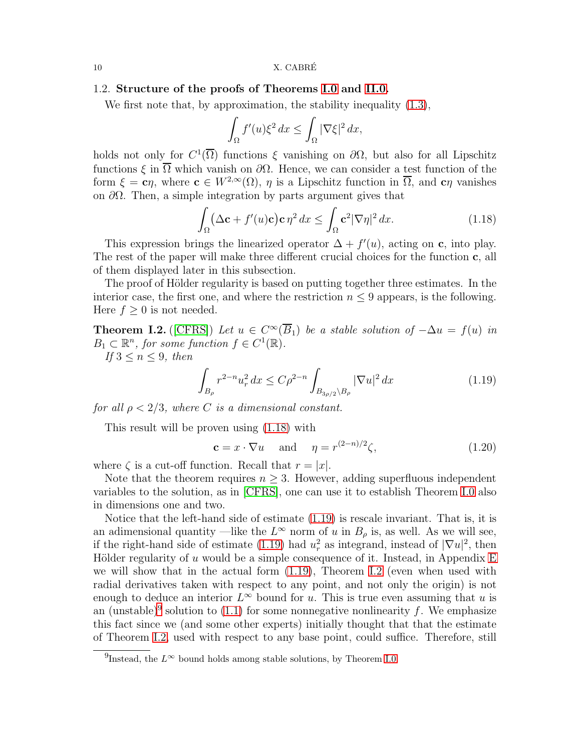### 1.2. **Structure of the proofs of Theorems I.0 and II.0.**

We first note that, by approximation, the stability inequality (1.3),

$$\int_\Omega f'(u)\xi^2\,dx \le \int_\Omega |\nabla \xi|^2\,dx,$$

holds not only for $C^1(\overline{\Omega})$ functions $\xi$ vanishing on $\partial\Omega$, but also for all Lipschitz functions $\xi$ in $\overline{\Omega}$ which vanish on $\partial\Omega$. Hence, we can consider a test function of the form $\xi = \mathbf{c}\eta$, where $\mathbf{c} \in W^{2,\infty}(\Omega)$, $\eta$ is a Lipschitz function in $\overline{\Omega}$, and $\mathbf{c}\eta$ vanishes on $\partial\Omega$. Then, a simple integration by parts argument gives that

$$\int_\Omega \big(\Delta \mathbf{c} + f'(u)\mathbf{c}\big)\mathbf{c}\,\eta^2\,dx \le \int_\Omega \mathbf{c}^2|\nabla\eta|^2\,dx. \tag{1.18}$$

This expression brings the linearized operator $\Delta + f'(u)$, acting on $\mathbf{c}$, into play. The rest of the paper will make three different crucial choices for the function $\mathbf{c}$, all of them displayed later in this subsection.

The proof of Hölder regularity is based on putting together three estimates. In the interior case, the first one, and where the restriction $n \le 9$ appears, is the following. Here $f \ge 0$ is not needed.

**Theorem I.2.** ([CFRS]) *Let $u \in C^\infty(\overline{B}_1)$ be a stable solution of $-\Delta u = f(u)$ in $B_1 \subset \mathbb{R}^n$, for some function $f \in C^1(\mathbb{R})$.*

*If $3 \le n \le 9$, then*

$$\int_{B_\rho} r^{2-n}u_r^2\,dx \le C\rho^{2-n}\int_{B_{3\rho/2}\setminus B_\rho} |\nabla u|^2\,dx \tag{1.19}$$

*for all $\rho < 2/3$, where $C$ is a dimensional constant.*

This result will be proven using (1.18) with

$$\mathbf{c} = x\cdot\nabla u \quad \text{and} \quad \eta = r^{(2-n)/2}\zeta, \tag{1.20}$$

where $\zeta$ is a cut-off function. Recall that $r = |x|$.

Note that the theorem requires $n \ge 3$. However, adding superfluous independent variables to the solution, as in [CFRS], one can use it to establish Theorem I.0 also in dimensions one and two.

Notice that the left-hand side of estimate (1.19) is rescale invariant. That is, it is an adimensional quantity —like the $L^\infty$ norm of $u$ in $B_\rho$ is, as well. As we will see, if the right-hand side of estimate (1.19) had $u_r^2$ as integrand, instead of $|\nabla u|^2$, then Hölder regularity of $u$ would be a simple consequence of it. Instead, in Appendix E we will show that in the actual form (1.19), Theorem I.2 (even when used with radial derivatives taken with respect to any point, and not only the origin) is not enough to deduce an interior $L^\infty$ bound for $u$. This is true even assuming that $u$ is an (unstable)[9] solution to (1.1) for some nonnegative nonlinearity $f$. We emphasize this fact since we (and some other experts) initially thought that that the estimate of Theorem I.2, used with respect to any base point, could suffice. Therefore, still

[9] Instead, the $L^\infty$ bound holds among stable solutions, by Theorem I.0.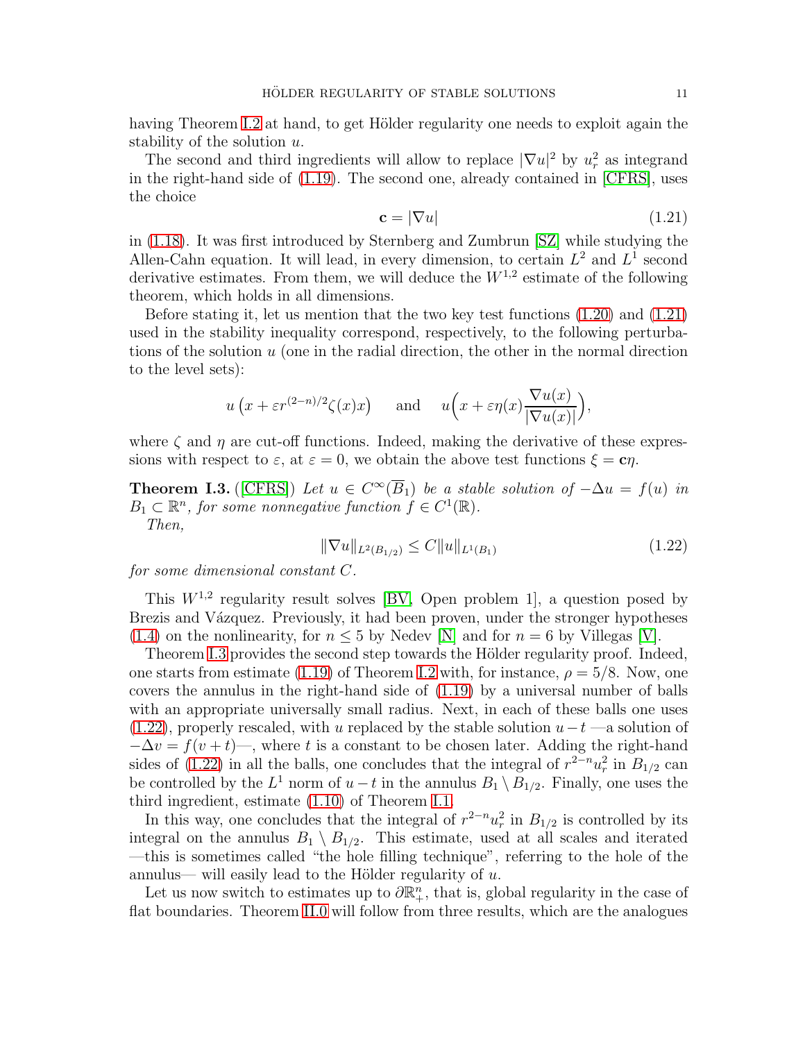having Theorem I.2 at hand, to get Hölder regularity one needs to exploit again the stability of the solution $u$.

The second and third ingredients will allow to replace $|\nabla u|^2$ by $u_r^2$ as integrand in the right-hand side of (1.19). The second one, already contained in [CFRS], uses the choice

$$\mathbf{c} = |\nabla u| \tag{1.21}$$

in (1.18). It was first introduced by Sternberg and Zumbrun [SZ] while studying the Allen-Cahn equation. It will lead, in every dimension, to certain $L^2$ and $L^1$ second derivative estimates. From them, we will deduce the $W^{1,2}$ estimate of the following theorem, which holds in all dimensions.

Before stating it, let us mention that the two key test functions (1.20) and (1.21) used in the stability inequality correspond, respectively, to the following perturbations of the solution $u$ (one in the radial direction, the other in the normal direction to the level sets):

$$u\left(x + \varepsilon r^{(2-n)/2}\zeta(x)x\right) \qquad \text{and} \qquad u\Big(x + \varepsilon\eta(x)\frac{\nabla u(x)}{|\nabla u(x)|}\Big),$$

where $\zeta$ and $\eta$ are cut-off functions. Indeed, making the derivative of these expressions with respect to $\varepsilon$, at $\varepsilon = 0$, we obtain the above test functions $\xi = \mathbf{c}\eta$.

**Theorem I.3.** ([CFRS]) *Let $u \in C^\infty(\overline{B}_1)$ be a stable solution of $-\Delta u = f(u)$ in $B_1 \subset \mathbb{R}^n$, for some nonnegative function $f \in C^1(\mathbb{R})$.*

*Then,*

$$\|\nabla u\|_{L^2(B_{1/2})} \leq C\|u\|_{L^1(B_1)} \tag{1.22}$$

*for some dimensional constant $C$.*

This $W^{1,2}$ regularity result solves [BV, Open problem 1], a question posed by Brezis and Vázquez. Previously, it had been proven, under the stronger hypotheses (1.4) on the nonlinearity, for $n \leq 5$ by Nedev [N] and for $n = 6$ by Villegas [V].

Theorem I.3 provides the second step towards the Hölder regularity proof. Indeed, one starts from estimate (1.19) of Theorem I.2 with, for instance, $\rho = 5/8$. Now, one covers the annulus in the right-hand side of (1.19) by a universal number of balls with an appropriate universally small radius. Next, in each of these balls one uses (1.22), properly rescaled, with $u$ replaced by the stable solution $u - t$ —a solution of $-\Delta v = f(v + t)$—, where $t$ is a constant to be chosen later. Adding the right-hand sides of (1.22) in all the balls, one concludes that the integral of $r^{2-n}u_r^2$ in $B_{1/2}$ can be controlled by the $L^1$ norm of $u - t$ in the annulus $B_1 \setminus B_{1/2}$. Finally, one uses the third ingredient, estimate (1.10) of Theorem I.1.

In this way, one concludes that the integral of $r^{2-n}u_r^2$ in $B_{1/2}$ is controlled by its integral on the annulus $B_1 \setminus B_{1/2}$. This estimate, used at all scales and iterated —this is sometimes called "the hole filling technique", referring to the hole of the annulus— will easily lead to the Hölder regularity of $u$.

Let us now switch to estimates up to $\partial\mathbb{R}^n_+$, that is, global regularity in the case of flat boundaries. Theorem II.0 will follow from three results, which are the analogues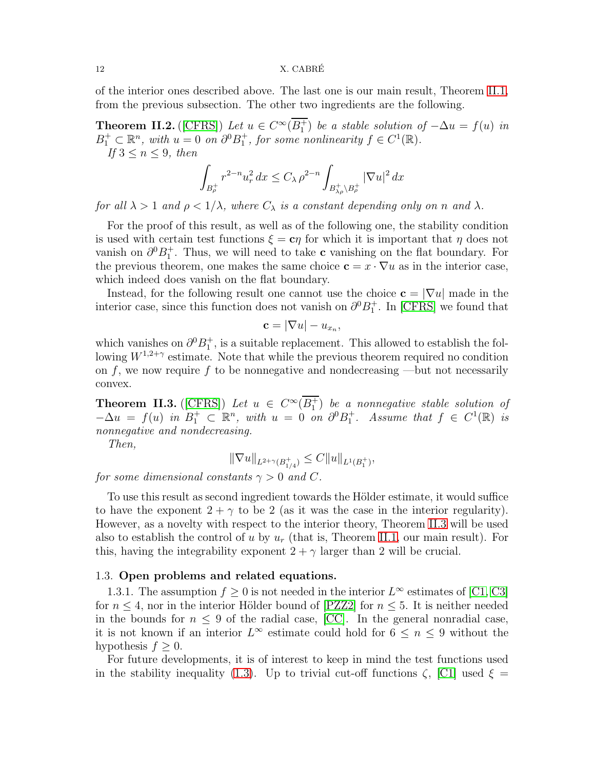of the interior ones described above. The last one is our main result, Theorem II.1, from the previous subsection. The other two ingredients are the following.

**Theorem II.2.** ([CFRS]) *Let $u \in C^\infty(\overline{B_1^+})$ be a stable solution of $-\Delta u = f(u)$ in $B_1^+ \subset \mathbb{R}^n$, with $u = 0$ on $\partial^0 B_1^+$, for some nonlinearity $f \in C^1(\mathbb{R})$.*

*If $3 \le n \le 9$, then*

$$\int_{B_\rho^+} r^{2-n} u_r^2 \, dx \le C_\lambda \, \rho^{2-n} \int_{B_{\lambda\rho}^+ \setminus B_\rho^+} |\nabla u|^2 \, dx$$

*for all $\lambda > 1$ and $\rho < 1/\lambda$, where $C_\lambda$ is a constant depending only on $n$ and $\lambda$.*

For the proof of this result, as well as of the following one, the stability condition is used with certain test functions $\xi = \mathbf{c}\eta$ for which it is important that $\eta$ does not vanish on $\partial^0 B_1^+$. Thus, we will need to take $\mathbf{c}$ vanishing on the flat boundary. For the previous theorem, one makes the same choice $\mathbf{c} = x \cdot \nabla u$ as in the interior case, which indeed does vanish on the flat boundary.

Instead, for the following result one cannot use the choice $\mathbf{c} = |\nabla u|$ made in the interior case, since this function does not vanish on $\partial^0 B_1^+$. In [CFRS] we found that

$$\mathbf{c} = |\nabla u| - u_{x_n},$$

which vanishes on $\partial^0 B_1^+$, is a suitable replacement. This allowed to establish the following $W^{1,2+\gamma}$ estimate. Note that while the previous theorem required no condition on $f$, we now require $f$ to be nonnegative and nondecreasing —but not necessarily convex.

**Theorem II.3.** ([CFRS]) *Let $u \in C^\infty(\overline{B_1^+})$ be a nonnegative stable solution of $-\Delta u = f(u)$ in $B_1^+ \subset \mathbb{R}^n$, with $u = 0$ on $\partial^0 B_1^+$. Assume that $f \in C^1(\mathbb{R})$ is nonnegative and nondecreasing.*

*Then,*

$$\|\nabla u\|_{L^{2+\gamma}(B_{1/4}^+)} \le C \|u\|_{L^1(B_1^+)},$$

*for some dimensional constants $\gamma > 0$ and $C$.*

To use this result as second ingredient towards the Hölder estimate, it would suffice to have the exponent $2 + \gamma$ to be $2$ (as it was the case in the interior regularity). However, as a novelty with respect to the interior theory, Theorem II.3 will be used also to establish the control of $u$ by $u_r$ (that is, Theorem II.1, our main result). For this, having the integrability exponent $2 + \gamma$ larger than $2$ will be crucial.

### 1.3. Open problems and related equations.

1.3.1. The assumption $f \ge 0$ is not needed in the interior $L^\infty$ estimates of [C1, C3] for $n \le 4$, nor in the interior Hölder bound of [PZZ2] for $n \le 5$. It is neither needed in the bounds for $n \le 9$ of the radial case, [CC]. In the general nonradial case, it is not known if an interior $L^\infty$ estimate could hold for $6 \le n \le 9$ without the hypothesis $f \ge 0$.

For future developments, it is of interest to keep in mind the test functions used in the stability inequality (1.3). Up to trivial cut-off functions $\zeta$, [C1] used $\xi =$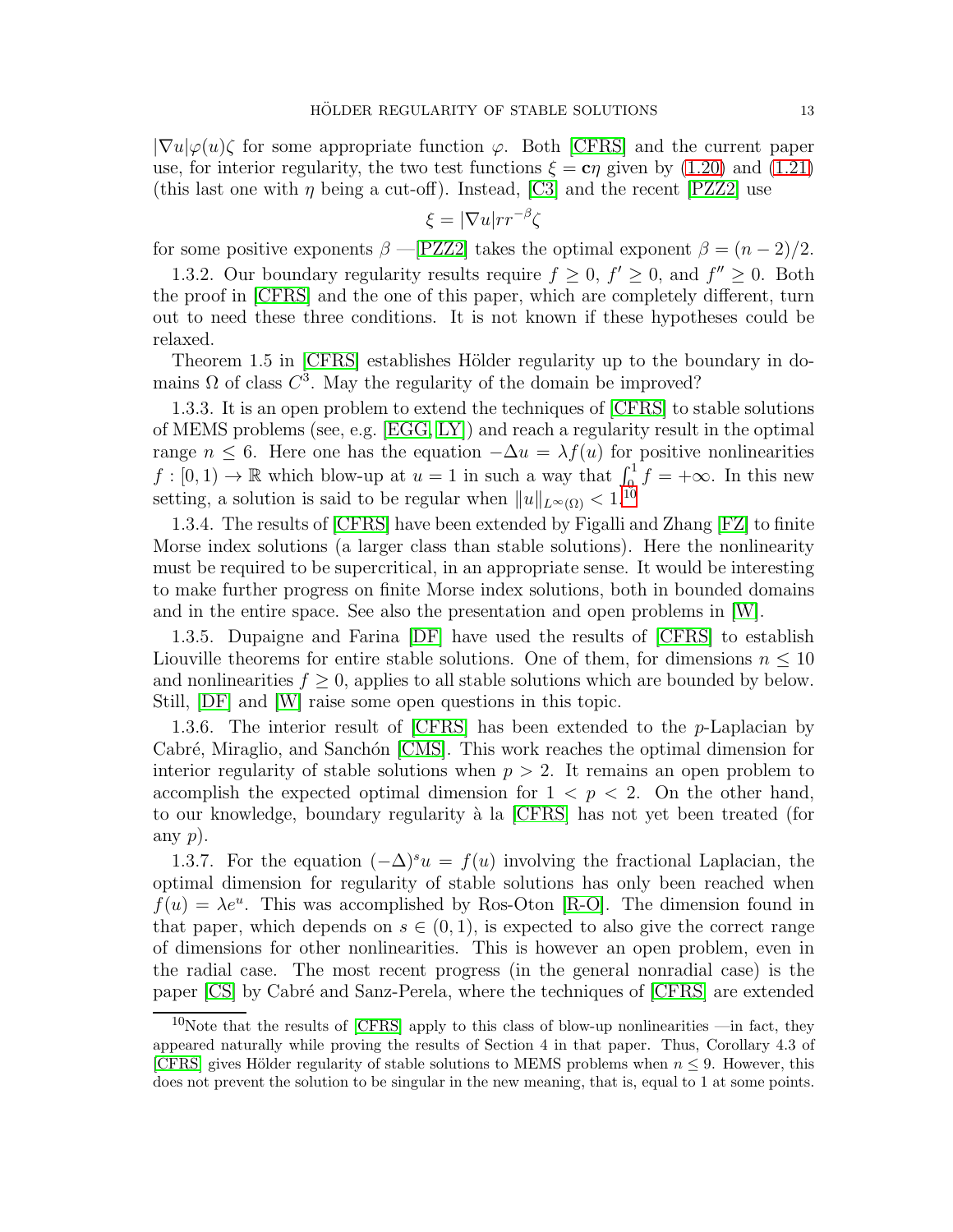$|\nabla u|\varphi(u)\zeta$ for some appropriate function $\varphi$. Both [CFRS] and the current paper use, for interior regularity, the two test functions $\xi = \mathbf{c}\eta$ given by (1.20) and (1.21) (this last one with $\eta$ being a cut-off). Instead, [C3] and the recent [PZZ2] use

$$\xi = |\nabla u| r r^{-\beta} \zeta$$

for some positive exponents $\beta$ —[PZZ2] takes the optimal exponent $\beta = (n-2)/2$.

1.3.2. Our boundary regularity results require $f \geq 0$, $f' \geq 0$, and $f'' \geq 0$. Both the proof in [CFRS] and the one of this paper, which are completely different, turn out to need these three conditions. It is not known if these hypotheses could be relaxed.

Theorem 1.5 in [CFRS] establishes Hölder regularity up to the boundary in domains $\Omega$ of class $C^3$. May the regularity of the domain be improved?

1.3.3. It is an open problem to extend the techniques of [CFRS] to stable solutions of MEMS problems (see, e.g. [EGG, LY]) and reach a regularity result in the optimal range $n \leq 6$. Here one has the equation $-\Delta u = \lambda f(u)$ for positive nonlinearities $f : [0,1) \to \mathbb{R}$ which blow-up at $u = 1$ in such a way that $\int_0^1 f = +\infty$. In this new setting, a solution is said to be regular when $\|u\|_{L^\infty(\Omega)} < 1$.[10]

1.3.4. The results of [CFRS] have been extended by Figalli and Zhang [FZ] to finite Morse index solutions (a larger class than stable solutions). Here the nonlinearity must be required to be supercritical, in an appropriate sense. It would be interesting to make further progress on finite Morse index solutions, both in bounded domains and in the entire space. See also the presentation and open problems in [W].

1.3.5. Dupaigne and Farina [DF] have used the results of [CFRS] to establish Liouville theorems for entire stable solutions. One of them, for dimensions $n \leq 10$ and nonlinearities $f \geq 0$, applies to all stable solutions which are bounded by below. Still, [DF] and [W] raise some open questions in this topic.

1.3.6. The interior result of [CFRS] has been extended to the $p$-Laplacian by Cabré, Miraglio, and Sanchón [CMS]. This work reaches the optimal dimension for interior regularity of stable solutions when $p > 2$. It remains an open problem to accomplish the expected optimal dimension for $1 < p < 2$. On the other hand, to our knowledge, boundary regularity à la [CFRS] has not yet been treated (for any $p$).

1.3.7. For the equation $(-\Delta)^s u = f(u)$ involving the fractional Laplacian, the optimal dimension for regularity of stable solutions has only been reached when $f(u) = \lambda e^u$. This was accomplished by Ros-Oton [R-O]. The dimension found in that paper, which depends on $s \in (0,1)$, is expected to also give the correct range of dimensions for other nonlinearities. This is however an open problem, even in the radial case. The most recent progress (in the general nonradial case) is the paper [CS] by Cabré and Sanz-Perela, where the techniques of [CFRS] are extended

[10] Note that the results of [CFRS] apply to this class of blow-up nonlinearities —in fact, they appeared naturally while proving the results of Section 4 in that paper. Thus, Corollary 4.3 of [CFRS] gives Hölder regularity of stable solutions to MEMS problems when $n \leq 9$. However, this does not prevent the solution to be singular in the new meaning, that is, equal to 1 at some points.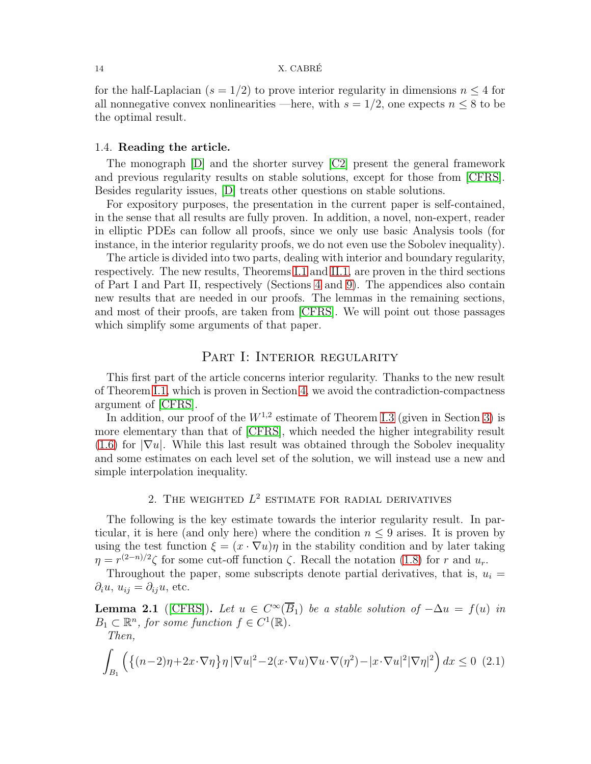for the half-Laplacian ($s = 1/2$) to prove interior regularity in dimensions $n \leq 4$ for all nonnegative convex nonlinearities —here, with $s = 1/2$, one expects $n \leq 8$ to be the optimal result.

### 1.4. **Reading the article.**

The monograph [D] and the shorter survey [C2] present the general framework and previous regularity results on stable solutions, except for those from [CFRS]. Besides regularity issues, [D] treats other questions on stable solutions.

For expository purposes, the presentation in the current paper is self-contained, in the sense that all results are fully proven. In addition, a novel, non-expert, reader in elliptic PDEs can follow all proofs, since we only use basic Analysis tools (for instance, in the interior regularity proofs, we do not even use the Sobolev inequality).

The article is divided into two parts, dealing with interior and boundary regularity, respectively. The new results, Theorems I.1 and II.1, are proven in the third sections of Part I and Part II, respectively (Sections 4 and 9). The appendices also contain new results that are needed in our proofs. The lemmas in the remaining sections, and most of their proofs, are taken from [CFRS]. We will point out those passages which simplify some arguments of that paper.

# Part I: Interior regularity

This first part of the article concerns interior regularity. Thanks to the new result of Theorem I.1, which is proven in Section 4, we avoid the contradiction-compactness argument of [CFRS].

In addition, our proof of the $W^{1,2}$ estimate of Theorem I.3 (given in Section 3) is more elementary than that of [CFRS], which needed the higher integrability result (1.6) for $|\nabla u|$. While this last result was obtained through the Sobolev inequality and some estimates on each level set of the solution, we will instead use a new and simple interpolation inequality.

## 2. The weighted $L^2$ estimate for radial derivatives

The following is the key estimate towards the interior regularity result. In particular, it is here (and only here) where the condition $n \leq 9$ arises. It is proven by using the test function $\xi = (x \cdot \nabla u)\eta$ in the stability condition and by later taking $\eta = r^{(2-n)/2}\zeta$ for some cut-off function $\zeta$. Recall the notation (1.8) for $r$ and $u_r$.

Throughout the paper, some subscripts denote partial derivatives, that is, $u_i = \partial_i u$, $u_{ij} = \partial_{ij} u$, etc.

**Lemma 2.1** ([CFRS]). *Let $u \in C^\infty(\overline{B}_1)$ be a stable solution of $-\Delta u = f(u)$ in $B_1 \subset \mathbb{R}^n$, for some function $f \in C^1(\mathbb{R})$.*

*Then,*

$$\int_{B_1} \Big( \big\{ (n-2)\eta + 2x\cdot\nabla\eta \big\} \eta \, |\nabla u|^2 - 2(x\cdot\nabla u)\nabla u \cdot \nabla(\eta^2) - |x\cdot\nabla u|^2 |\nabla\eta|^2 \Big) \, dx \leq 0 \quad (2.1)$$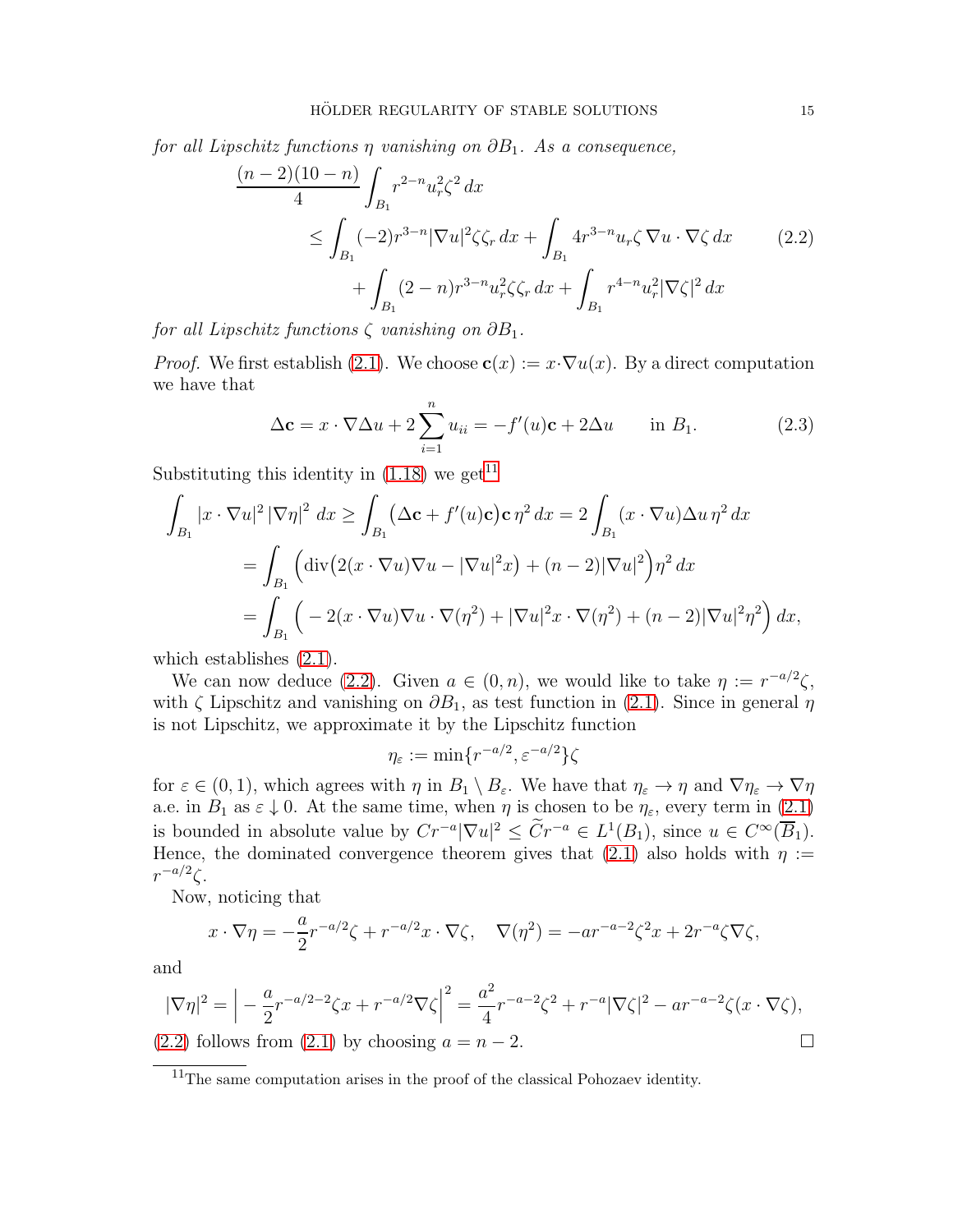*for all Lipschitz functions $\eta$ vanishing on $\partial B_1$. As a consequence,*

$$
\begin{aligned}
\frac{(n-2)(10-n)}{4} & \int_{B_1} r^{2-n} u_r^2 \zeta^2 \, dx \\
& \leq \int_{B_1} (-2) r^{3-n} |\nabla u|^2 \zeta \zeta_r \, dx + \int_{B_1} 4 r^{3-n} u_r \zeta \, \nabla u \cdot \nabla \zeta \, dx \\
& \qquad + \int_{B_1} (2-n) r^{3-n} u_r^2 \zeta \zeta_r \, dx + \int_{B_1} r^{4-n} u_r^2 |\nabla \zeta|^2 \, dx
\end{aligned}
\tag{2.2}
$$

*for all Lipschitz functions $\zeta$ vanishing on $\partial B_1$.*

*Proof.* We first establish (2.1). We choose $\mathbf{c}(x) := x \cdot \nabla u(x)$. By a direct computation we have that

$$
\Delta \mathbf{c} = x \cdot \nabla \Delta u + 2 \sum_{i=1}^{n} u_{ii} = -f'(u)\mathbf{c} + 2\Delta u \qquad \text{in } B_1. \tag{2.3}
$$

Substituting this identity in (1.18) we get[11]

$$
\begin{aligned}
\int_{B_1} |x \cdot \nabla u|^2 \, |\nabla \eta|^2 \, dx & \geq \int_{B_1} \big(\Delta \mathbf{c} + f'(u)\mathbf{c}\big) \mathbf{c} \, \eta^2 \, dx = 2 \int_{B_1} (x \cdot \nabla u) \Delta u \, \eta^2 \, dx \\
& = \int_{B_1} \Big( \operatorname{div}\big(2(x \cdot \nabla u)\nabla u - |\nabla u|^2 x\big) + (n-2)|\nabla u|^2 \Big) \eta^2 \, dx \\
& = \int_{B_1} \Big( -2(x \cdot \nabla u)\nabla u \cdot \nabla(\eta^2) + |\nabla u|^2 x \cdot \nabla(\eta^2) + (n-2)|\nabla u|^2 \eta^2 \Big) \, dx,
\end{aligned}
$$

which establishes (2.1).

We can now deduce (2.2). Given $a \in (0, n)$, we would like to take $\eta := r^{-a/2}\zeta$, with $\zeta$ Lipschitz and vanishing on $\partial B_1$, as test function in (2.1). Since in general $\eta$ is not Lipschitz, we approximate it by the Lipschitz function

$$
\eta_\varepsilon := \min\{r^{-a/2}, \varepsilon^{-a/2}\}\zeta
$$

for $\varepsilon \in (0,1)$, which agrees with $\eta$ in $B_1 \setminus B_\varepsilon$. We have that $\eta_\varepsilon \to \eta$ and $\nabla \eta_\varepsilon \to \nabla \eta$ a.e. in $B_1$ as $\varepsilon \downarrow 0$. At the same time, when $\eta$ is chosen to be $\eta_\varepsilon$, every term in (2.1) is bounded in absolute value by $C r^{-a} |\nabla u|^2 \leq \widetilde{C} r^{-a} \in L^1(B_1)$, since $u \in C^\infty(\overline{B}_1)$. Hence, the dominated convergence theorem gives that (2.1) also holds with $\eta := r^{-a/2}\zeta$.

Now, noticing that

$$
x \cdot \nabla \eta = -\frac{a}{2} r^{-a/2} \zeta + r^{-a/2} x \cdot \nabla \zeta, \quad \nabla(\eta^2) = -a r^{-a-2} \zeta^2 x + 2 r^{-a} \zeta \nabla \zeta,
$$

and

$$
|\nabla \eta|^2 = \Big| -\frac{a}{2} r^{-a/2-2} \zeta x + r^{-a/2} \nabla \zeta \Big|^2 = \frac{a^2}{4} r^{-a-2} \zeta^2 + r^{-a} |\nabla \zeta|^2 - a r^{-a-2} \zeta (x \cdot \nabla \zeta),
$$

(2.2) follows from (2.1) by choosing $a = n - 2$. $\square$

[11] The same computation arises in the proof of the classical Pohozaev identity.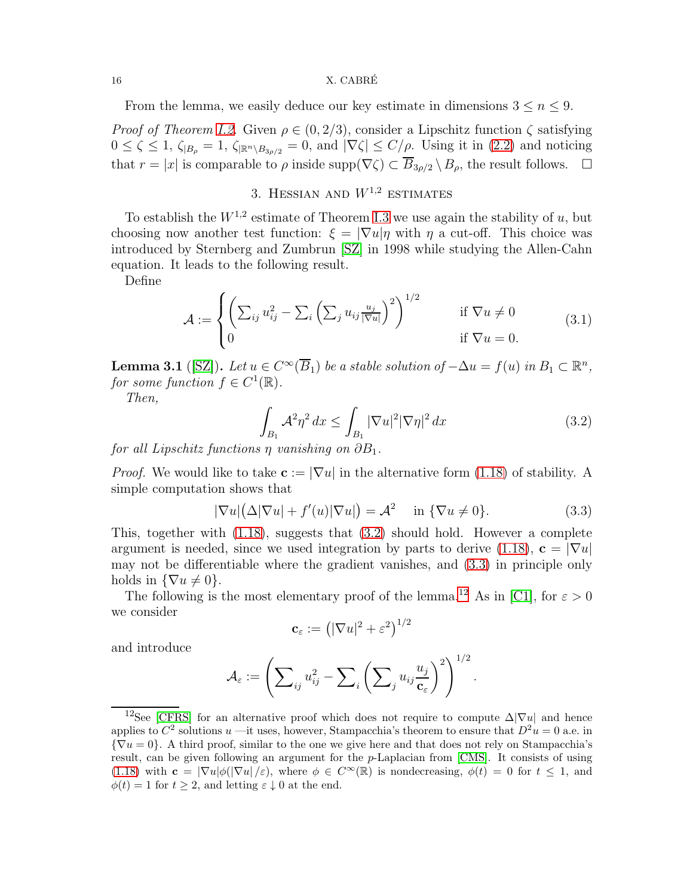From the lemma, we easily deduce our key estimate in dimensions $3 \le n \le 9$.

*Proof of Theorem 1.2.* Given $\rho \in (0, 2/3)$, consider a Lipschitz function $\zeta$ satisfying $0 \le \zeta \le 1$, $\zeta_{|B_\rho} = 1$, $\zeta_{|\mathbb{R}^n \setminus B_{3\rho/2}} = 0$, and $|\nabla \zeta| \le C/\rho$. Using it in (2.2) and noticing that $r = |x|$ is comparable to $\rho$ inside $\operatorname{supp}(\nabla\zeta) \subset \overline{B}_{3\rho/2} \setminus B_\rho$, the result follows. $\square$

## 3. Hessian and $W^{1,2}$ estimates

To establish the $W^{1,2}$ estimate of Theorem 1.3 we use again the stability of $u$, but choosing now another test function: $\xi = |\nabla u| \eta$ with $\eta$ a cut-off. This choice was introduced by Sternberg and Zumbrun [SZ] in 1998 while studying the Allen-Cahn equation. It leads to the following result.

Define

$$
\mathcal{A} := \begin{cases} \left( \sum_{ij} u_{ij}^2 - \sum_i \left( \sum_j u_{ij} \frac{u_j}{|\nabla u|} \right)^2 \right)^{1/2} & \text{if } \nabla u \neq 0 \\ 0 & \text{if } \nabla u = 0. \end{cases} \tag{3.1}
$$

**Lemma 3.1** ([SZ]). *Let $u \in C^\infty(\overline{B}_1)$ be a stable solution of $-\Delta u = f(u)$ in $B_1 \subset \mathbb{R}^n$, for some function $f \in C^1(\mathbb{R})$.*

*Then,*

$$
\int_{B_1} \mathcal{A}^2 \eta^2 \, dx \le \int_{B_1} |\nabla u|^2 |\nabla \eta|^2 \, dx \tag{3.2}
$$

*for all Lipschitz functions $\eta$ vanishing on $\partial B_1$.*

*Proof.* We would like to take $\mathbf{c} := |\nabla u|$ in the alternative form (1.18) of stability. A simple computation shows that

$$
|\nabla u| \big( \Delta |\nabla u| + f'(u) |\nabla u| \big) = \mathcal{A}^2 \quad \text{in } \{\nabla u \neq 0\}. \tag{3.3}
$$

This, together with (1.18), suggests that (3.2) should hold. However a complete argument is needed, since we used integration by parts to derive (1.18), $\mathbf{c} = |\nabla u|$ may not be differentiable where the gradient vanishes, and (3.3) in principle only holds in $\{\nabla u \neq 0\}$.

The following is the most elementary proof of the lemma.[12] As in [C1], for $\varepsilon > 0$ we consider

$$
\mathbf{c}_\varepsilon := \left( |\nabla u|^2 + \varepsilon^2 \right)^{1/2}
$$

and introduce

$$
\mathcal{A}_\varepsilon := \left( \sum_{ij} u_{ij}^2 - \sum_i \left( \sum_j u_{ij} \frac{u_j}{\mathbf{c}_\varepsilon} \right)^2 \right)^{1/2}.
$$

---

[12] See [CFRS] for an alternative proof which does not require to compute $\Delta|\nabla u|$ and hence applies to $C^2$ solutions $u$ —it uses, however, Stampacchia's theorem to ensure that $D^2 u = 0$ a.e. in $\{\nabla u = 0\}$. A third proof, similar to the one we give here and that does not rely on Stampacchia's result, can be given following an argument for the $p$-Laplacian from [CMS]. It consists of using (1.18) with $\mathbf{c} = |\nabla u| \phi(|\nabla u|/\varepsilon)$, where $\phi \in C^\infty(\mathbb{R})$ is nondecreasing, $\phi(t) = 0$ for $t \le 1$, and $\phi(t) = 1$ for $t \ge 2$, and letting $\varepsilon \downarrow 0$ at the end.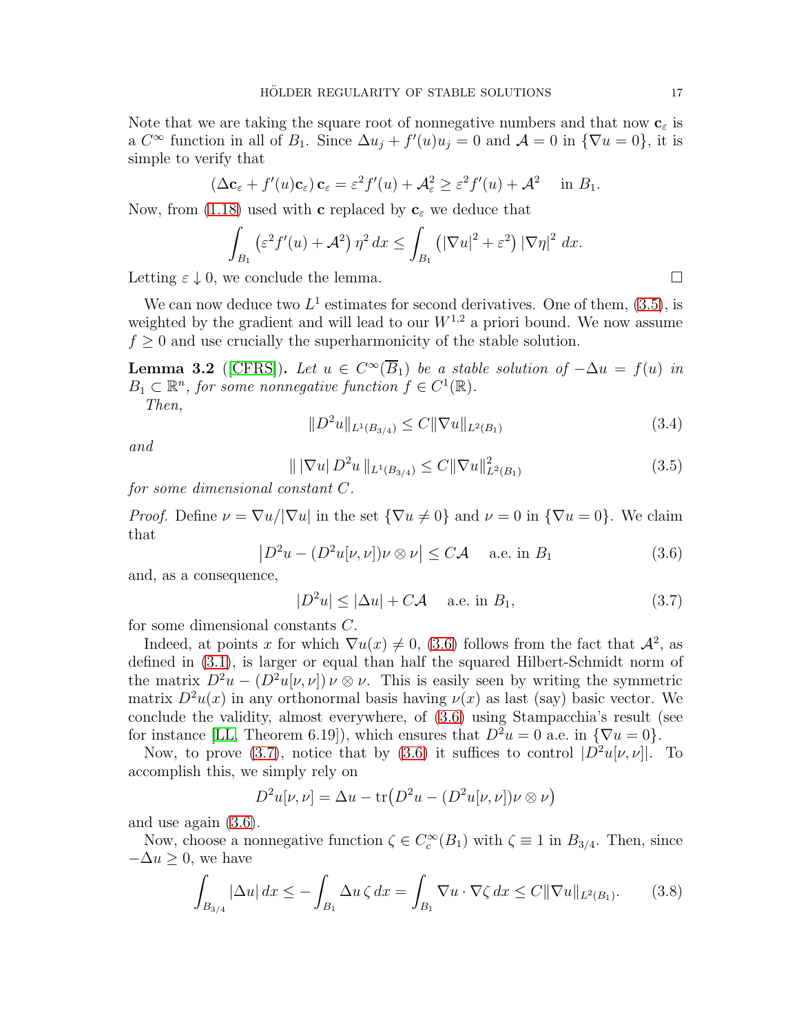Note that we are taking the square root of nonnegative numbers and that now $\mathbf{c}_\varepsilon$ is a $C^\infty$ function in all of $B_1$. Since $\Delta u_j + f'(u)u_j = 0$ and $\mathcal{A} = 0$ in $\{\nabla u = 0\}$, it is simple to verify that

$$(\Delta \mathbf{c}_\varepsilon + f'(u)\mathbf{c}_\varepsilon)\,\mathbf{c}_\varepsilon = \varepsilon^2 f'(u) + \mathcal{A}_\varepsilon^2 \geq \varepsilon^2 f'(u) + \mathcal{A}^2 \quad \text{in } B_1.$$

Now, from (1.18) used with $\mathbf{c}$ replaced by $\mathbf{c}_\varepsilon$ we deduce that

$$\int_{B_1} \left(\varepsilon^2 f'(u) + \mathcal{A}^2\right)\eta^2\,dx \leq \int_{B_1} \left(|\nabla u|^2 + \varepsilon^2\right)|\nabla \eta|^2\,dx.$$

Letting $\varepsilon \downarrow 0$, we conclude the lemma. □

We can now deduce two $L^1$ estimates for second derivatives. One of them, (3.5), is weighted by the gradient and will lead to our $W^{1,2}$ a priori bound. We now assume $f \geq 0$ and use crucially the superharmonicity of the stable solution.

**Lemma 3.2** ([CFRS]). *Let $u \in C^\infty(\overline{B}_1)$ be a stable solution of $-\Delta u = f(u)$ in $B_1 \subset \mathbb{R}^n$, for some nonnegative function $f \in C^1(\mathbb{R})$.*

*Then,*

$$\|D^2 u\|_{L^1(B_{3/4})} \leq C\|\nabla u\|_{L^2(B_1)} \tag{3.4}$$

*and*

$$\|\,|\nabla u|\,D^2 u\,\|_{L^1(B_{3/4})} \leq C\|\nabla u\|^2_{L^2(B_1)} \tag{3.5}$$

*for some dimensional constant $C$.*

*Proof.* Define $\nu = \nabla u/|\nabla u|$ in the set $\{\nabla u \neq 0\}$ and $\nu = 0$ in $\{\nabla u = 0\}$. We claim that

$$\left|D^2 u - (D^2 u[\nu,\nu])\nu \otimes \nu\right| \leq C\mathcal{A} \quad \text{ a.e. in } B_1 \tag{3.6}$$

and, as a consequence,

$$|D^2 u| \leq |\Delta u| + C\mathcal{A} \quad \text{ a.e. in } B_1, \tag{3.7}$$

for some dimensional constants $C$.

Indeed, at points $x$ for which $\nabla u(x) \neq 0$, (3.6) follows from the fact that $\mathcal{A}^2$, as defined in (3.1), is larger or equal than half the squared Hilbert-Schmidt norm of the matrix $D^2 u - (D^2 u[\nu,\nu])\,\nu \otimes \nu$. This is easily seen by writing the symmetric matrix $D^2 u(x)$ in any orthonormal basis having $\nu(x)$ as last (say) basic vector. We conclude the validity, almost everywhere, of (3.6) using Stampacchia's result (see for instance [LL, Theorem 6.19]), which ensures that $D^2 u = 0$ a.e. in $\{\nabla u = 0\}$.

Now, to prove (3.7), notice that by (3.6) it suffices to control $|D^2 u[\nu,\nu]|$. To accomplish this, we simply rely on

$$D^2 u[\nu,\nu] = \Delta u - \operatorname{tr}\!\big(D^2 u - (D^2 u[\nu,\nu])\nu \otimes \nu\big)$$

and use again (3.6).

Now, choose a nonnegative function $\zeta \in C_c^\infty(B_1)$ with $\zeta \equiv 1$ in $B_{3/4}$. Then, since $-\Delta u \geq 0$, we have

$$\int_{B_{3/4}} |\Delta u|\,dx \leq -\int_{B_1} \Delta u\,\zeta\,dx = \int_{B_1} \nabla u \cdot \nabla \zeta\,dx \leq C\|\nabla u\|_{L^2(B_1)}. \tag{3.8}$$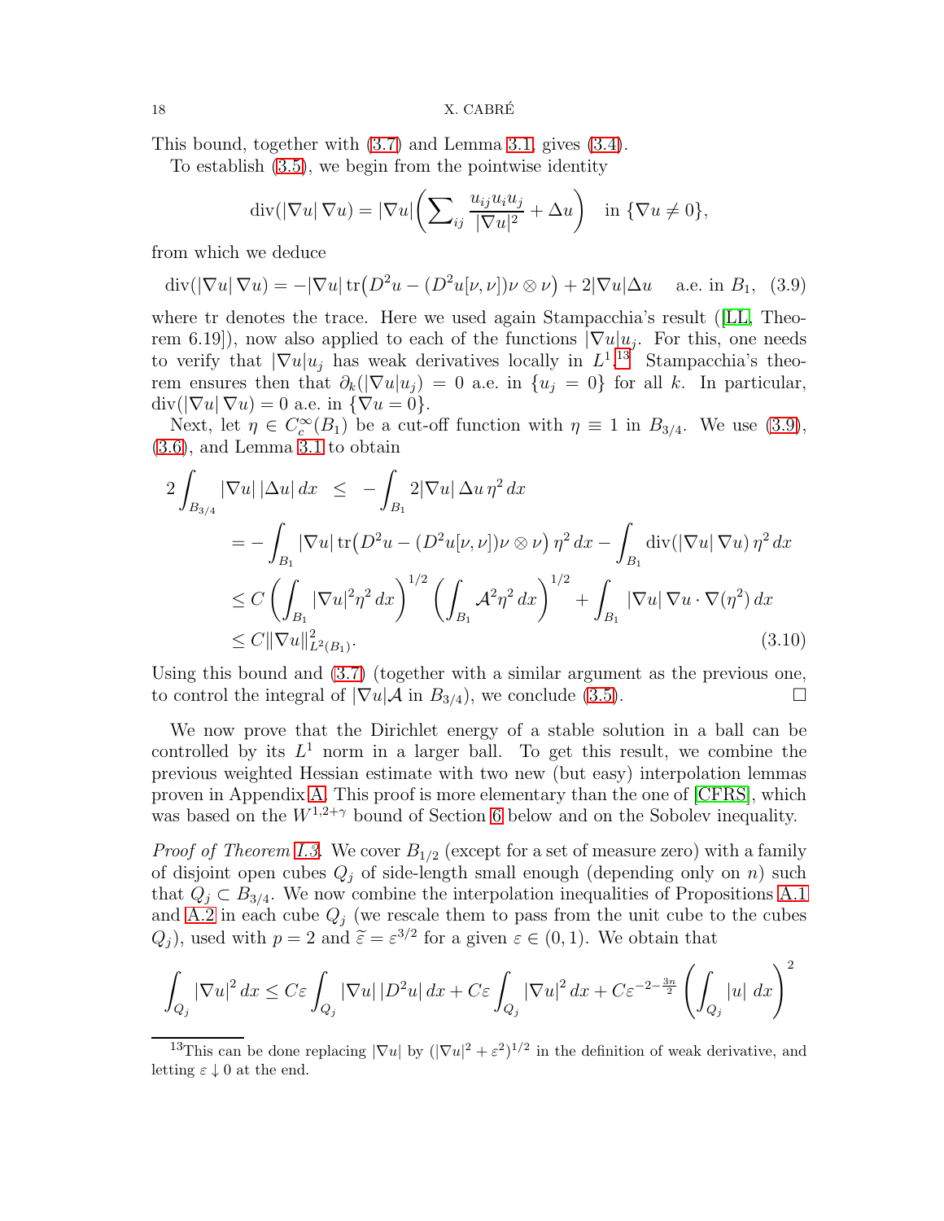This bound, together with (3.7) and Lemma 3.1, gives (3.4).

To establish (3.5), we begin from the pointwise identity

$$\operatorname{div}(|\nabla u|\,\nabla u) = |\nabla u|\bigg(\sum\nolimits_{ij} \frac{u_{ij}u_i u_j}{|\nabla u|^2} + \Delta u\bigg) \quad \text{in } \{\nabla u \neq 0\},$$

from which we deduce

$$\operatorname{div}(|\nabla u|\,\nabla u) = -|\nabla u|\operatorname{tr}\big(D^2 u - (D^2 u[\nu,\nu])\nu\otimes\nu\big) + 2|\nabla u|\Delta u \quad \text{ a.e. in } B_1, \quad (3.9)$$

where tr denotes the trace. Here we used again Stampacchia's result ([LL, Theorem 6.19]), now also applied to each of the functions $|\nabla u|u_j$. For this, one needs to verify that $|\nabla u|u_j$ has weak derivatives locally in $L^1$.[13] Stampacchia's theorem ensures then that $\partial_k(|\nabla u|u_j) = 0$ a.e. in $\{u_j = 0\}$ for all $k$. In particular, $\operatorname{div}(|\nabla u|\,\nabla u) = 0$ a.e. in $\{\nabla u = 0\}$.

Next, let $\eta \in C_c^\infty(B_1)$ be a cut-off function with $\eta \equiv 1$ in $B_{3/4}$. We use (3.9), (3.6), and Lemma 3.1 to obtain

$$\begin{aligned}
2\int_{B_{3/4}} |\nabla u|\,|\Delta u|\,dx \;\; &\leq \;\; -\int_{B_1} 2|\nabla u|\,\Delta u\,\eta^2\,dx \\
&= -\int_{B_1} |\nabla u|\operatorname{tr}\big(D^2 u - (D^2 u[\nu,\nu])\nu\otimes\nu\big)\,\eta^2\,dx - \int_{B_1} \operatorname{div}(|\nabla u|\,\nabla u)\,\eta^2\,dx \\
&\leq C\left(\int_{B_1} |\nabla u|^2\eta^2\,dx\right)^{1/2}\left(\int_{B_1} \mathcal{A}^2\eta^2\,dx\right)^{1/2} + \int_{B_1} |\nabla u|\,\nabla u\cdot\nabla(\eta^2)\,dx \\
&\leq C\|\nabla u\|^2_{L^2(B_1)}.
\end{aligned} \quad (3.10)$$

Using this bound and (3.7) (together with a similar argument as the previous one, to control the integral of $|\nabla u|\mathcal{A}$ in $B_{3/4}$), we conclude (3.5). □

We now prove that the Dirichlet energy of a stable solution in a ball can be controlled by its $L^1$ norm in a larger ball. To get this result, we combine the previous weighted Hessian estimate with two new (but easy) interpolation lemmas proven in Appendix A. This proof is more elementary than the one of [CFRS], which was based on the $W^{1,2+\gamma}$ bound of Section 6 below and on the Sobolev inequality.

*Proof of Theorem 1.3.* We cover $B_{1/2}$ (except for a set of measure zero) with a family of disjoint open cubes $Q_j$ of side-length small enough (depending only on $n$) such that $Q_j \subset B_{3/4}$. We now combine the interpolation inequalities of Propositions A.1 and A.2 in each cube $Q_j$ (we rescale them to pass from the unit cube to the cubes $Q_j$), used with $p = 2$ and $\widetilde{\varepsilon} = \varepsilon^{3/2}$ for a given $\varepsilon \in (0,1)$. We obtain that

$$\int_{Q_j} |\nabla u|^2\,dx \leq C\varepsilon\int_{Q_j} |\nabla u|\,|D^2 u|\,dx + C\varepsilon\int_{Q_j} |\nabla u|^2\,dx + C\varepsilon^{-2-\frac{3n}{2}}\left(\int_{Q_j} |u|\,dx\right)^2$$

[13] This can be done replacing $|\nabla u|$ by $(|\nabla u|^2 + \varepsilon^2)^{1/2}$ in the definition of weak derivative, and letting $\varepsilon \downarrow 0$ at the end.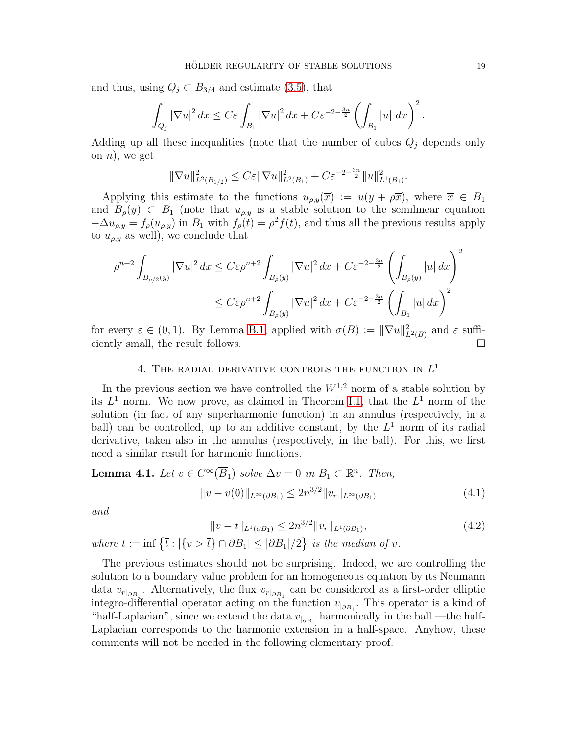and thus, using $Q_j \subset B_{3/4}$ and estimate (3.5), that

$$\int_{Q_j} |\nabla u|^2 \, dx \le C\varepsilon \int_{B_1} |\nabla u|^2 \, dx + C\varepsilon^{-2-\frac{3n}{2}} \left( \int_{B_1} |u| \, dx \right)^2.$$

Adding up all these inequalities (note that the number of cubes $Q_j$ depends only on $n$), we get

$$\|\nabla u\|^2_{L^2(B_{1/2})} \le C\varepsilon \|\nabla u\|^2_{L^2(B_1)} + C\varepsilon^{-2-\frac{3n}{2}} \|u\|^2_{L^1(B_1)}.$$

Applying this estimate to the functions $u_{\rho,y}(\overline{x}) := u(y + \rho\overline{x})$, where $\overline{x} \in B_1$ and $B_\rho(y) \subset B_1$ (note that $u_{\rho,y}$ is a stable solution to the semilinear equation $-\Delta u_{\rho,y} = f_\rho(u_{\rho,y})$ in $B_1$ with $f_\rho(t) = \rho^2 f(t)$, and thus all the previous results apply to $u_{\rho,y}$ as well), we conclude that

$$\begin{aligned}
\rho^{n+2} \int_{B_{\rho/2}(y)} |\nabla u|^2 \, dx &\le C\varepsilon \rho^{n+2} \int_{B_\rho(y)} |\nabla u|^2 \, dx + C\varepsilon^{-2-\frac{3n}{2}} \left( \int_{B_\rho(y)} |u| \, dx \right)^2 \\
&\le C\varepsilon \rho^{n+2} \int_{B_\rho(y)} |\nabla u|^2 \, dx + C\varepsilon^{-2-\frac{3n}{2}} \left( \int_{B_1} |u| \, dx \right)^2
\end{aligned}$$

for every $\varepsilon \in (0,1)$. By Lemma B.1, applied with $\sigma(B) := \|\nabla u\|^2_{L^2(B)}$ and $\varepsilon$ sufficiently small, the result follows. $\square$

## 4. The radial derivative controls the function in $L^1$

In the previous section we have controlled the $W^{1,2}$ norm of a stable solution by its $L^1$ norm. We now prove, as claimed in Theorem 1.1, that the $L^1$ norm of the solution (in fact of any superharmonic function) in an annulus (respectively, in a ball) can be controlled, up to an additive constant, by the $L^1$ norm of its radial derivative, taken also in the annulus (respectively, in the ball). For this, we first need a similar result for harmonic functions.

**Lemma 4.1.** *Let $v \in C^\infty(\overline{B}_1)$ solve $\Delta v = 0$ in $B_1 \subset \mathbb{R}^n$. Then,*

$$\|v - v(0)\|_{L^\infty(\partial B_1)} \le 2n^{3/2} \|v_r\|_{L^\infty(\partial B_1)} \tag{4.1}$$

*and*

$$\|v - t\|_{L^1(\partial B_1)} \le 2n^{3/2} \|v_r\|_{L^1(\partial B_1)}, \tag{4.2}$$

*where $t := \inf \{ \overline{t} : |\{v > \overline{t}\} \cap \partial B_1| \le |\partial B_1|/2 \}$ is the median of $v$.*

The previous estimates should not be surprising. Indeed, we are controlling the solution to a boundary value problem for an homogeneous equation by its Neumann data $v_r|_{\partial B_1}$. Alternatively, the flux $v_r|_{\partial B_1}$ can be considered as a first-order elliptic integro-differential operator acting on the function $v|_{\partial B_1}$. This operator is a kind of "half-Laplacian", since we extend the data $v|_{\partial B_1}$ harmonically in the ball —the half-Laplacian corresponds to the harmonic extension in a half-space. Anyhow, these comments will not be needed in the following elementary proof.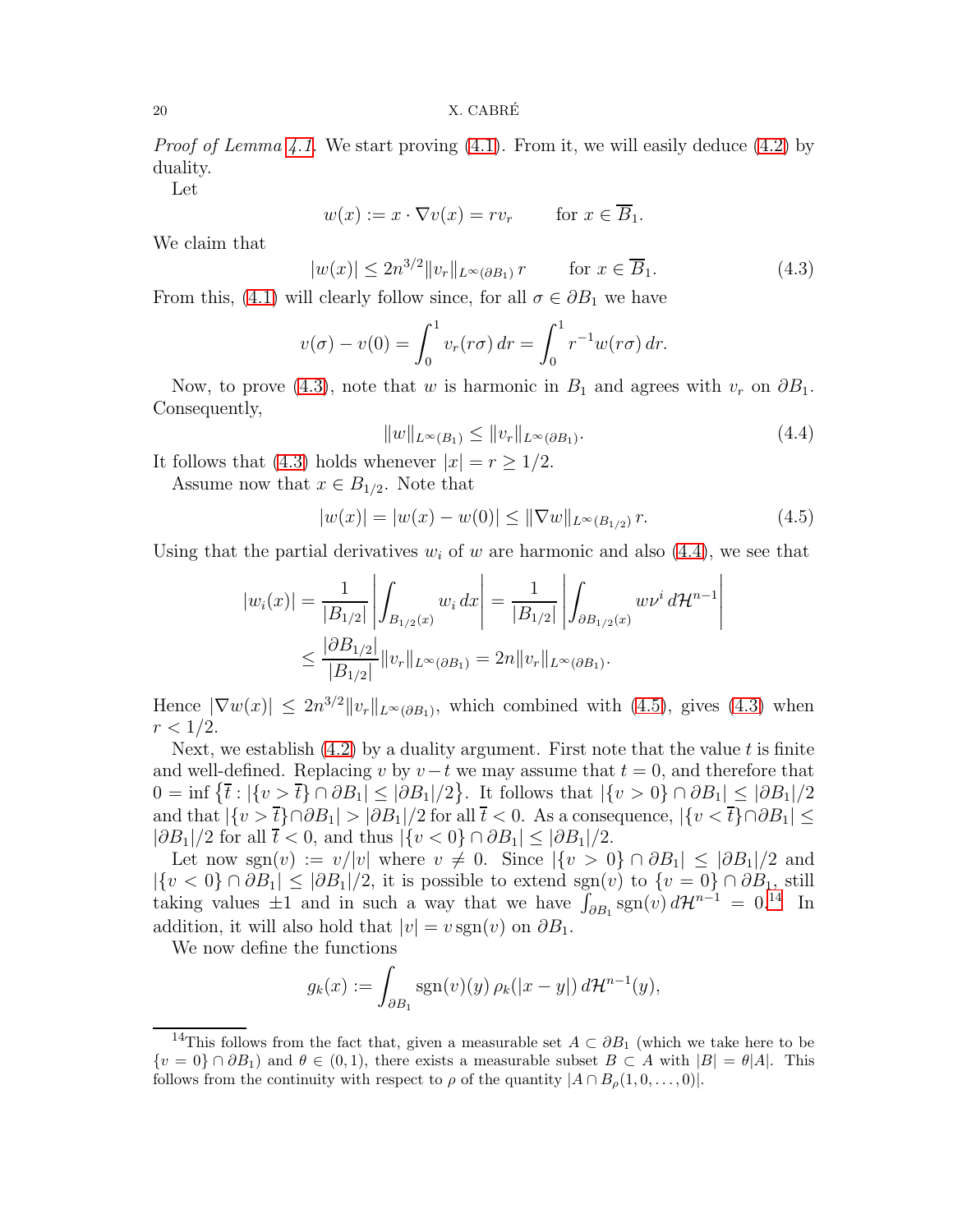*Proof of Lemma 4.1.* We start proving (4.1). From it, we will easily deduce (4.2) by duality.

Let

$$w(x) := x \cdot \nabla v(x) = r v_r \qquad \text{for } x \in \overline{B}_1.$$

We claim that

$$|w(x)| \leq 2n^{3/2} \|v_r\|_{L^\infty(\partial B_1)}\, r \qquad \text{for } x \in \overline{B}_1. \tag{4.3}$$

From this, (4.1) will clearly follow since, for all $\sigma \in \partial B_1$ we have

$$v(\sigma) - v(0) = \int_0^1 v_r(r\sigma)\, dr = \int_0^1 r^{-1} w(r\sigma)\, dr.$$

Now, to prove (4.3), note that $w$ is harmonic in $B_1$ and agrees with $v_r$ on $\partial B_1$. Consequently,

$$\|w\|_{L^\infty(B_1)} \leq \|v_r\|_{L^\infty(\partial B_1)}. \tag{4.4}$$

It follows that (4.3) holds whenever $|x| = r \geq 1/2$.

Assume now that $x \in B_{1/2}$. Note that

$$|w(x)| = |w(x) - w(0)| \leq \|\nabla w\|_{L^\infty(B_{1/2})}\, r. \tag{4.5}$$

Using that the partial derivatives $w_i$ of $w$ are harmonic and also (4.4), we see that

$$\begin{aligned}
|w_i(x)| &= \frac{1}{|B_{1/2}|} \left| \int_{B_{1/2}(x)} w_i \, dx \right| = \frac{1}{|B_{1/2}|} \left| \int_{\partial B_{1/2}(x)} w \nu^i \, d\mathcal{H}^{n-1} \right| \\
&\leq \frac{|\partial B_{1/2}|}{|B_{1/2}|} \|v_r\|_{L^\infty(\partial B_1)} = 2n \|v_r\|_{L^\infty(\partial B_1)}.
\end{aligned}$$

Hence $|\nabla w(x)| \leq 2n^{3/2} \|v_r\|_{L^\infty(\partial B_1)}$, which combined with (4.5), gives (4.3) when $r < 1/2$.

Next, we establish (4.2) by a duality argument. First note that the value $t$ is finite and well-defined. Replacing $v$ by $v - t$ we may assume that $t = 0$, and therefore that $0 = \inf \{ \overline{t} : |\{v > \overline{t}\} \cap \partial B_1| \leq |\partial B_1|/2 \}$. It follows that $|\{v > 0\} \cap \partial B_1| \leq |\partial B_1|/2$ and that $|\{v > \overline{t}\} \cap \partial B_1| > |\partial B_1|/2$ for all $\overline{t} < 0$. As a consequence, $|\{v < \overline{t}\} \cap \partial B_1| \leq |\partial B_1|/2$ for all $\overline{t} < 0$, and thus $|\{v < 0\} \cap \partial B_1| \leq |\partial B_1|/2$.

Let now $\operatorname{sgn}(v) := v/|v|$ where $v \neq 0$. Since $|\{v > 0\} \cap \partial B_1| \leq |\partial B_1|/2$ and $|\{v < 0\} \cap \partial B_1| \leq |\partial B_1|/2$, it is possible to extend $\operatorname{sgn}(v)$ to $\{v = 0\} \cap \partial B_1$, still taking values $\pm 1$ and in such a way that we have $\int_{\partial B_1} \operatorname{sgn}(v)\, d\mathcal{H}^{n-1} = 0$.[14] In addition, it will also hold that $|v| = v \operatorname{sgn}(v)$ on $\partial B_1$.

We now define the functions

$$g_k(x) := \int_{\partial B_1} \operatorname{sgn}(v)(y)\, \rho_k(|x - y|)\, d\mathcal{H}^{n-1}(y),$$

[14] This follows from the fact that, given a measurable set $A \subset \partial B_1$ (which we take here to be $\{v = 0\} \cap \partial B_1$) and $\theta \in (0, 1)$, there exists a measurable subset $B \subset A$ with $|B| = \theta |A|$. This follows from the continuity with respect to $\rho$ of the quantity $|A \cap B_\rho(1, 0, \dots, 0)|$.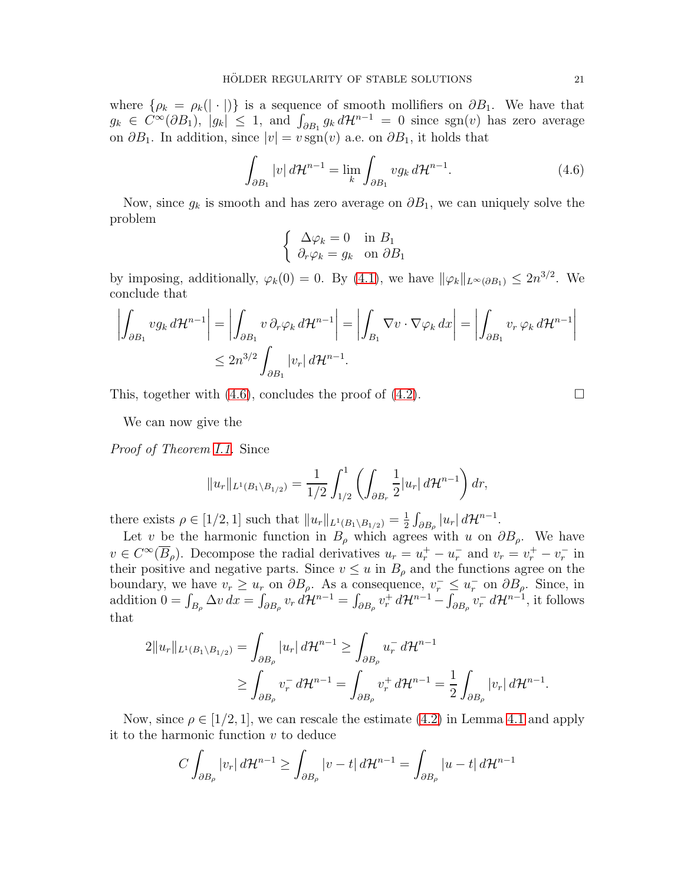where $\{\rho_k = \rho_k(|\cdot|)\}$ is a sequence of smooth mollifiers on $\partial B_1$. We have that $g_k \in C^\infty(\partial B_1)$, $|g_k| \leq 1$, and $\int_{\partial B_1} g_k \, d\mathcal{H}^{n-1} = 0$ since $\operatorname{sgn}(v)$ has zero average on $\partial B_1$. In addition, since $|v| = v \operatorname{sgn}(v)$ a.e. on $\partial B_1$, it holds that

$$\int_{\partial B_1} |v| \, d\mathcal{H}^{n-1} = \lim_k \int_{\partial B_1} v g_k \, d\mathcal{H}^{n-1}. \tag{4.6}$$

Now, since $g_k$ is smooth and has zero average on $\partial B_1$, we can uniquely solve the problem

$$\begin{cases} \Delta \varphi_k = 0 & \text{in } B_1 \\ \partial_r \varphi_k = g_k & \text{on } \partial B_1 \end{cases}$$

by imposing, additionally, $\varphi_k(0) = 0$. By (4.1), we have $\|\varphi_k\|_{L^\infty(\partial B_1)} \leq 2n^{3/2}$. We conclude that

$$\begin{aligned}\left|\int_{\partial B_1} v g_k \, d\mathcal{H}^{n-1}\right| &= \left|\int_{\partial B_1} v \, \partial_r \varphi_k \, d\mathcal{H}^{n-1}\right| = \left|\int_{B_1} \nabla v \cdot \nabla \varphi_k \, dx\right| = \left|\int_{\partial B_1} v_r \, \varphi_k \, d\mathcal{H}^{n-1}\right| \\ &\leq 2n^{3/2} \int_{\partial B_1} |v_r| \, d\mathcal{H}^{n-1}.\end{aligned}$$

This, together with (4.6), concludes the proof of (4.2). $\square$

We can now give the

*Proof of Theorem 1.1.* Since

$$\|u_r\|_{L^1(B_1 \setminus B_{1/2})} = \frac{1}{1/2} \int_{1/2}^1 \left( \int_{\partial B_r} \frac{1}{2} |u_r| \, d\mathcal{H}^{n-1} \right) dr,$$

there exists $\rho \in [1/2, 1]$ such that $\|u_r\|_{L^1(B_1 \setminus B_{1/2})} = \frac{1}{2} \int_{\partial B_\rho} |u_r| \, d\mathcal{H}^{n-1}$.

Let $v$ be the harmonic function in $B_\rho$ which agrees with $u$ on $\partial B_\rho$. We have $v \in C^\infty(\overline{B}_\rho)$. Decompose the radial derivatives $u_r = u_r^+ - u_r^-$ and $v_r = v_r^+ - v_r^-$ in their positive and negative parts. Since $v \leq u$ in $B_\rho$ and the functions agree on the boundary, we have $v_r \geq u_r$ on $\partial B_\rho$. As a consequence, $v_r^- \leq u_r^-$ on $\partial B_\rho$. Since, in addition $0 = \int_{B_\rho} \Delta v \, dx = \int_{\partial B_\rho} v_r \, d\mathcal{H}^{n-1} = \int_{\partial B_\rho} v_r^+ \, d\mathcal{H}^{n-1} - \int_{\partial B_\rho} v_r^- \, d\mathcal{H}^{n-1}$, it follows that

$$\begin{aligned} 2\|u_r\|_{L^1(B_1 \setminus B_{1/2})} &= \int_{\partial B_\rho} |u_r| \, d\mathcal{H}^{n-1} \geq \int_{\partial B_\rho} u_r^- \, d\mathcal{H}^{n-1} \\ &\geq \int_{\partial B_\rho} v_r^- \, d\mathcal{H}^{n-1} = \int_{\partial B_\rho} v_r^+ \, d\mathcal{H}^{n-1} = \frac{1}{2} \int_{\partial B_\rho} |v_r| \, d\mathcal{H}^{n-1}. \end{aligned}$$

Now, since $\rho \in [1/2, 1]$, we can rescale the estimate (4.2) in Lemma 4.1 and apply it to the harmonic function $v$ to deduce

$$C \int_{\partial B_\rho} |v_r| \, d\mathcal{H}^{n-1} \geq \int_{\partial B_\rho} |v - t| \, d\mathcal{H}^{n-1} = \int_{\partial B_\rho} |u - t| \, d\mathcal{H}^{n-1}$$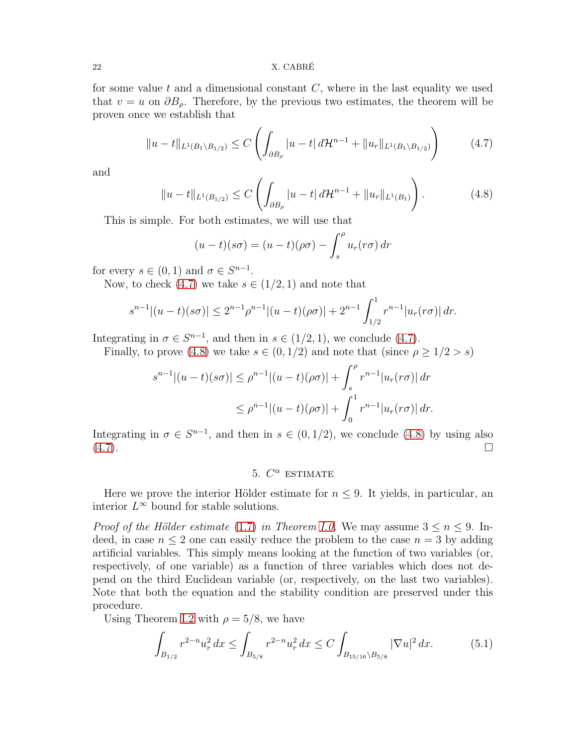for some value $t$ and a dimensional constant $C$, where in the last equality we used that $v = u$ on $\partial B_\rho$. Therefore, by the previous two estimates, the theorem will be proven once we establish that

$$\|u - t\|_{L^1(B_1 \setminus B_{1/2})} \le C \left( \int_{\partial B_\rho} |u - t| \, d\mathcal{H}^{n-1} + \|u_r\|_{L^1(B_1 \setminus B_{1/2})} \right) \tag{4.7}$$

and

$$\|u - t\|_{L^1(B_{1/2})} \le C \left( \int_{\partial B_\rho} |u - t| \, d\mathcal{H}^{n-1} + \|u_r\|_{L^1(B_1)} \right). \tag{4.8}$$

This is simple. For both estimates, we will use that

$$(u - t)(s\sigma) = (u - t)(\rho\sigma) - \int_s^\rho u_r(r\sigma) \, dr$$

for every $s \in (0, 1)$ and $\sigma \in S^{n-1}$.

Now, to check (4.7) we take $s \in (1/2, 1)$ and note that

$$s^{n-1}|(u - t)(s\sigma)| \le 2^{n-1}\rho^{n-1}|(u - t)(\rho\sigma)| + 2^{n-1} \int_{1/2}^1 r^{n-1}|u_r(r\sigma)| \, dr.$$

Integrating in $\sigma \in S^{n-1}$, and then in $s \in (1/2, 1)$, we conclude (4.7).

Finally, to prove (4.8) we take $s \in (0, 1/2)$ and note that (since $\rho \ge 1/2 > s$)

$$\begin{aligned} s^{n-1}|(u - t)(s\sigma)| &\le \rho^{n-1}|(u - t)(\rho\sigma)| + \int_s^\rho r^{n-1}|u_r(r\sigma)| \, dr \\ &\le \rho^{n-1}|(u - t)(\rho\sigma)| + \int_0^1 r^{n-1}|u_r(r\sigma)| \, dr. \end{aligned}$$

Integrating in $\sigma \in S^{n-1}$, and then in $s \in (0, 1/2)$, we conclude (4.8) by using also (4.7). □

## 5. $C^\alpha$ estimate

Here we prove the interior Hölder estimate for $n \le 9$. It yields, in particular, an interior $L^\infty$ bound for stable solutions.

*Proof of the Hölder estimate* (1.7) *in Theorem 1.0.* We may assume $3 \le n \le 9$. Indeed, in case $n \le 2$ one can easily reduce the problem to the case $n = 3$ by adding artificial variables. This simply means looking at the function of two variables (or, respectively, of one variable) as a function of three variables which does not depend on the third Euclidean variable (or, respectively, on the last two variables). Note that both the equation and the stability condition are preserved under this procedure.

Using Theorem 1.2 with $\rho = 5/8$, we have

$$\int_{B_{1/2}} r^{2-n} u_r^2 \, dx \le \int_{B_{5/8}} r^{2-n} u_r^2 \, dx \le C \int_{B_{15/16} \setminus B_{5/8}} |\nabla u|^2 \, dx. \tag{5.1}$$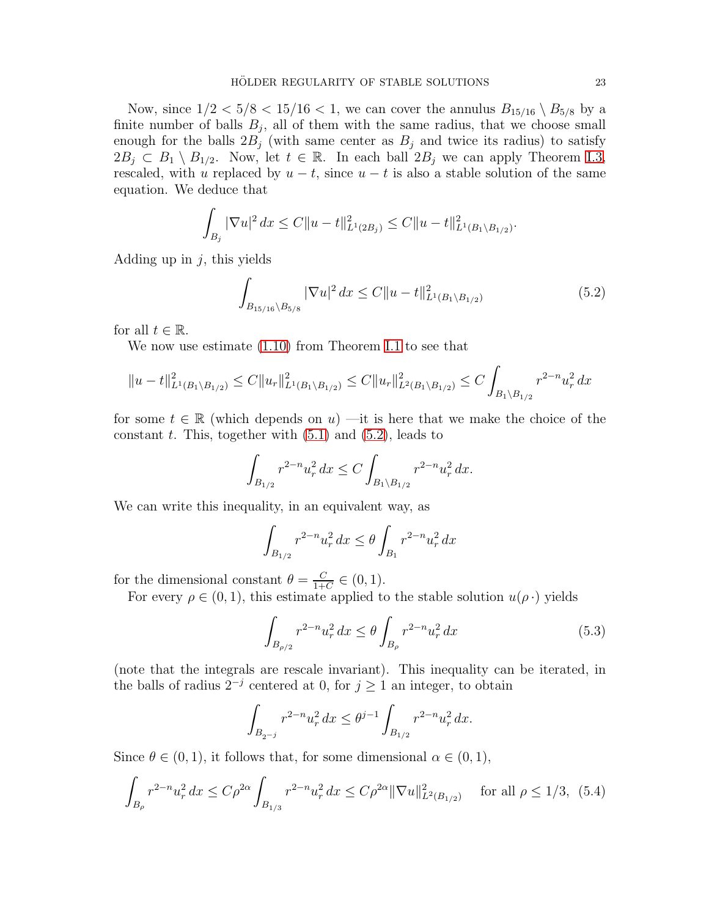Now, since $1/2 < 5/8 < 15/16 < 1$, we can cover the annulus $B_{15/16} \setminus B_{5/8}$ by a finite number of balls $B_j$, all of them with the same radius, that we choose small enough for the balls $2B_j$ (with same center as $B_j$ and twice its radius) to satisfy $2B_j \subset B_1 \setminus B_{1/2}$. Now, let $t \in \mathbb{R}$. In each ball $2B_j$ we can apply Theorem I.3, rescaled, with $u$ replaced by $u - t$, since $u - t$ is also a stable solution of the same equation. We deduce that

$$\int_{B_j} |\nabla u|^2 \, dx \leq C \|u - t\|^2_{L^1(2B_j)} \leq C \|u - t\|^2_{L^1(B_1 \setminus B_{1/2})}.$$

Adding up in $j$, this yields

$$\int_{B_{15/16} \setminus B_{5/8}} |\nabla u|^2 \, dx \leq C \|u - t\|^2_{L^1(B_1 \setminus B_{1/2})} \tag{5.2}$$

for all $t \in \mathbb{R}$.

We now use estimate (1.10) from Theorem I.1 to see that

$$\|u - t\|^2_{L^1(B_1 \setminus B_{1/2})} \leq C \|u_r\|^2_{L^1(B_1 \setminus B_{1/2})} \leq C \|u_r\|^2_{L^2(B_1 \setminus B_{1/2})} \leq C \int_{B_1 \setminus B_{1/2}} r^{2-n} u_r^2 \, dx$$

for some $t \in \mathbb{R}$ (which depends on $u$) —it is here that we make the choice of the constant $t$. This, together with (5.1) and (5.2), leads to

$$\int_{B_{1/2}} r^{2-n} u_r^2 \, dx \leq C \int_{B_1 \setminus B_{1/2}} r^{2-n} u_r^2 \, dx.$$

We can write this inequality, in an equivalent way, as

$$\int_{B_{1/2}} r^{2-n} u_r^2 \, dx \leq \theta \int_{B_1} r^{2-n} u_r^2 \, dx$$

for the dimensional constant $\theta = \frac{C}{1+C} \in (0, 1)$.

For every $\rho \in (0, 1)$, this estimate applied to the stable solution $u(\rho \, \cdot)$ yields

$$\int_{B_{\rho/2}} r^{2-n} u_r^2 \, dx \leq \theta \int_{B_\rho} r^{2-n} u_r^2 \, dx \tag{5.3}$$

(note that the integrals are rescale invariant). This inequality can be iterated, in the balls of radius $2^{-j}$ centered at 0, for $j \geq 1$ an integer, to obtain

$$\int_{B_{2^{-j}}} r^{2-n} u_r^2 \, dx \leq \theta^{j-1} \int_{B_{1/2}} r^{2-n} u_r^2 \, dx.$$

Since $\theta \in (0, 1)$, it follows that, for some dimensional $\alpha \in (0, 1)$,

$$\int_{B_\rho} r^{2-n} u_r^2 \, dx \leq C \rho^{2\alpha} \int_{B_{1/3}} r^{2-n} u_r^2 \, dx \leq C \rho^{2\alpha} \|\nabla u\|^2_{L^2(B_{1/2})} \quad \text{for all } \rho \leq 1/3, \tag{5.4}$$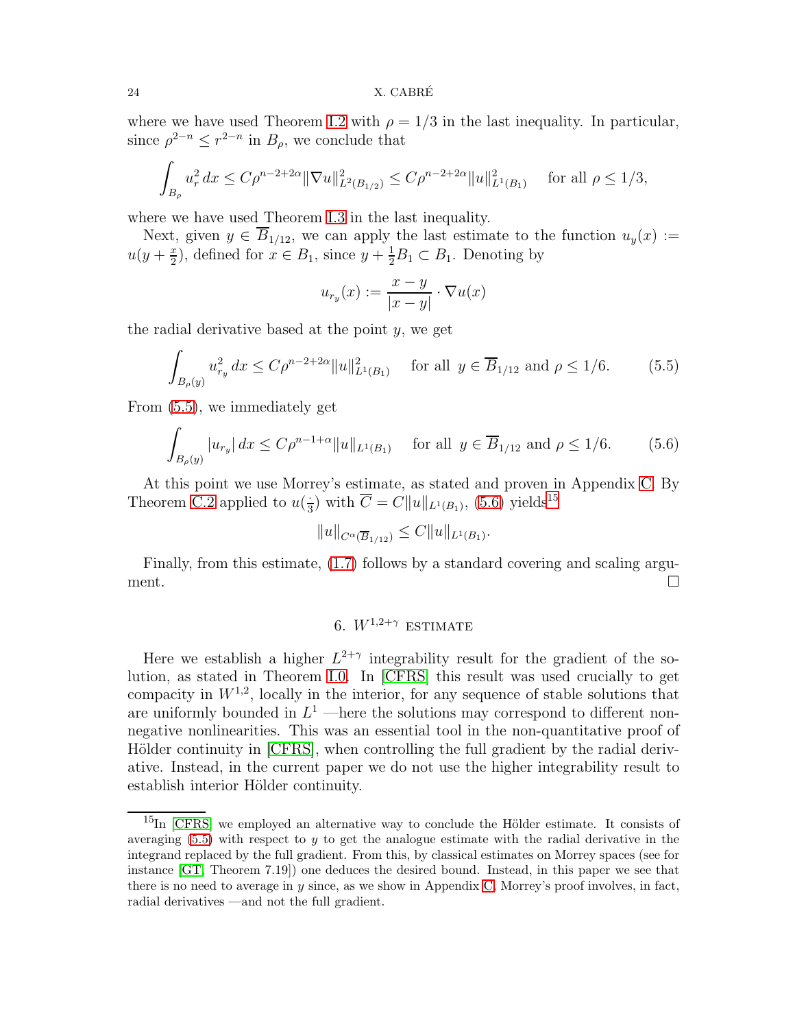where we have used Theorem 1.2 with $\rho = 1/3$ in the last inequality. In particular, since $\rho^{2-n} \le r^{2-n}$ in $B_\rho$, we conclude that

$$\int_{B_\rho} u_r^2\, dx \le C\rho^{n-2+2\alpha} \|\nabla u\|^2_{L^2(B_{1/2})} \le C\rho^{n-2+2\alpha}\|u\|^2_{L^1(B_1)} \quad \text{for all } \rho \le 1/3,$$

where we have used Theorem 1.3 in the last inequality.

Next, given $y \in \overline{B}_{1/12}$, we can apply the last estimate to the function $u_y(x) := u(y + \frac{x}{2})$, defined for $x \in B_1$, since $y + \frac{1}{2}B_1 \subset B_1$. Denoting by

$$u_{r_y}(x) := \frac{x-y}{|x-y|} \cdot \nabla u(x)$$

the radial derivative based at the point $y$, we get

$$\int_{B_\rho(y)} u_{r_y}^2\, dx \le C\rho^{n-2+2\alpha}\|u\|^2_{L^1(B_1)} \quad \text{for all } y \in \overline{B}_{1/12} \text{ and } \rho \le 1/6. \tag{5.5}$$

From (5.5), we immediately get

$$\int_{B_\rho(y)} |u_{r_y}|\, dx \le C\rho^{n-1+\alpha}\|u\|_{L^1(B_1)} \quad \text{for all } y \in \overline{B}_{1/12} \text{ and } \rho \le 1/6. \tag{5.6}$$

At this point we use Morrey's estimate, as stated and proven in Appendix C. By Theorem C.2 applied to $u(\frac{\cdot}{3})$ with $\overline{C} = C\|u\|_{L^1(B_1)}$, (5.6) yields[15]

$$\|u\|_{C^\alpha(\overline{B}_{1/12})} \le C\|u\|_{L^1(B_1)}.$$

Finally, from this estimate, (1.7) follows by a standard covering and scaling argument. $\square$

## 6. $W^{1,2+\gamma}$ estimate

Here we establish a higher $L^{2+\gamma}$ integrability result for the gradient of the solution, as stated in Theorem 1.0. In [CFRS] this result was used crucially to get compactness in $W^{1,2}$, locally in the interior, for any sequence of stable solutions that are uniformly bounded in $L^1$ —here the solutions may correspond to different nonnegative nonlinearities. This was an essential tool in the non-quantitative proof of Hölder continuity in [CFRS], when controlling the full gradient by the radial derivative. Instead, in the current paper we do not use the higher integrability result to establish interior Hölder continuity.

[15] In [CFRS] we employed an alternative way to conclude the Hölder estimate. It consists of averaging (5.5) with respect to $y$ to get the analogue estimate with the radial derivative in the integrand replaced by the full gradient. From this, by classical estimates on Morrey spaces (see for instance [GT, Theorem 7.19]) one deduces the desired bound. Instead, in this paper we see that there is no need to average in $y$ since, as we show in Appendix C, Morrey's proof involves, in fact, radial derivatives —and not the full gradient.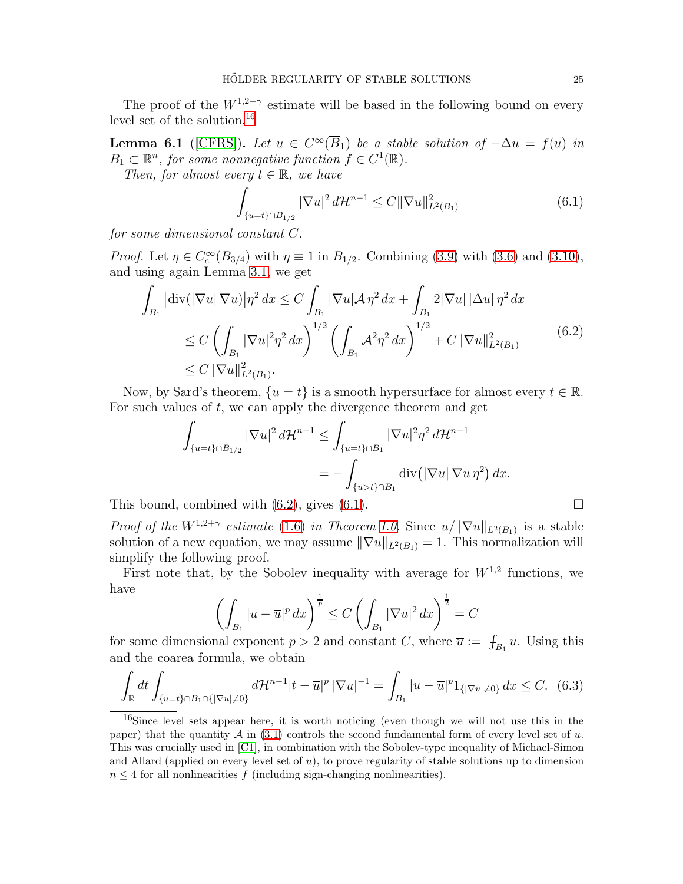The proof of the $W^{1,2+\gamma}$ estimate will be based in the following bound on every level set of the solution.[16]

**Lemma 6.1** ([CFRS]). *Let $u \in C^\infty(\overline{B}_1)$ be a stable solution of $-\Delta u = f(u)$ in $B_1 \subset \mathbb{R}^n$, for some nonnegative function $f \in C^1(\mathbb{R})$.*

*Then, for almost every $t \in \mathbb{R}$, we have*

$$\int_{\{u=t\}\cap B_{1/2}} |\nabla u|^2 \, d\mathcal{H}^{n-1} \le C \|\nabla u\|^2_{L^2(B_1)} \tag{6.1}$$

*for some dimensional constant $C$.*

*Proof.* Let $\eta \in C^\infty_c(B_{3/4})$ with $\eta \equiv 1$ in $B_{1/2}$. Combining (3.9) with (3.6) and (3.10), and using again Lemma 3.1, we get

$$\begin{aligned}
\int_{B_1} \big|\mathrm{div}(|\nabla u|\, \nabla u)\big| \eta^2 \, dx &\le C \int_{B_1} |\nabla u| \mathcal{A}\, \eta^2 \, dx + \int_{B_1} 2|\nabla u|\, |\Delta u|\, \eta^2 \, dx \\
&\le C \left(\int_{B_1} |\nabla u|^2 \eta^2 \, dx\right)^{1/2} \left(\int_{B_1} \mathcal{A}^2 \eta^2 \, dx\right)^{1/2} + C\|\nabla u\|^2_{L^2(B_1)} \\
&\le C\|\nabla u\|^2_{L^2(B_1)}.
\end{aligned} \tag{6.2}$$

Now, by Sard's theorem, $\{u = t\}$ is a smooth hypersurface for almost every $t \in \mathbb{R}$. For such values of $t$, we can apply the divergence theorem and get

$$\begin{aligned}
\int_{\{u=t\}\cap B_{1/2}} |\nabla u|^2 \, d\mathcal{H}^{n-1} &\le \int_{\{u=t\}\cap B_1} |\nabla u|^2 \eta^2 \, d\mathcal{H}^{n-1} \\
&= -\int_{\{u>t\}\cap B_1} \mathrm{div}\big(|\nabla u|\, \nabla u\, \eta^2\big)\, dx.
\end{aligned}$$

This bound, combined with (6.2), gives (6.1). $\square$

*Proof of the $W^{1,2+\gamma}$ estimate* (1.6) *in Theorem 1.0.* Since $u/\|\nabla u\|_{L^2(B_1)}$ is a stable solution of a new equation, we may assume $\|\nabla u\|_{L^2(B_1)} = 1$. This normalization will simplify the following proof.

First note that, by the Sobolev inequality with average for $W^{1,2}$ functions, we have

$$\left(\int_{B_1} |u - \overline{u}|^p \, dx\right)^{\frac{1}{p}} \le C \left(\int_{B_1} |\nabla u|^2 \, dx\right)^{\frac{1}{2}} = C$$

for some dimensional exponent $p > 2$ and constant $C$, where $\overline{u} := ⨍_{B_1} u$. Using this and the coarea formula, we obtain

$$\int_{\mathbb{R}} dt \int_{\{u=t\}\cap B_1 \cap \{|\nabla u| \neq 0\}} d\mathcal{H}^{n-1} |t - \overline{u}|^p \, |\nabla u|^{-1} = \int_{B_1} |u - \overline{u}|^p 1_{\{|\nabla u|\neq 0\}} \, dx \le C. \tag{6.3}$$

[16] Since level sets appear here, it is worth noticing (even though we will not use this in the paper) that the quantity $\mathcal{A}$ in (3.1) controls the second fundamental form of every level set of $u$. This was crucially used in [C1], in combination with the Sobolev-type inequality of Michael-Simon and Allard (applied on every level set of $u$), to prove regularity of stable solutions up to dimension $n \le 4$ for all nonlinearities $f$ (including sign-changing nonlinearities).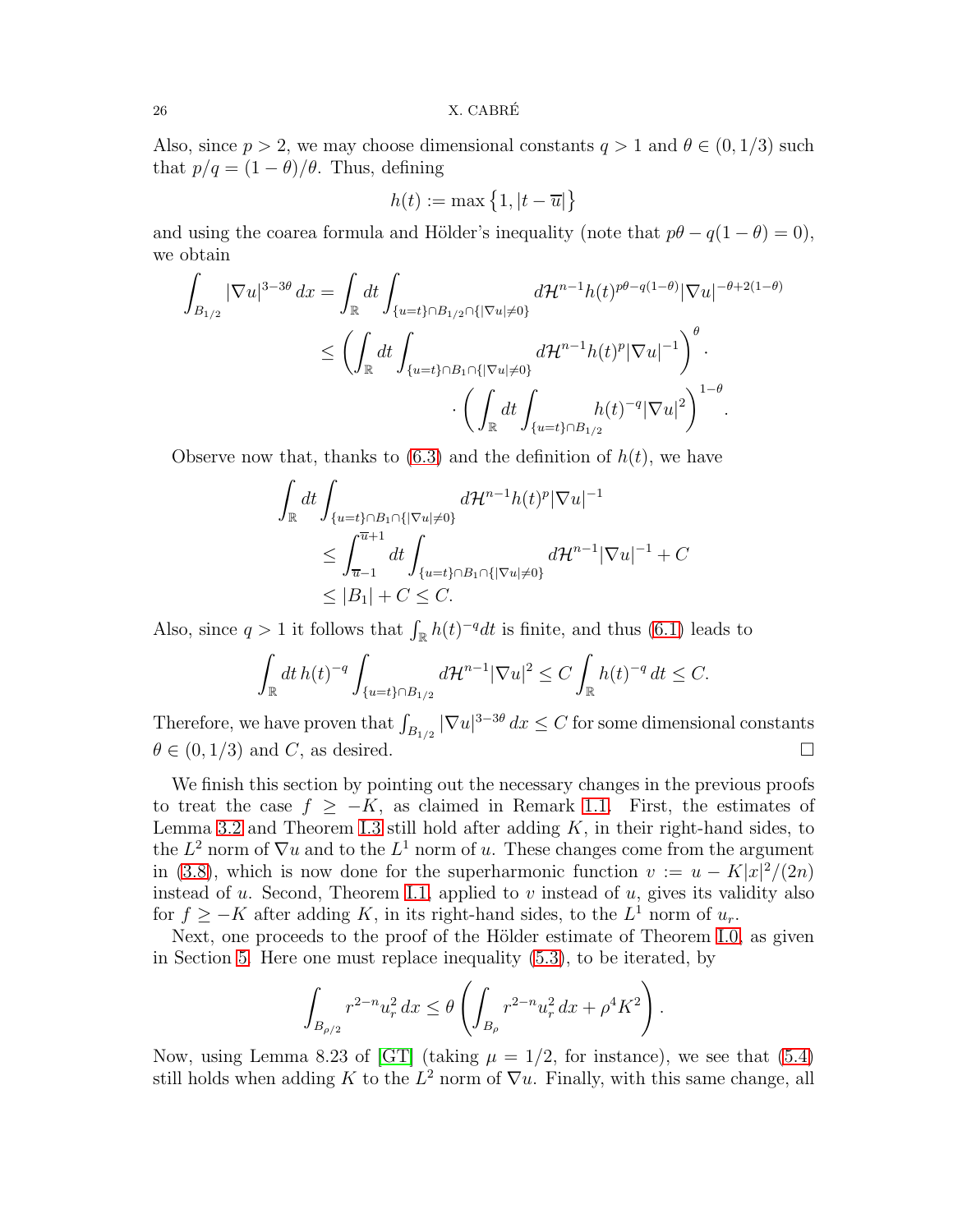Also, since $p > 2$, we may choose dimensional constants $q > 1$ and $\theta \in (0, 1/3)$ such that $p/q = (1-\theta)/\theta$. Thus, defining

$$h(t) := \max\left\{1, |t - \overline{u}|\right\}$$

and using the coarea formula and Hölder's inequality (note that $p\theta - q(1-\theta) = 0$), we obtain

$$\begin{aligned}
\int_{B_{1/2}} |\nabla u|^{3-3\theta}\, dx &= \int_{\mathbb{R}} dt \int_{\{u=t\}\cap B_{1/2}\cap\{|\nabla u|\neq 0\}} d\mathcal{H}^{n-1} h(t)^{p\theta - q(1-\theta)} |\nabla u|^{-\theta + 2(1-\theta)} \\
&\leq \left( \int_{\mathbb{R}} dt \int_{\{u=t\}\cap B_1 \cap\{|\nabla u|\neq 0\}} d\mathcal{H}^{n-1} h(t)^p |\nabla u|^{-1} \right)^{\theta} \cdot \\
&\qquad\qquad \cdot \left( \int_{\mathbb{R}} dt \int_{\{u=t\}\cap B_{1/2}} h(t)^{-q} |\nabla u|^2 \right)^{1-\theta}.
\end{aligned}$$

Observe now that, thanks to (6.3) and the definition of $h(t)$, we have

$$\begin{aligned}
&\int_{\mathbb{R}} dt \int_{\{u=t\}\cap B_1\cap\{|\nabla u|\neq 0\}} d\mathcal{H}^{n-1} h(t)^p |\nabla u|^{-1} \\
&\qquad \leq \int_{\overline{u}-1}^{\overline{u}+1} dt \int_{\{u=t\}\cap B_1\cap\{|\nabla u|\neq 0\}} d\mathcal{H}^{n-1} |\nabla u|^{-1} + C \\
&\qquad \leq |B_1| + C \leq C.
\end{aligned}$$

Also, since $q > 1$ it follows that $\int_{\mathbb{R}} h(t)^{-q} dt$ is finite, and thus (6.1) leads to

$$\int_{\mathbb{R}} dt\, h(t)^{-q} \int_{\{u=t\}\cap B_{1/2}} d\mathcal{H}^{n-1} |\nabla u|^2 \leq C \int_{\mathbb{R}} h(t)^{-q}\, dt \leq C.$$

Therefore, we have proven that $\int_{B_{1/2}} |\nabla u|^{3-3\theta}\, dx \leq C$ for some dimensional constants $\theta \in (0, 1/3)$ and $C$, as desired. □

We finish this section by pointing out the necessary changes in the previous proofs to treat the case $f \geq -K$, as claimed in Remark 1.1. First, the estimates of Lemma 3.2 and Theorem 1.3 still hold after adding $K$, in their right-hand sides, to the $L^2$ norm of $\nabla u$ and to the $L^1$ norm of $u$. These changes come from the argument in (3.8), which is now done for the superharmonic function $v := u - K|x|^2/(2n)$ instead of $u$. Second, Theorem 1.1, applied to $v$ instead of $u$, gives its validity also for $f \geq -K$ after adding $K$, in its right-hand sides, to the $L^1$ norm of $u_r$.

Next, one proceeds to the proof of the Hölder estimate of Theorem 1.0, as given in Section 5. Here one must replace inequality (5.3), to be iterated, by

$$\int_{B_{\rho/2}} r^{2-n} u_r^2\, dx \leq \theta \left( \int_{B_\rho} r^{2-n} u_r^2\, dx + \rho^4 K^2 \right).$$

Now, using Lemma 8.23 of [GT] (taking $\mu = 1/2$, for instance), we see that (5.4) still holds when adding $K$ to the $L^2$ norm of $\nabla u$. Finally, with this same change, all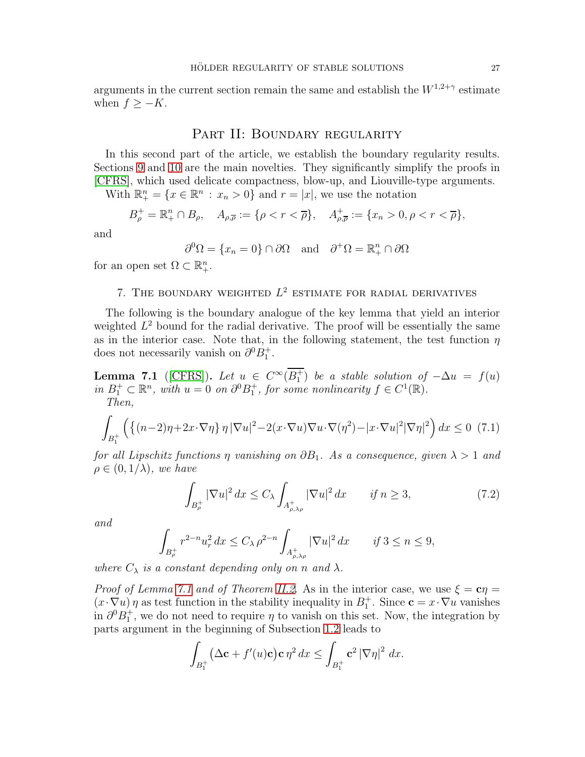arguments in the current section remain the same and establish the $W^{1,2+\gamma}$ estimate when $f \geq -K$.

# Part II: Boundary regularity

In this second part of the article, we establish the boundary regularity results. Sections 9 and 10 are the main novelties. They significantly simplify the proofs in [CFRS], which used delicate compactness, blow-up, and Liouville-type arguments.

With $\mathbb{R}^n_+ = \{x \in \mathbb{R}^n : x_n > 0\}$ and $r = |x|$, we use the notation

$$B^+_\rho = \mathbb{R}^n_+ \cap B_\rho, \quad A_{\rho,\overline{\rho}} := \{\rho < r < \overline{\rho}\}, \quad A^+_{\rho,\overline{\rho}} := \{x_n > 0, \rho < r < \overline{\rho}\},$$

and

$$\partial^0\Omega = \{x_n = 0\} \cap \partial\Omega \quad \text{and} \quad \partial^+\Omega = \mathbb{R}^n_+ \cap \partial\Omega$$

for an open set $\Omega \subset \mathbb{R}^n_+$.

## 7. The boundary weighted $L^2$ estimate for radial derivatives

The following is the boundary analogue of the key lemma that yield an interior weighted $L^2$ bound for the radial derivative. The proof will be essentially the same as in the interior case. Note that, in the following statement, the test function $\eta$ does not necessarily vanish on $\partial^0 B^+_1$.

**Lemma 7.1** ([CFRS]). *Let $u \in C^\infty(\overline{B^+_1})$ be a stable solution of $-\Delta u = f(u)$ in $B^+_1 \subset \mathbb{R}^n$, with $u = 0$ on $\partial^0 B^+_1$, for some nonlinearity $f \in C^1(\mathbb{R})$.*

*Then,*

$$\int_{B^+_1} \Big( \big\{(n-2)\eta + 2x\cdot\nabla\eta\big\}\, \eta\, |\nabla u|^2 - 2(x\cdot\nabla u)\nabla u \cdot \nabla(\eta^2) - |x\cdot\nabla u|^2 |\nabla\eta|^2 \Big)\, dx \leq 0 \quad (7.1)$$

*for all Lipschitz functions $\eta$ vanishing on $\partial B_1$. As a consequence, given $\lambda > 1$ and $\rho \in (0, 1/\lambda)$, we have*

$$\int_{B^+_\rho} |\nabla u|^2\, dx \leq C_\lambda \int_{A^+_{\rho,\lambda\rho}} |\nabla u|^2\, dx \qquad \text{if } n \geq 3, \quad (7.2)$$

*and*

$$\int_{B^+_\rho} r^{2-n} u_r^2\, dx \leq C_\lambda\, \rho^{2-n} \int_{A^+_{\rho,\lambda\rho}} |\nabla u|^2\, dx \qquad \text{if } 3 \leq n \leq 9,$$

*where $C_\lambda$ is a constant depending only on $n$ and $\lambda$.*

*Proof of Lemma 7.1 and of Theorem II.2.* As in the interior case, we use $\xi = \mathbf{c}\eta = (x \cdot \nabla u)\, \eta$ as test function in the stability inequality in $B^+_1$. Since $\mathbf{c} = x \cdot \nabla u$ vanishes in $\partial^0 B^+_1$, we do not need to require $\eta$ to vanish on this set. Now, the integration by parts argument in the beginning of Subsection 1.2 leads to

$$\int_{B^+_1} \big(\Delta\mathbf{c} + f'(u)\mathbf{c}\big)\, \mathbf{c}\, \eta^2\, dx \leq \int_{B^+_1} \mathbf{c}^2\, |\nabla\eta|^2\, dx.$$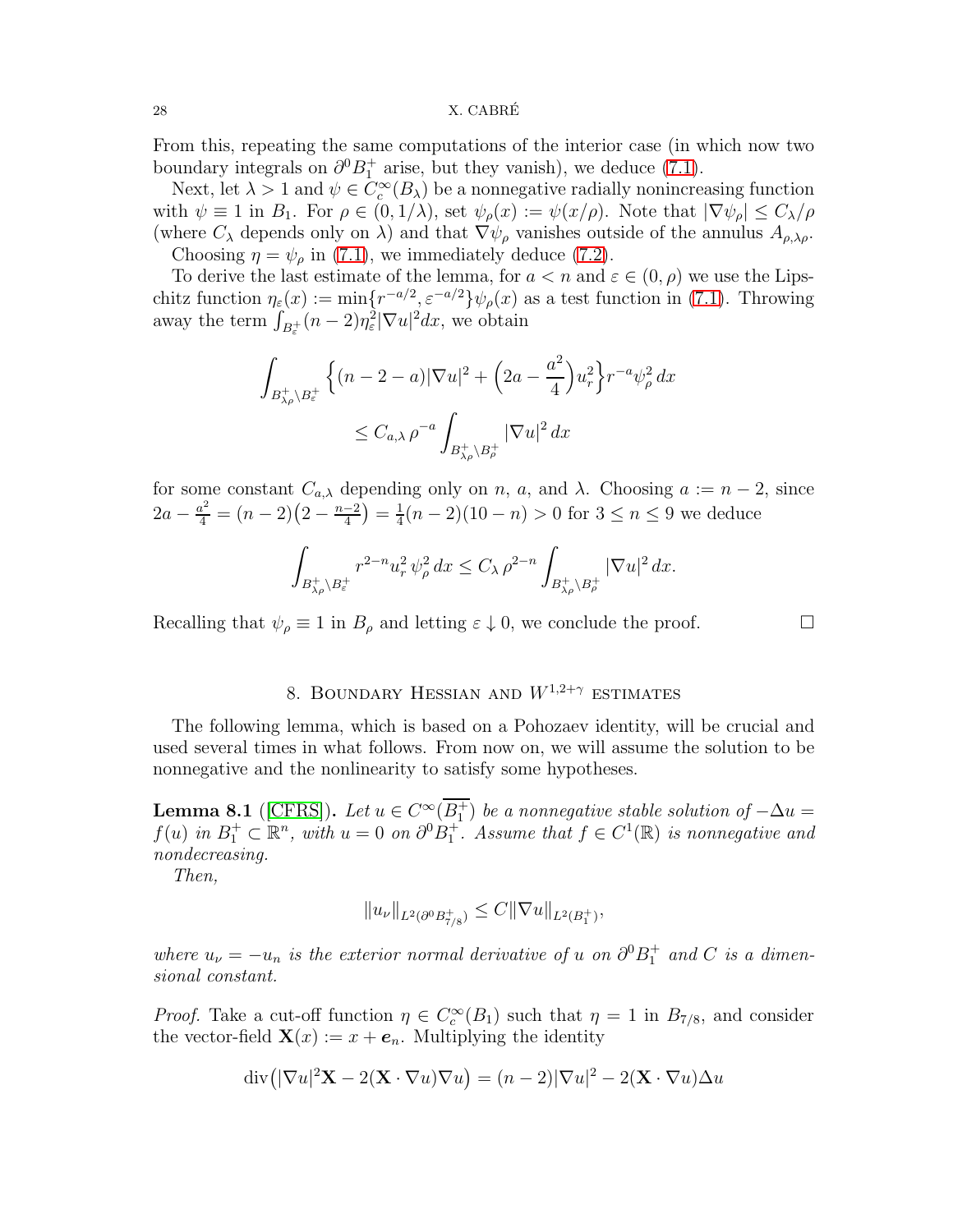From this, repeating the same computations of the interior case (in which now two boundary integrals on $\partial^0 B_1^+$ arise, but they vanish), we deduce (7.1).

Next, let $\lambda > 1$ and $\psi \in C_c^\infty(B_\lambda)$ be a nonnegative radially nonincreasing function with $\psi \equiv 1$ in $B_1$. For $\rho \in (0, 1/\lambda)$, set $\psi_\rho(x) := \psi(x/\rho)$. Note that $|\nabla \psi_\rho| \le C_\lambda/\rho$ (where $C_\lambda$ depends only on $\lambda$) and that $\nabla\psi_\rho$ vanishes outside of the annulus $A_{\rho,\lambda\rho}$.

Choosing $\eta = \psi_\rho$ in (7.1), we immediately deduce (7.2).

To derive the last estimate of the lemma, for $a < n$ and $\varepsilon \in (0,\rho)$ we use the Lipschitz function $\eta_\varepsilon(x) := \min\{r^{-a/2}, \varepsilon^{-a/2}\}\psi_\rho(x)$ as a test function in (7.1). Throwing away the term $\int_{B_\varepsilon^+}(n-2)\eta_\varepsilon^2|\nabla u|^2 dx$, we obtain

$$
\int_{B_{\lambda\rho}^+\setminus B_\varepsilon^+} \Big\{(n-2-a)|\nabla u|^2 + \Big(2a - \frac{a^2}{4}\Big)u_r^2\Big\} r^{-a}\psi_\rho^2\, dx
$$

$$
\le C_{a,\lambda}\, \rho^{-a} \int_{B_{\lambda\rho}^+\setminus B_\rho^+} |\nabla u|^2\, dx
$$

for some constant $C_{a,\lambda}$ depending only on $n$, $a$, and $\lambda$. Choosing $a := n-2$, since $2a - \frac{a^2}{4} = (n-2)\big(2 - \frac{n-2}{4}\big) = \frac{1}{4}(n-2)(10-n) > 0$ for $3 \le n \le 9$ we deduce

$$
\int_{B_{\lambda\rho}^+\setminus B_\varepsilon^+} r^{2-n} u_r^2\, \psi_\rho^2\, dx \le C_\lambda\, \rho^{2-n}\int_{B_{\lambda\rho}^+\setminus B_\rho^+} |\nabla u|^2\, dx.
$$

Recalling that $\psi_\rho \equiv 1$ in $B_\rho$ and letting $\varepsilon \downarrow 0$, we conclude the proof. $\square$

## 8. Boundary Hessian and $W^{1,2+\gamma}$ estimates

The following lemma, which is based on a Pohozaev identity, will be crucial and used several times in what follows. From now on, we will assume the solution to be nonnegative and the nonlinearity to satisfy some hypotheses.

**Lemma 8.1** ([CFRS]). *Let $u \in C^\infty(\overline{B_1^+})$ be a nonnegative stable solution of $-\Delta u = f(u)$ in $B_1^+ \subset \mathbb{R}^n$, with $u = 0$ on $\partial^0 B_1^+$. Assume that $f \in C^1(\mathbb{R})$ is nonnegative and nondecreasing.*

*Then,*

$$
\|u_\nu\|_{L^2(\partial^0 B_{7/8}^+)} \le C\|\nabla u\|_{L^2(B_1^+)},
$$

*where $u_\nu = -u_n$ is the exterior normal derivative of $u$ on $\partial^0 B_1^+$ and $C$ is a dimensional constant.*

*Proof.* Take a cut-off function $\eta \in C_c^\infty(B_1)$ such that $\eta = 1$ in $B_{7/8}$, and consider the vector-field $\mathbf{X}(x) := x + \boldsymbol{e}_n$. Multiplying the identity

$$
\operatorname{div}\big(|\nabla u|^2\mathbf{X} - 2(\mathbf{X}\cdot\nabla u)\nabla u\big) = (n-2)|\nabla u|^2 - 2(\mathbf{X}\cdot\nabla u)\Delta u
$$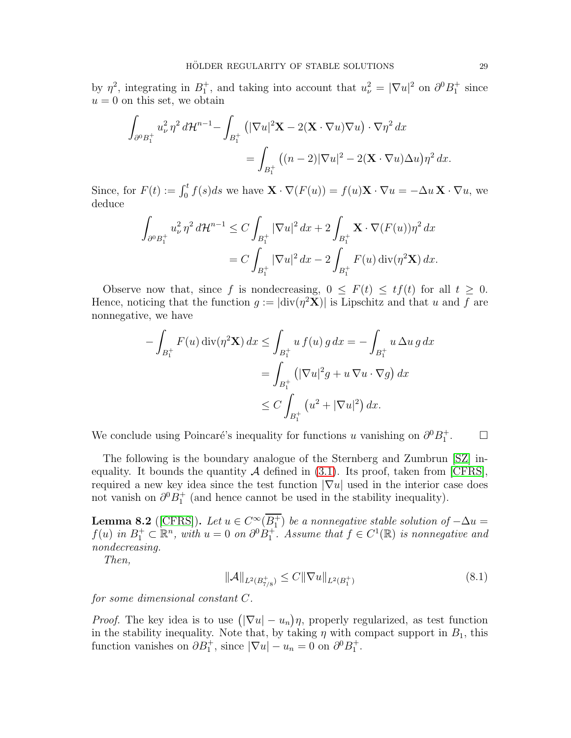by $\eta^2$, integrating in $B_1^+$, and taking into account that $u_\nu^2 = |\nabla u|^2$ on $\partial^0 B_1^+$ since $u = 0$ on this set, we obtain

$$\int_{\partial^0 B_1^+} u_\nu^2 \, \eta^2 \, d\mathcal{H}^{n-1} - \int_{B_1^+} \big( |\nabla u|^2 \mathbf{X} - 2(\mathbf{X} \cdot \nabla u) \nabla u \big) \cdot \nabla \eta^2 \, dx$$
$$= \int_{B_1^+} \big( (n-2)|\nabla u|^2 - 2(\mathbf{X} \cdot \nabla u) \Delta u \big) \eta^2 \, dx.$$

Since, for $F(t) := \int_0^t f(s) ds$ we have $\mathbf{X} \cdot \nabla(F(u)) = f(u) \mathbf{X} \cdot \nabla u = -\Delta u \, \mathbf{X} \cdot \nabla u$, we deduce

$$\int_{\partial^0 B_1^+} u_\nu^2 \, \eta^2 \, d\mathcal{H}^{n-1} \leq C \int_{B_1^+} |\nabla u|^2 \, dx + 2 \int_{B_1^+} \mathbf{X} \cdot \nabla (F(u)) \eta^2 \, dx$$
$$= C \int_{B_1^+} |\nabla u|^2 \, dx - 2 \int_{B_1^+} F(u) \operatorname{div}(\eta^2 \mathbf{X}) \, dx.$$

Observe now that, since $f$ is nondecreasing, $0 \leq F(t) \leq t f(t)$ for all $t \geq 0$. Hence, noticing that the function $g := |\operatorname{div}(\eta^2 \mathbf{X})|$ is Lipschitz and that $u$ and $f$ are nonnegative, we have

$$-\int_{B_1^+} F(u) \operatorname{div}(\eta^2 \mathbf{X}) \, dx \leq \int_{B_1^+} u \, f(u) \, g \, dx = -\int_{B_1^+} u \, \Delta u \, g \, dx$$
$$= \int_{B_1^+} \big( |\nabla u|^2 g + u \, \nabla u \cdot \nabla g \big) \, dx$$
$$\leq C \int_{B_1^+} \big( u^2 + |\nabla u|^2 \big) \, dx.$$

We conclude using Poincaré's inequality for functions $u$ vanishing on $\partial^0 B_1^+$. $\square$

The following is the boundary analogue of the Sternberg and Zumbrun [SZ] inequality. It bounds the quantity $\mathcal{A}$ defined in (3.1). Its proof, taken from [CFRS], required a new key idea since the test function $|\nabla u|$ used in the interior case does not vanish on $\partial^0 B_1^+$ (and hence cannot be used in the stability inequality).

**Lemma 8.2** ([CFRS]). *Let $u \in C^\infty(\overline{B_1^+})$ be a nonnegative stable solution of $-\Delta u = f(u)$ in $B_1^+ \subset \mathbb{R}^n$, with $u = 0$ on $\partial^0 B_1^+$. Assume that $f \in C^1(\mathbb{R})$ is nonnegative and nondecreasing.*

*Then,*

$$\|\mathcal{A}\|_{L^2(B_{7/8}^+)} \leq C \|\nabla u\|_{L^2(B_1^+)} \tag{8.1}$$

*for some dimensional constant $C$.*

*Proof.* The key idea is to use $\big(|\nabla u| - u_n\big)\eta$, properly regularized, as test function in the stability inequality. Note that, by taking $\eta$ with compact support in $B_1$, this function vanishes on $\partial B_1^+$, since $|\nabla u| - u_n = 0$ on $\partial^0 B_1^+$.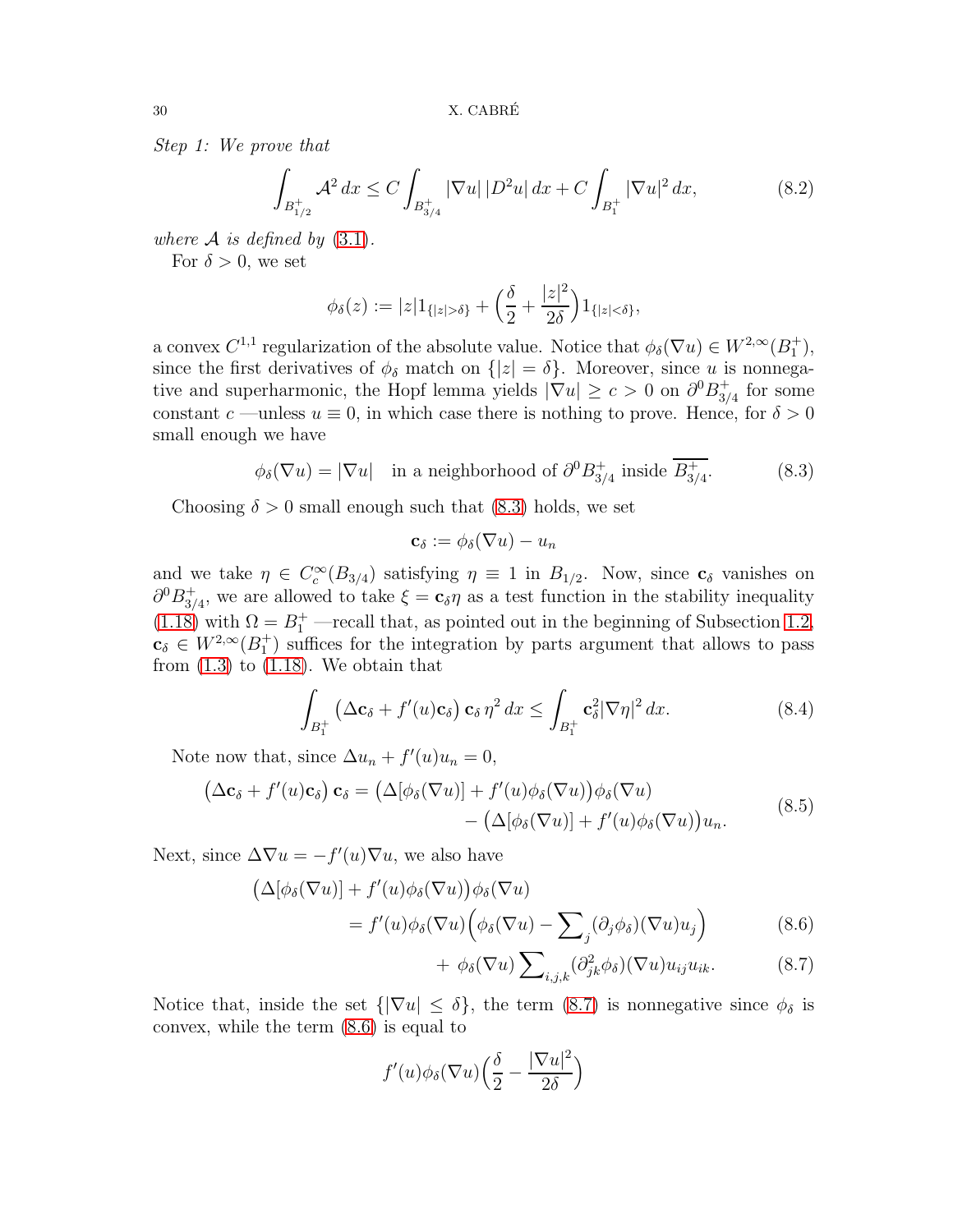*Step 1: We prove that*

$$\int_{B^+_{1/2}} \mathcal{A}^2\,dx \le C\int_{B^+_{3/4}} |\nabla u|\,|D^2 u|\,dx + C\int_{B^+_1} |\nabla u|^2\,dx, \tag{8.2}$$

*where $\mathcal{A}$ is defined by* (3.1).

For $\delta > 0$, we set

$$\phi_\delta(z) := |z| 1_{\{|z|>\delta\}} + \Big(\frac{\delta}{2} + \frac{|z|^2}{2\delta}\Big) 1_{\{|z|<\delta\}},$$

a convex $C^{1,1}$ regularization of the absolute value. Notice that $\phi_\delta(\nabla u) \in W^{2,\infty}(B^+_1)$, since the first derivatives of $\phi_\delta$ match on $\{|z| = \delta\}$. Moreover, since $u$ is nonnegative and superharmonic, the Hopf lemma yields $|\nabla u| \ge c > 0$ on $\partial^0 B^+_{3/4}$ for some constant $c$ —unless $u \equiv 0$, in which case there is nothing to prove. Hence, for $\delta > 0$ small enough we have

$$\phi_\delta(\nabla u) = |\nabla u| \quad \text{in a neighborhood of } \partial^0 B^+_{3/4} \text{ inside } \overline{B^+_{3/4}}. \tag{8.3}$$

Choosing $\delta > 0$ small enough such that (8.3) holds, we set

$$\mathbf{c}_\delta := \phi_\delta(\nabla u) - u_n$$

and we take $\eta \in C^\infty_c(B_{3/4})$ satisfying $\eta \equiv 1$ in $B_{1/2}$. Now, since $\mathbf{c}_\delta$ vanishes on $\partial^0 B^+_{3/4}$, we are allowed to take $\xi = \mathbf{c}_\delta \eta$ as a test function in the stability inequality (1.18) with $\Omega = B^+_1$ —recall that, as pointed out in the beginning of Subsection 1.2, $\mathbf{c}_\delta \in W^{2,\infty}(B^+_1)$ suffices for the integration by parts argument that allows to pass from (1.3) to (1.18). We obtain that

$$\int_{B^+_1} \big(\Delta \mathbf{c}_\delta + f'(u)\mathbf{c}_\delta\big)\, \mathbf{c}_\delta\, \eta^2\,dx \le \int_{B^+_1} \mathbf{c}_\delta^2 |\nabla \eta|^2\,dx. \tag{8.4}$$

Note now that, since $\Delta u_n + f'(u) u_n = 0$,

$$\begin{aligned}\big(\Delta \mathbf{c}_\delta + f'(u)\mathbf{c}_\delta\big)\, \mathbf{c}_\delta = \big(\Delta[\phi_\delta(\nabla u)] + f'(u)\phi_\delta(\nabla u)\big)\phi_\delta(\nabla u)&\\ - \big(\Delta[\phi_\delta(\nabla u)] + f'(u)\phi_\delta(\nabla u)\big)u_n&.\end{aligned} \tag{8.5}$$

Next, since $\Delta \nabla u = -f'(u)\nabla u$, we also have

$$\big(\Delta[\phi_\delta(\nabla u)] + f'(u)\phi_\delta(\nabla u)\big)\phi_\delta(\nabla u)$$

$$= f'(u)\phi_\delta(\nabla u)\Big(\phi_\delta(\nabla u) - \sum\nolimits_j (\partial_j \phi_\delta)(\nabla u) u_j\Big) \tag{8.6}$$

$$+ \ \phi_\delta(\nabla u) \sum\nolimits_{i,j,k} (\partial^2_{jk}\phi_\delta)(\nabla u) u_{ij} u_{ik}. \tag{8.7}$$

Notice that, inside the set $\{|\nabla u| \le \delta\}$, the term (8.7) is nonnegative since $\phi_\delta$ is convex, while the term (8.6) is equal to

$$f'(u)\phi_\delta(\nabla u)\Big(\frac{\delta}{2} - \frac{|\nabla u|^2}{2\delta}\Big)$$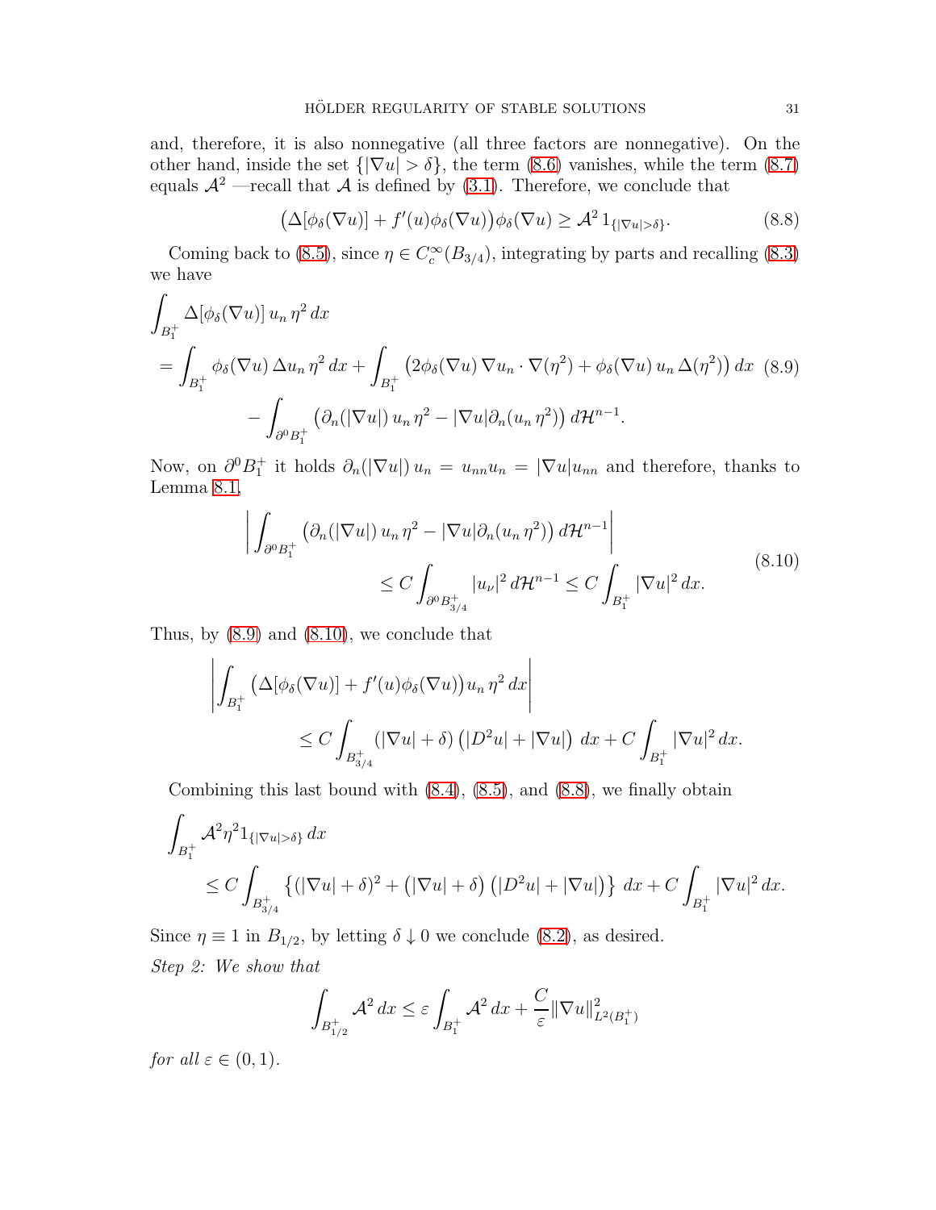and, therefore, it is also nonnegative (all three factors are nonnegative). On the other hand, inside the set $\{|\nabla u| > \delta\}$, the term (8.6) vanishes, while the term (8.7) equals $\mathcal{A}^2$ —recall that $\mathcal{A}$ is defined by (3.1). Therefore, we conclude that

$$\big(\Delta[\phi_\delta(\nabla u)] + f'(u)\phi_\delta(\nabla u)\big)\phi_\delta(\nabla u) \geq \mathcal{A}^2\, 1_{\{|\nabla u|>\delta\}}. \tag{8.8}$$

Coming back to (8.5), since $\eta \in C_c^\infty(B_{3/4})$, integrating by parts and recalling (8.3) we have

$$\begin{aligned}
&\int_{B_1^+} \Delta[\phi_\delta(\nabla u)]\, u_n\, \eta^2\, dx \\
&= \int_{B_1^+} \phi_\delta(\nabla u)\, \Delta u_n\, \eta^2\, dx + \int_{B_1^+} \big(2\phi_\delta(\nabla u)\, \nabla u_n \cdot \nabla(\eta^2) + \phi_\delta(\nabla u)\, u_n\, \Delta(\eta^2)\big)\, dx \\
&\qquad - \int_{\partial^0 B_1^+} \big(\partial_n(|\nabla u|)\, u_n\, \eta^2 - |\nabla u| \partial_n(u_n\, \eta^2)\big)\, d\mathcal{H}^{n-1}.
\end{aligned} \tag{8.9}$$

Now, on $\partial^0 B_1^+$ it holds $\partial_n(|\nabla u|)\, u_n = u_{nn} u_n = |\nabla u| u_{nn}$ and therefore, thanks to Lemma 8.1,

$$\begin{aligned}
&\left| \int_{\partial^0 B_1^+} \big(\partial_n(|\nabla u|)\, u_n\, \eta^2 - |\nabla u| \partial_n(u_n\, \eta^2)\big)\, d\mathcal{H}^{n-1} \right| \\
&\qquad\qquad \leq C \int_{\partial^0 B_{3/4}^+} |u_\nu|^2\, d\mathcal{H}^{n-1} \leq C \int_{B_1^+} |\nabla u|^2\, dx.
\end{aligned} \tag{8.10}$$

Thus, by (8.9) and (8.10), we conclude that

$$\begin{aligned}
&\left| \int_{B_1^+} \big(\Delta[\phi_\delta(\nabla u)] + f'(u)\phi_\delta(\nabla u)\big) u_n\, \eta^2\, dx \right| \\
&\qquad\qquad \leq C \int_{B_{3/4}^+} (|\nabla u| + \delta)\, \big(|D^2 u| + |\nabla u|\big)\, dx + C \int_{B_1^+} |\nabla u|^2\, dx.
\end{aligned}$$

Combining this last bound with (8.4), (8.5), and (8.8), we finally obtain

$$\begin{aligned}
&\int_{B_1^+} \mathcal{A}^2 \eta^2 1_{\{|\nabla u|>\delta\}}\, dx \\
&\qquad \leq C \int_{B_{3/4}^+} \big\{ (|\nabla u| + \delta)^2 + \big(|\nabla u| + \delta\big)\big(|D^2 u| + |\nabla u|\big) \big\}\, dx + C \int_{B_1^+} |\nabla u|^2\, dx.
\end{aligned}$$

Since $\eta \equiv 1$ in $B_{1/2}$, by letting $\delta \downarrow 0$ we conclude (8.2), as desired.

*Step 2: We show that*

$$\int_{B_{1/2}^+} \mathcal{A}^2\, dx \leq \varepsilon \int_{B_1^+} \mathcal{A}^2\, dx + \frac{C}{\varepsilon} \|\nabla u\|^2_{L^2(B_1^+)}$$

*for all* $\varepsilon \in (0, 1)$.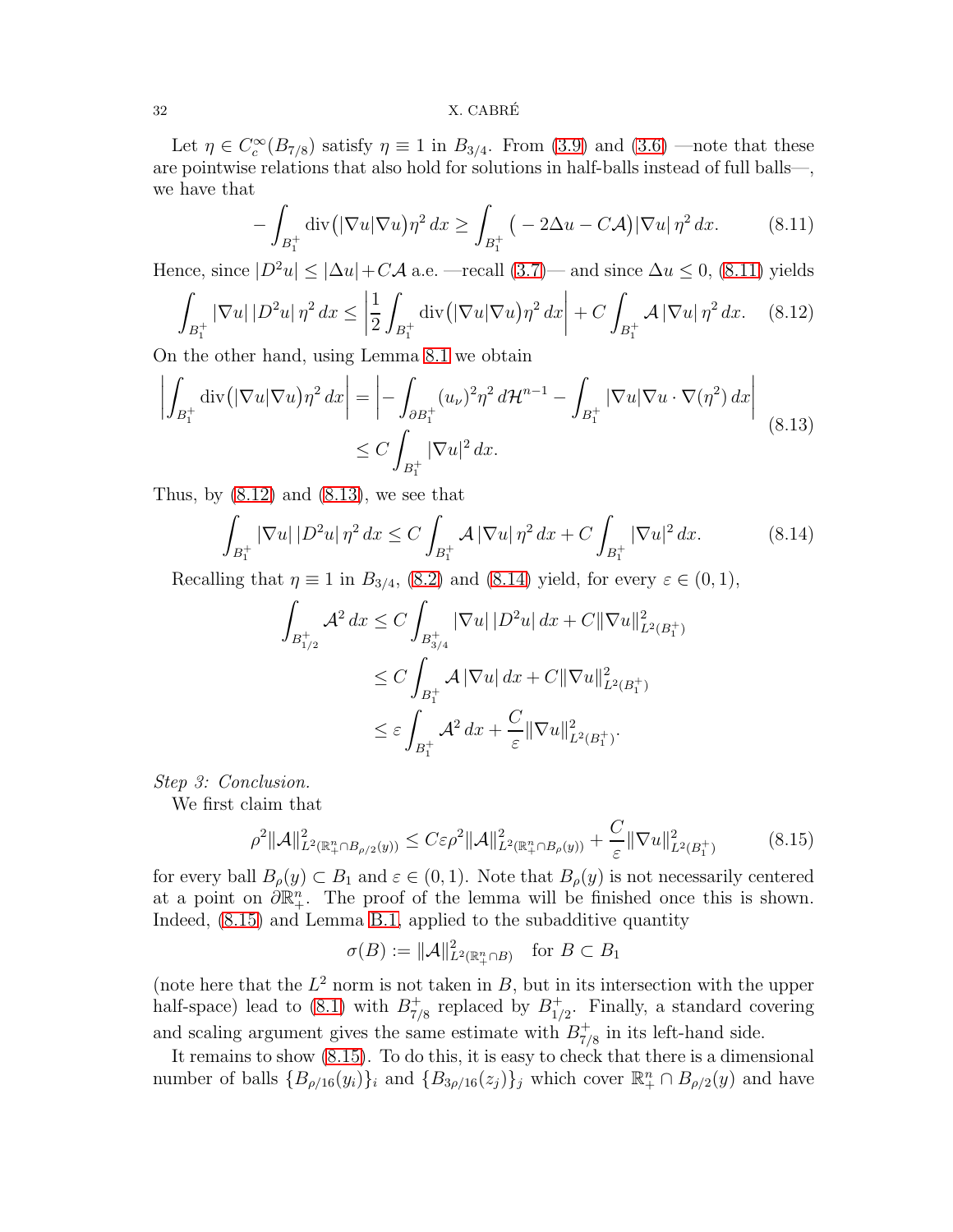Let $\eta \in C_c^\infty(B_{7/8})$ satisfy $\eta \equiv 1$ in $B_{3/4}$. From (3.9) and (3.6) —note that these are pointwise relations that also hold for solutions in half-balls instead of full balls—, we have that

$$-\int_{B_1^+} \operatorname{div}\big(|\nabla u|\nabla u\big)\eta^2\,dx \geq \int_{B_1^+} \big(-2\Delta u - C\mathcal{A}\big)|\nabla u|\,\eta^2\,dx. \tag{8.11}$$

Hence, since $|D^2 u| \leq |\Delta u| + C\mathcal{A}$ a.e. —recall (3.7)— and since $\Delta u \leq 0$, (8.11) yields

$$\int_{B_1^+} |\nabla u|\,|D^2 u|\,\eta^2\,dx \leq \left|\frac{1}{2}\int_{B_1^+} \operatorname{div}\big(|\nabla u|\nabla u\big)\eta^2\,dx\right| + C\int_{B_1^+} \mathcal{A}\,|\nabla u|\,\eta^2\,dx. \tag{8.12}$$

On the other hand, using Lemma 8.1 we obtain

$$\begin{aligned}\left|\int_{B_1^+} \operatorname{div}\big(|\nabla u|\nabla u\big)\eta^2\,dx\right| &= \left|-\int_{\partial B_1^+} (u_\nu)^2\eta^2\,d\mathcal{H}^{n-1} - \int_{B_1^+} |\nabla u|\nabla u\cdot\nabla(\eta^2)\,dx\right| \\ &\leq C\int_{B_1^+} |\nabla u|^2\,dx.\end{aligned} \tag{8.13}$$

Thus, by (8.12) and (8.13), we see that

$$\int_{B_1^+} |\nabla u|\,|D^2 u|\,\eta^2\,dx \leq C\int_{B_1^+} \mathcal{A}\,|\nabla u|\,\eta^2\,dx + C\int_{B_1^+} |\nabla u|^2\,dx. \tag{8.14}$$

Recalling that $\eta \equiv 1$ in $B_{3/4}$, (8.2) and (8.14) yield, for every $\varepsilon \in (0,1)$,

$$\begin{aligned}\int_{B_{1/2}^+} \mathcal{A}^2\,dx &\leq C\int_{B_{3/4}^+} |\nabla u|\,|D^2 u|\,dx + C\|\nabla u\|^2_{L^2(B_1^+)} \\ &\leq C\int_{B_1^+} \mathcal{A}\,|\nabla u|\,dx + C\|\nabla u\|^2_{L^2(B_1^+)} \\ &\leq \varepsilon\int_{B_1^+} \mathcal{A}^2\,dx + \frac{C}{\varepsilon}\|\nabla u\|^2_{L^2(B_1^+)}.\end{aligned}$$

*Step 3: Conclusion.*

We first claim that

$$\rho^2\|\mathcal{A}\|^2_{L^2(\mathbb{R}^n_+\cap B_{\rho/2}(y))} \leq C\varepsilon\rho^2\|\mathcal{A}\|^2_{L^2(\mathbb{R}^n_+\cap B_\rho(y))} + \frac{C}{\varepsilon}\|\nabla u\|^2_{L^2(B_1^+)} \tag{8.15}$$

for every ball $B_\rho(y) \subset B_1$ and $\varepsilon \in (0,1)$. Note that $B_\rho(y)$ is not necessarily centered at a point on $\partial\mathbb{R}^n_+$. The proof of the lemma will be finished once this is shown. Indeed, (8.15) and Lemma B.1, applied to the subadditive quantity

$$\sigma(B) := \|\mathcal{A}\|^2_{L^2(\mathbb{R}^n_+\cap B)} \quad \text{for } B \subset B_1$$

(note here that the $L^2$ norm is not taken in $B$, but in its intersection with the upper half-space) lead to (8.1) with $B^+_{7/8}$ replaced by $B^+_{1/2}$. Finally, a standard covering and scaling argument gives the same estimate with $B^+_{7/8}$ in its left-hand side.

It remains to show (8.15). To do this, it is easy to check that there is a dimensional number of balls $\{B_{\rho/16}(y_i)\}_i$ and $\{B_{3\rho/16}(z_j)\}_j$ which cover $\mathbb{R}^n_+ \cap B_{\rho/2}(y)$ and have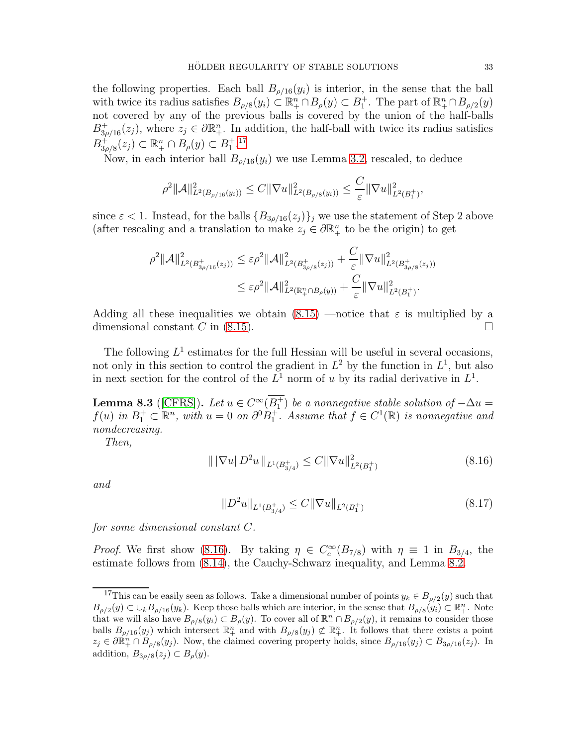the following properties. Each ball $B_{\rho/16}(y_i)$ is interior, in the sense that the ball with twice its radius satisfies $B_{\rho/8}(y_i) \subset \mathbb{R}^n_+ \cap B_\rho(y) \subset B_1^+$. The part of $\mathbb{R}^n_+ \cap B_{\rho/2}(y)$ not covered by any of the previous balls is covered by the union of the half-balls $B^+_{3\rho/16}(z_j)$, where $z_j \in \partial\mathbb{R}^n_+$. In addition, the half-ball with twice its radius satisfies $B^+_{3\rho/8}(z_j) \subset \mathbb{R}^n_+ \cap B_\rho(y) \subset B_1^+$.[17]

Now, in each interior ball $B_{\rho/16}(y_i)$ we use Lemma 3.2, rescaled, to deduce

$$\rho^2 \|\mathcal{A}\|^2_{L^2(B_{\rho/16}(y_i))} \leq C\|\nabla u\|^2_{L^2(B_{\rho/8}(y_i))} \leq \frac{C}{\varepsilon}\|\nabla u\|^2_{L^2(B_1^+)},$$

since $\varepsilon < 1$. Instead, for the balls $\{B_{3\rho/16}(z_j)\}_j$ we use the statement of Step 2 above (after rescaling and a translation to make $z_j \in \partial\mathbb{R}^n_+$ to be the origin) to get

$$\begin{aligned}
\rho^2 \|\mathcal{A}\|^2_{L^2(B^+_{3\rho/16}(z_j))} &\leq \varepsilon\rho^2\|\mathcal{A}\|^2_{L^2(B^+_{3\rho/8}(z_j))} + \frac{C}{\varepsilon}\|\nabla u\|^2_{L^2(B^+_{3\rho/8}(z_j))} \\
&\leq \varepsilon\rho^2\|\mathcal{A}\|^2_{L^2(\mathbb{R}^n_+ \cap B_\rho(y))} + \frac{C}{\varepsilon}\|\nabla u\|^2_{L^2(B_1^+)}.
\end{aligned}$$

Adding all these inequalities we obtain (8.15) —notice that $\varepsilon$ is multiplied by a dimensional constant $C$ in (8.15). $\square$

The following $L^1$ estimates for the full Hessian will be useful in several occasions, not only in this section to control the gradient in $L^2$ by the function in $L^1$, but also in next section for the control of the $L^1$ norm of $u$ by its radial derivative in $L^1$.

**Lemma 8.3** ([CFRS]). *Let $u \in C^\infty(\overline{B_1^+})$ be a nonnegative stable solution of $-\Delta u = f(u)$ in $B_1^+ \subset \mathbb{R}^n$, with $u = 0$ on $\partial^0 B_1^+$. Assume that $f \in C^1(\mathbb{R})$ is nonnegative and nondecreasing.*

*Then,*

$$\| \, |\nabla u| \, D^2 u \, \|_{L^1(B^+_{3/4})} \leq C\|\nabla u\|^2_{L^2(B_1^+)} \tag{8.16}$$

*and*

$$\|D^2 u\|_{L^1(B^+_{3/4})} \leq C\|\nabla u\|_{L^2(B_1^+)} \tag{8.17}$$

*for some dimensional constant $C$.*

*Proof.* We first show (8.16). By taking $\eta \in C_c^\infty(B_{7/8})$ with $\eta \equiv 1$ in $B_{3/4}$, the estimate follows from (8.14), the Cauchy-Schwarz inequality, and Lemma 8.2.

---

[17] This can be easily seen as follows. Take a dimensional number of points $y_k \in B_{\rho/2}(y)$ such that $B_{\rho/2}(y) \subset \cup_k B_{\rho/16}(y_k)$. Keep those balls which are interior, in the sense that $B_{\rho/8}(y_i) \subset \mathbb{R}^n_+$. Note that we will also have $B_{\rho/8}(y_i) \subset B_\rho(y)$. To cover all of $\mathbb{R}^n_+ \cap B_{\rho/2}(y)$, it remains to consider those balls $B_{\rho/16}(y_j)$ which intersect $\mathbb{R}^n_+$ and with $B_{\rho/8}(y_j) \not\subset \mathbb{R}^n_+$. It follows that there exists a point $z_j \in \partial\mathbb{R}^n_+ \cap B_{\rho/8}(y_j)$. Now, the claimed covering property holds, since $B_{\rho/16}(y_j) \subset B_{3\rho/16}(z_j)$. In addition, $B_{3\rho/8}(z_j) \subset B_\rho(y)$.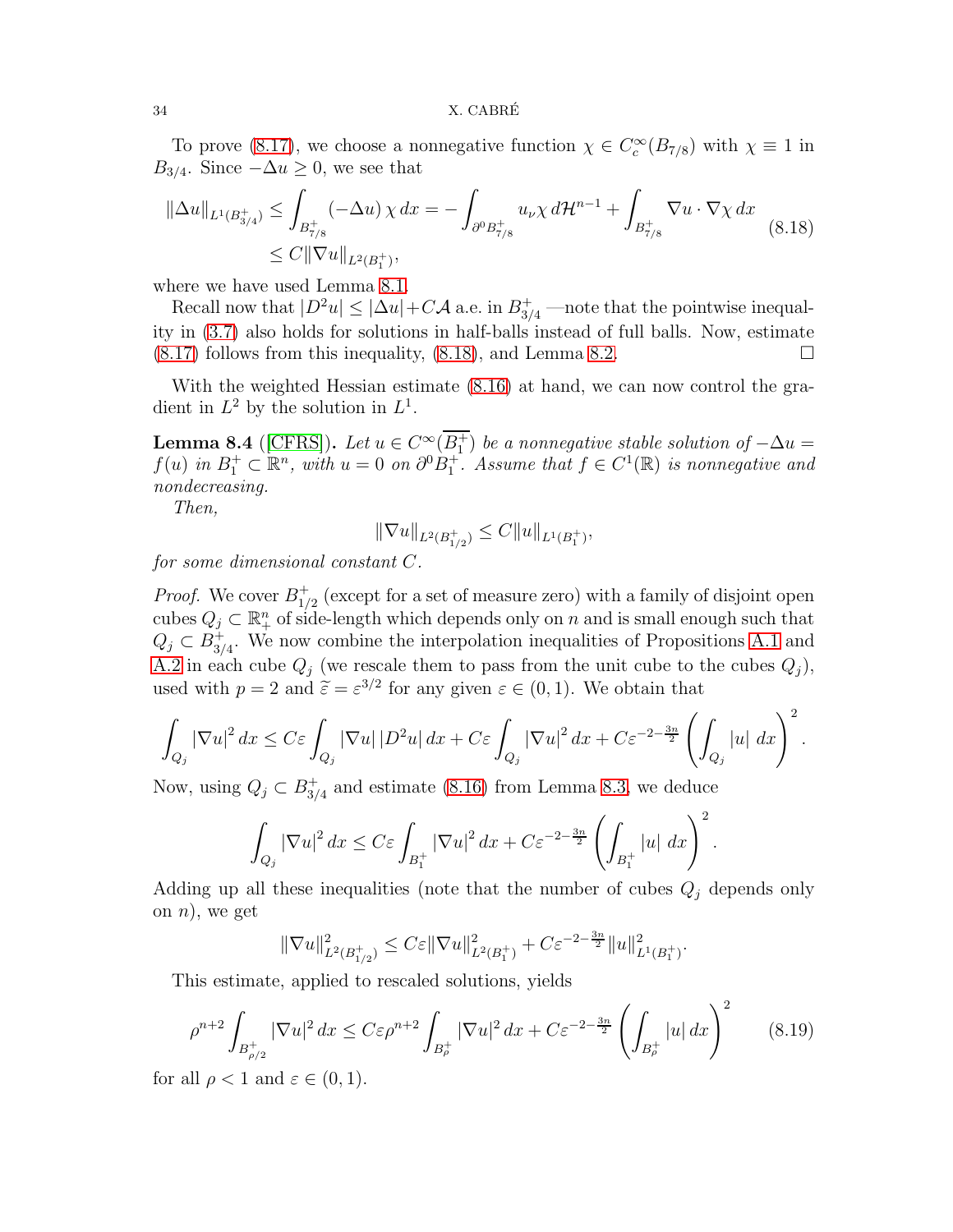To prove (8.17), we choose a nonnegative function $\chi \in C_c^\infty(B_{7/8})$ with $\chi \equiv 1$ in $B_{3/4}$. Since $-\Delta u \geq 0$, we see that

$$
\begin{aligned}
\|\Delta u\|_{L^1(B^+_{3/4})} &\leq \int_{B^+_{7/8}} (-\Delta u)\, \chi \, dx = -\int_{\partial^0 B^+_{7/8}} u_\nu \chi \, d\mathcal{H}^{n-1} + \int_{B^+_{7/8}} \nabla u \cdot \nabla \chi \, dx \\
&\leq C \|\nabla u\|_{L^2(B_1^+)},
\end{aligned} \tag{8.18}
$$

where we have used Lemma 8.1.

Recall now that $|D^2 u| \leq |\Delta u| + C\mathcal{A}$ a.e. in $B^+_{3/4}$ —note that the pointwise inequality in (3.7) also holds for solutions in half-balls instead of full balls. Now, estimate (8.17) follows from this inequality, (8.18), and Lemma 8.2. $\square$

With the weighted Hessian estimate (8.16) at hand, we can now control the gradient in $L^2$ by the solution in $L^1$.

**Lemma 8.4** ([CFRS]). *Let $u \in C^\infty(\overline{B_1^+})$ be a nonnegative stable solution of $-\Delta u = f(u)$ in $B_1^+ \subset \mathbb{R}^n$, with $u = 0$ on $\partial^0 B_1^+$. Assume that $f \in C^1(\mathbb{R})$ is nonnegative and nondecreasing.*

*Then,*

$$
\|\nabla u\|_{L^2(B^+_{1/2})} \leq C \|u\|_{L^1(B_1^+)},
$$

*for some dimensional constant $C$.*

*Proof.* We cover $B^+_{1/2}$ (except for a set of measure zero) with a family of disjoint open cubes $Q_j \subset \mathbb{R}^n_+$ of side-length which depends only on $n$ and is small enough such that $Q_j \subset B^+_{3/4}$. We now combine the interpolation inequalities of Propositions A.1 and A.2 in each cube $Q_j$ (we rescale them to pass from the unit cube to the cubes $Q_j$), used with $p = 2$ and $\widetilde{\varepsilon} = \varepsilon^{3/2}$ for any given $\varepsilon \in (0,1)$. We obtain that

$$
\int_{Q_j} |\nabla u|^2 \, dx \leq C\varepsilon \int_{Q_j} |\nabla u| \, |D^2 u| \, dx + C\varepsilon \int_{Q_j} |\nabla u|^2 \, dx + C\varepsilon^{-2-\frac{3n}{2}} \left( \int_{Q_j} |u| \, dx \right)^2.
$$

Now, using $Q_j \subset B^+_{3/4}$ and estimate (8.16) from Lemma 8.3, we deduce

$$
\int_{Q_j} |\nabla u|^2 \, dx \leq C\varepsilon \int_{B_1^+} |\nabla u|^2 \, dx + C\varepsilon^{-2-\frac{3n}{2}} \left( \int_{B_1^+} |u| \, dx \right)^2.
$$

Adding up all these inequalities (note that the number of cubes $Q_j$ depends only on $n$), we get

$$
\|\nabla u\|^2_{L^2(B^+_{1/2})} \leq C\varepsilon \|\nabla u\|^2_{L^2(B_1^+)} + C\varepsilon^{-2-\frac{3n}{2}} \|u\|^2_{L^1(B_1^+)}.
$$

This estimate, applied to rescaled solutions, yields

$$
\rho^{n+2} \int_{B^+_{\rho/2}} |\nabla u|^2 \, dx \leq C\varepsilon \rho^{n+2} \int_{B^+_\rho} |\nabla u|^2 \, dx + C\varepsilon^{-2-\frac{3n}{2}} \left( \int_{B^+_\rho} |u| \, dx \right)^2 \tag{8.19}
$$

for all $\rho < 1$ and $\varepsilon \in (0,1)$.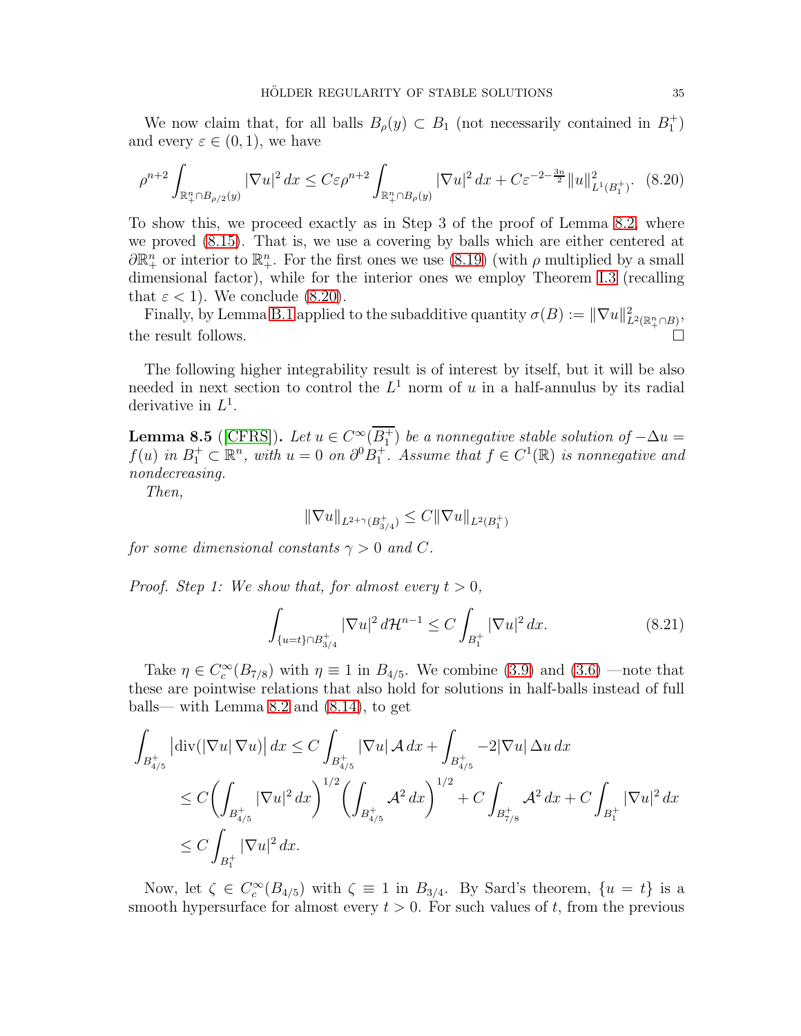We now claim that, for all balls $B_\rho(y) \subset B_1$ (not necessarily contained in $B_1^+$) and every $\varepsilon \in (0,1)$, we have

$$\rho^{n+2} \int_{\mathbb{R}^n_+ \cap B_{\rho/2}(y)} |\nabla u|^2 \, dx \leq C\varepsilon \rho^{n+2} \int_{\mathbb{R}^n_+ \cap B_\rho(y)} |\nabla u|^2 \, dx + C\varepsilon^{-2-\frac{3n}{2}} \|u\|^2_{L^1(B_1^+)}. \quad (8.20)$$

To show this, we proceed exactly as in Step 3 of the proof of Lemma 8.2, where we proved (8.15). That is, we use a covering by balls which are either centered at $\partial\mathbb{R}^n_+$ or interior to $\mathbb{R}^n_+$. For the first ones we use (8.19) (with $\rho$ multiplied by a small dimensional factor), while for the interior ones we employ Theorem 1.3 (recalling that $\varepsilon < 1$). We conclude (8.20).

Finally, by Lemma B.1 applied to the subadditive quantity $\sigma(B) := \|\nabla u\|^2_{L^2(\mathbb{R}^n_+ \cap B)}$, the result follows. $\square$

The following higher integrability result is of interest by itself, but it will be also needed in next section to control the $L^1$ norm of $u$ in a half-annulus by its radial derivative in $L^1$.

**Lemma 8.5** ([CFRS]). *Let $u \in C^\infty(\overline{B_1^+})$ be a nonnegative stable solution of $-\Delta u = f(u)$ in $B_1^+ \subset \mathbb{R}^n$, with $u = 0$ on $\partial^0 B_1^+$. Assume that $f \in C^1(\mathbb{R})$ is nonnegative and nondecreasing.*

*Then,*

$$\|\nabla u\|_{L^{2+\gamma}(B_{3/4}^+)} \leq C \|\nabla u\|_{L^2(B_1^+)}$$

*for some dimensional constants $\gamma > 0$ and $C$.*

*Proof. Step 1: We show that, for almost every $t > 0$,*

$$\int_{\{u=t\}\cap B_{3/4}^+} |\nabla u|^2 \, d\mathcal{H}^{n-1} \leq C \int_{B_1^+} |\nabla u|^2 \, dx. \quad (8.21)$$

Take $\eta \in C_c^\infty(B_{7/8})$ with $\eta \equiv 1$ in $B_{4/5}$. We combine (3.9) and (3.6) —note that these are pointwise relations that also hold for solutions in half-balls instead of full balls— with Lemma 8.2 and (8.14), to get

$$\begin{aligned}
\int_{B_{4/5}^+} \left|\operatorname{div}(|\nabla u|\,\nabla u)\right| dx &\leq C \int_{B_{4/5}^+} |\nabla u|\,\mathcal{A}\, dx + \int_{B_{4/5}^+} -2|\nabla u|\,\Delta u \, dx \\
&\leq C \left( \int_{B_{4/5}^+} |\nabla u|^2 \, dx \right)^{1/2} \left( \int_{B_{4/5}^+} \mathcal{A}^2 \, dx \right)^{1/2} + C \int_{B_{7/8}^+} \mathcal{A}^2 \, dx + C \int_{B_1^+} |\nabla u|^2 \, dx \\
&\leq C \int_{B_1^+} |\nabla u|^2 \, dx.
\end{aligned}$$

Now, let $\zeta \in C_c^\infty(B_{4/5})$ with $\zeta \equiv 1$ in $B_{3/4}$. By Sard's theorem, $\{u = t\}$ is a smooth hypersurface for almost every $t > 0$. For such values of $t$, from the previous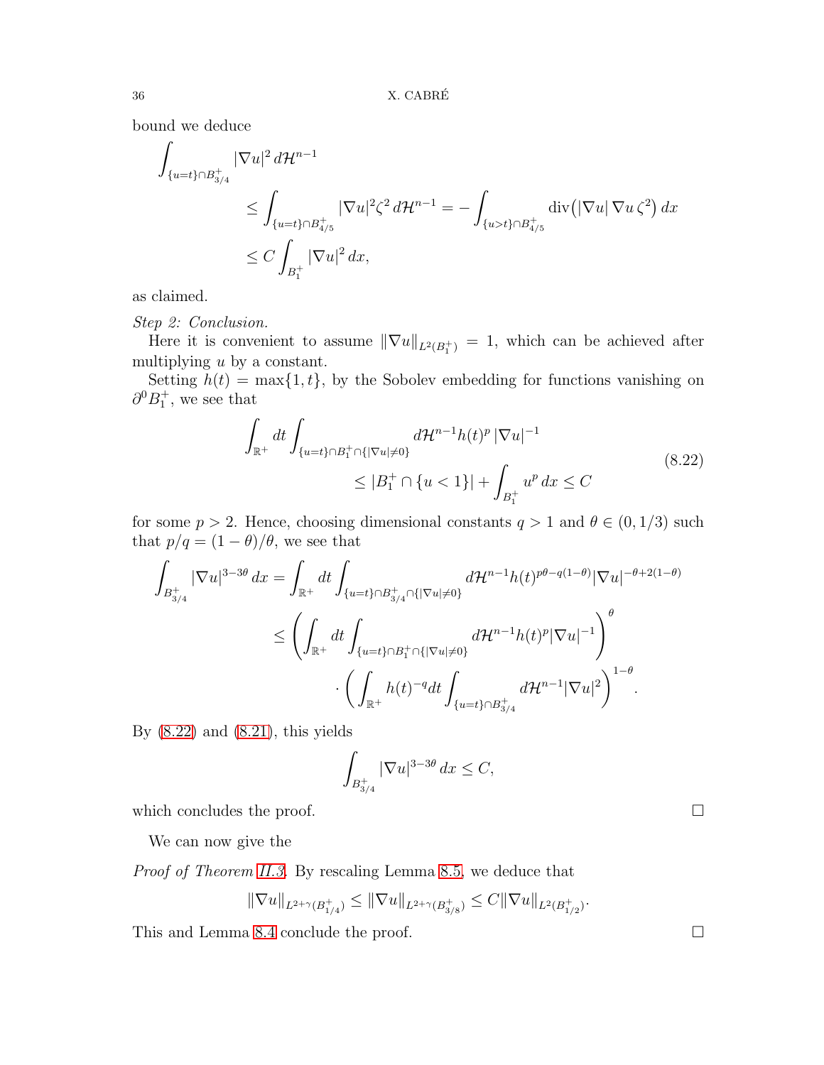bound we deduce

$$
\begin{aligned}
\int_{\{u=t\}\cap B^+_{3/4}} &|\nabla u|^2 \, d\mathcal{H}^{n-1} \\
&\leq \int_{\{u=t\}\cap B^+_{4/5}} |\nabla u|^2 \zeta^2 \, d\mathcal{H}^{n-1} = -\int_{\{u>t\}\cap B^+_{4/5}} \operatorname{div}\big(|\nabla u| \, \nabla u \, \zeta^2\big) \, dx \\
&\leq C \int_{B^+_1} |\nabla u|^2 \, dx,
\end{aligned}
$$

as claimed.

*Step 2: Conclusion.*

Here it is convenient to assume $\|\nabla u\|_{L^2(B^+_1)} = 1$, which can be achieved after multiplying $u$ by a constant.

Setting $h(t) = \max\{1, t\}$, by the Sobolev embedding for functions vanishing on $\partial^0 B^+_1$, we see that

$$
\begin{aligned}
\int_{\mathbb{R}^+} dt \int_{\{u=t\}\cap B^+_1 \cap \{|\nabla u|\neq 0\}} & d\mathcal{H}^{n-1} h(t)^p \, |\nabla u|^{-1} \\
&\leq |B^+_1 \cap \{u<1\}| + \int_{B^+_1} u^p \, dx \leq C
\end{aligned}
\tag{8.22}
$$

for some $p > 2$. Hence, choosing dimensional constants $q > 1$ and $\theta \in (0, 1/3)$ such that $p/q = (1-\theta)/\theta$, we see that

$$
\begin{aligned}
\int_{B^+_{3/4}} |\nabla u|^{3-3\theta} \, dx &= \int_{\mathbb{R}^+} dt \int_{\{u=t\}\cap B^+_{3/4} \cap \{|\nabla u|\neq 0\}} d\mathcal{H}^{n-1} h(t)^{p\theta - q(1-\theta)} |\nabla u|^{-\theta + 2(1-\theta)} \\
&\leq \left( \int_{\mathbb{R}^+} dt \int_{\{u=t\}\cap B^+_1 \cap \{|\nabla u|\neq 0\}} d\mathcal{H}^{n-1} h(t)^p |\nabla u|^{-1} \right)^{\theta} \\
&\qquad \cdot \left( \int_{\mathbb{R}^+} h(t)^{-q} dt \int_{\{u=t\}\cap B^+_{3/4}} d\mathcal{H}^{n-1} |\nabla u|^2 \right)^{1-\theta}.
\end{aligned}
$$

By (8.22) and (8.21), this yields

$$
\int_{B^+_{3/4}} |\nabla u|^{3-3\theta} \, dx \leq C,
$$

which concludes the proof. $\square$

We can now give the

*Proof of Theorem II.3.* By rescaling Lemma 8.5, we deduce that

$$
\|\nabla u\|_{L^{2+\gamma}(B^+_{1/4})} \leq \|\nabla u\|_{L^{2+\gamma}(B^+_{3/8})} \leq C \|\nabla u\|_{L^2(B^+_{1/2})}.
$$

This and Lemma 8.4 conclude the proof. $\square$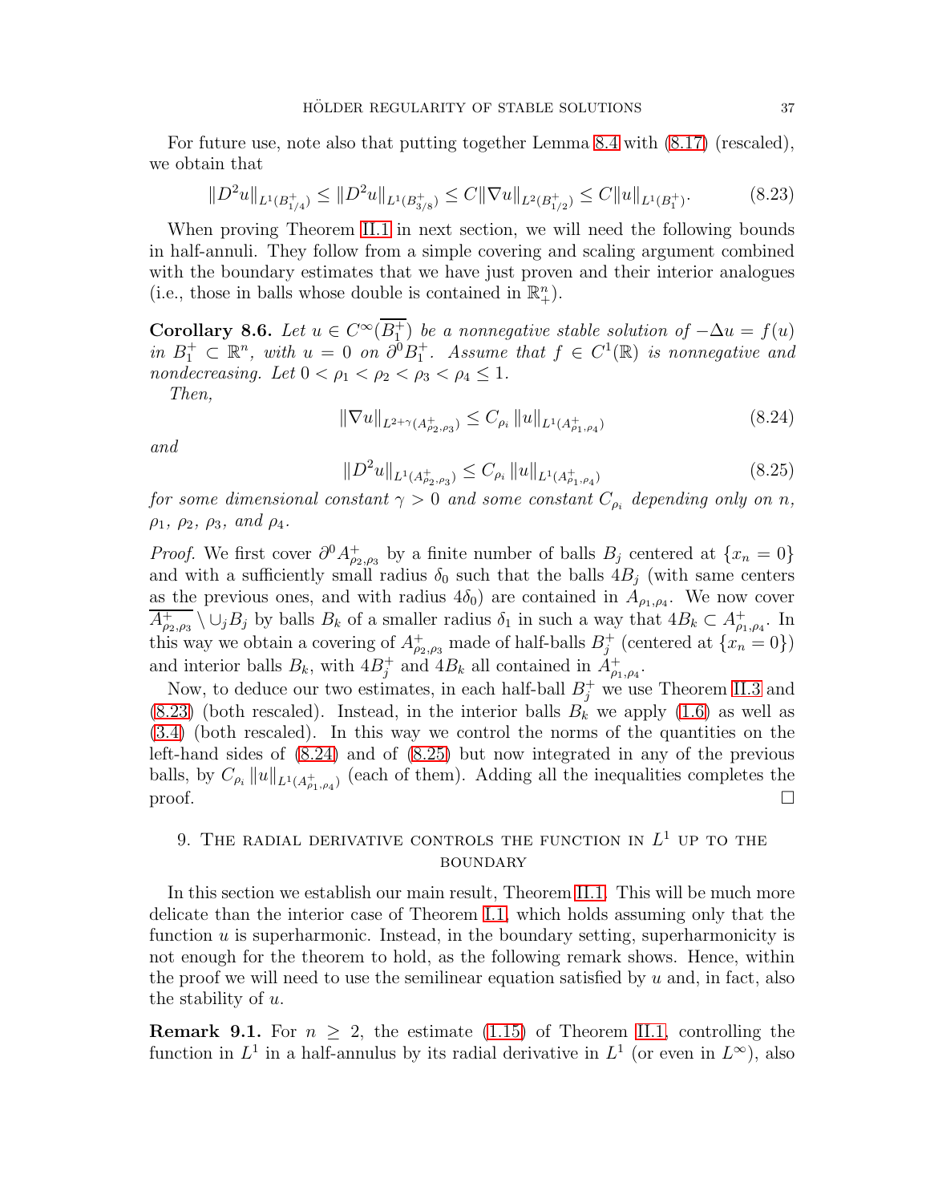For future use, note also that putting together Lemma 8.4 with (8.17) (rescaled), we obtain that

$$\|D^2 u\|_{L^1(B^+_{1/4})} \le \|D^2 u\|_{L^1(B^+_{3/8})} \le C\|\nabla u\|_{L^2(B^+_{1/2})} \le C\|u\|_{L^1(B^+_1)}. \tag{8.23}$$

When proving Theorem II.1 in next section, we will need the following bounds in half-annuli. They follow from a simple covering and scaling argument combined with the boundary estimates that we have just proven and their interior analogues (i.e., those in balls whose double is contained in $\mathbb{R}^n_+$).

**Corollary 8.6.** *Let $u \in C^\infty(\overline{B^+_1})$ be a nonnegative stable solution of $-\Delta u = f(u)$ in $B^+_1 \subset \mathbb{R}^n$, with $u = 0$ on $\partial^0 B^+_1$. Assume that $f \in C^1(\mathbb{R})$ is nonnegative and nondecreasing. Let $0 < \rho_1 < \rho_2 < \rho_3 < \rho_4 \le 1$.*

*Then,*

$$\|\nabla u\|_{L^{2+\gamma}(A^+_{\rho_2,\rho_3})} \le C_{\rho_i}\, \|u\|_{L^1(A^+_{\rho_1,\rho_4})} \tag{8.24}$$

*and*

$$\|D^2 u\|_{L^1(A^+_{\rho_2,\rho_3})} \le C_{\rho_i}\, \|u\|_{L^1(A^+_{\rho_1,\rho_4})} \tag{8.25}$$

*for some dimensional constant $\gamma > 0$ and some constant $C_{\rho_i}$ depending only on $n$, $\rho_1$, $\rho_2$, $\rho_3$, and $\rho_4$.*

*Proof.* We first cover $\partial^0 A^+_{\rho_2,\rho_3}$ by a finite number of balls $B_j$ centered at $\{x_n = 0\}$ and with a sufficiently small radius $\delta_0$ such that the balls $4B_j$ (with same centers as the previous ones, and with radius $4\delta_0$) are contained in $A_{\rho_1,\rho_4}$. We now cover $\overline{A^+_{\rho_2,\rho_3}} \setminus \cup_j B_j$ by balls $B_k$ of a smaller radius $\delta_1$ in such a way that $4B_k \subset A^+_{\rho_1,\rho_4}$. In this way we obtain a covering of $A^+_{\rho_2,\rho_3}$ made of half-balls $B^+_j$ (centered at $\{x_n = 0\}$) and interior balls $B_k$, with $4B^+_j$ and $4B_k$ all contained in $A^+_{\rho_1,\rho_4}$.

Now, to deduce our two estimates, in each half-ball $B^+_j$ we use Theorem II.3 and (8.23) (both rescaled). Instead, in the interior balls $B_k$ we apply (1.6) as well as (3.4) (both rescaled). In this way we control the norms of the quantities on the left-hand sides of (8.24) and of (8.25) but now integrated in any of the previous balls, by $C_{\rho_i}\, \|u\|_{L^1(A^+_{\rho_1,\rho_4})}$ (each of them). Adding all the inequalities completes the proof. $\square$

## 9. The radial derivative controls the function in $L^1$ up to the boundary

In this section we establish our main result, Theorem II.1. This will be much more delicate than the interior case of Theorem I.1, which holds assuming only that the function $u$ is superharmonic. Instead, in the boundary setting, superharmonicity is not enough for the theorem to hold, as the following remark shows. Hence, within the proof we will need to use the semilinear equation satisfied by $u$ and, in fact, also the stability of $u$.

**Remark 9.1.** For $n \ge 2$, the estimate (1.15) of Theorem II.1, controlling the function in $L^1$ in a half-annulus by its radial derivative in $L^1$ (or even in $L^\infty$), also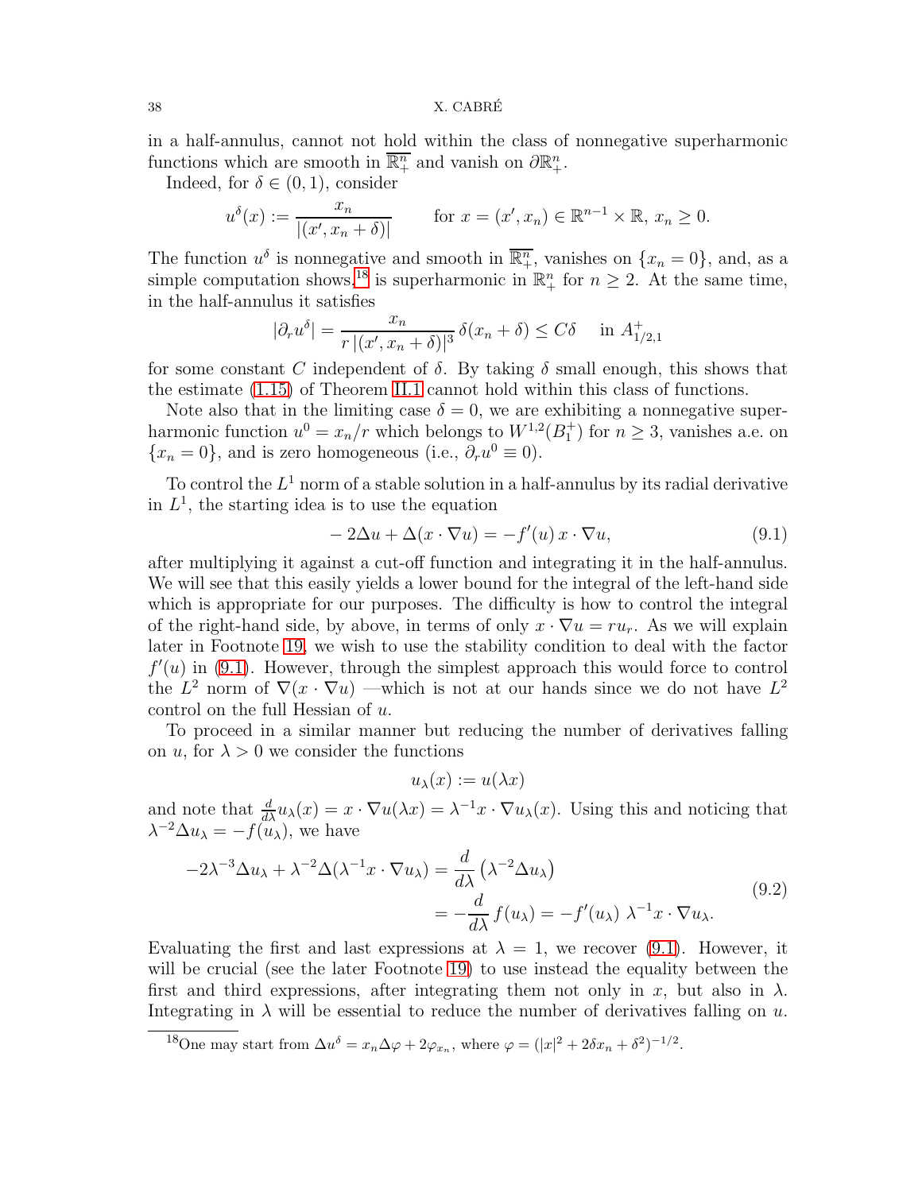in a half-annulus, cannot not hold within the class of nonnegative superharmonic functions which are smooth in $\overline{\mathbb{R}^n_+}$ and vanish on $\partial\mathbb{R}^n_+$.

Indeed, for $\delta \in (0,1)$, consider

$$u^\delta(x) := \frac{x_n}{|(x', x_n+\delta)|} \qquad \text{for } x = (x', x_n) \in \mathbb{R}^{n-1}\times\mathbb{R},\ x_n \geq 0.$$

The function $u^\delta$ is nonnegative and smooth in $\overline{\mathbb{R}^n_+}$, vanishes on $\{x_n = 0\}$, and, as a simple computation shows,[18] is superharmonic in $\mathbb{R}^n_+$ for $n \geq 2$. At the same time, in the half-annulus it satisfies

$$|\partial_r u^\delta| = \frac{x_n}{r\,|(x', x_n+\delta)|^3}\,\delta(x_n+\delta) \leq C\delta \quad \text{ in } A^+_{1/2,1}$$

for some constant $C$ independent of $\delta$. By taking $\delta$ small enough, this shows that the estimate (1.15) of Theorem II.1 cannot hold within this class of functions.

Note also that in the limiting case $\delta = 0$, we are exhibiting a nonnegative superharmonic function $u^0 = x_n/r$ which belongs to $W^{1,2}(B_1^+)$ for $n \geq 3$, vanishes a.e. on $\{x_n = 0\}$, and is zero homogeneous (i.e., $\partial_r u^0 \equiv 0$).

To control the $L^1$ norm of a stable solution in a half-annulus by its radial derivative in $L^1$, the starting idea is to use the equation

$$-2\Delta u + \Delta(x\cdot\nabla u) = -f'(u)\,x\cdot\nabla u, \tag{9.1}$$

after multiplying it against a cut-off function and integrating it in the half-annulus. We will see that this easily yields a lower bound for the integral of the left-hand side which is appropriate for our purposes. The difficulty is how to control the integral of the right-hand side, by above, in terms of only $x\cdot\nabla u = r u_r$. As we will explain later in Footnote 19, we wish to use the stability condition to deal with the factor $f'(u)$ in (9.1). However, through the simplest approach this would force to control the $L^2$ norm of $\nabla(x\cdot\nabla u)$ —which is not at our hands since we do not have $L^2$ control on the full Hessian of $u$.

To proceed in a similar manner but reducing the number of derivatives falling on $u$, for $\lambda > 0$ we consider the functions

$$u_\lambda(x) := u(\lambda x)$$

and note that $\frac{d}{d\lambda}u_\lambda(x) = x\cdot\nabla u(\lambda x) = \lambda^{-1}x\cdot\nabla u_\lambda(x)$. Using this and noticing that $\lambda^{-2}\Delta u_\lambda = -f(u_\lambda)$, we have

$$\begin{aligned}
-2\lambda^{-3}\Delta u_\lambda + \lambda^{-2}\Delta(\lambda^{-1}x\cdot\nabla u_\lambda) &= \frac{d}{d\lambda}\left(\lambda^{-2}\Delta u_\lambda\right) \\
&= -\frac{d}{d\lambda}\,f(u_\lambda) = -f'(u_\lambda)\;\lambda^{-1}x\cdot\nabla u_\lambda.
\end{aligned} \tag{9.2}$$

Evaluating the first and last expressions at $\lambda = 1$, we recover (9.1). However, it will be crucial (see the later Footnote 19) to use instead the equality between the first and third expressions, after integrating them not only in $x$, but also in $\lambda$. Integrating in $\lambda$ will be essential to reduce the number of derivatives falling on $u$.

---

[18] One may start from $\Delta u^\delta = x_n\Delta\varphi + 2\varphi_{x_n}$, where $\varphi = (|x|^2 + 2\delta x_n + \delta^2)^{-1/2}$.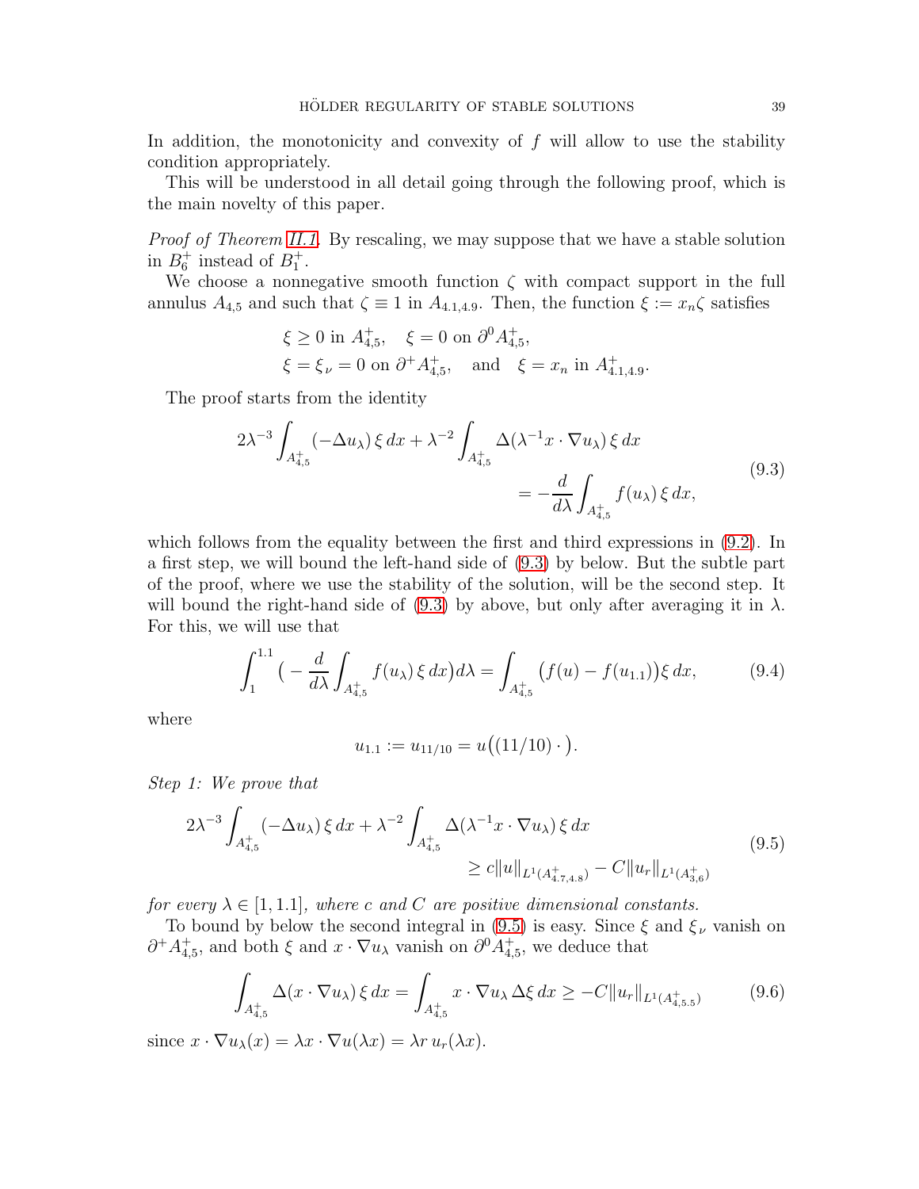In addition, the monotonicity and convexity of $f$ will allow to use the stability condition appropriately.

This will be understood in all detail going through the following proof, which is the main novelty of this paper.

*Proof of Theorem 11.1.* By rescaling, we may suppose that we have a stable solution in $B_6^+$ instead of $B_1^+$.

We choose a nonnegative smooth function $\zeta$ with compact support in the full annulus $A_{4,5}$ and such that $\zeta \equiv 1$ in $A_{4.1,4.9}$. Then, the function $\xi := x_n \zeta$ satisfies

$$
\begin{aligned}
&\xi \geq 0 \text{ in } A_{4,5}^+, \quad \xi = 0 \text{ on } \partial^0 A_{4,5}^+, \\
&\xi = \xi_\nu = 0 \text{ on } \partial^+ A_{4,5}^+, \quad \text{and} \quad \xi = x_n \text{ in } A_{4.1,4.9}^+.
\end{aligned}
$$

The proof starts from the identity

$$
\begin{aligned}
2\lambda^{-3} \int_{A_{4,5}^+} (-\Delta u_\lambda)\, \xi \, dx + \lambda^{-2} \int_{A_{4,5}^+} \Delta(\lambda^{-1} x \cdot \nabla u_\lambda)\, \xi \, dx& \\
= -\frac{d}{d\lambda} \int_{A_{4,5}^+} f(u_\lambda)\, \xi \, dx,&
\end{aligned}
\tag{9.3}
$$

which follows from the equality between the first and third expressions in (9.2). In a first step, we will bound the left-hand side of (9.3) by below. But the subtle part of the proof, where we use the stability of the solution, will be the second step. It will bound the right-hand side of (9.3) by above, but only after averaging it in $\lambda$. For this, we will use that

$$
\int_1^{1.1} \Big( -\frac{d}{d\lambda} \int_{A_{4,5}^+} f(u_\lambda)\, \xi \, dx \Big) d\lambda = \int_{A_{4,5}^+} \big( f(u) - f(u_{1.1}) \big) \xi \, dx, \tag{9.4}
$$

where

$$
u_{1.1} := u_{11/10} = u\big((11/10) \cdot \big).
$$

*Step 1: We prove that*

$$
\begin{aligned}
2\lambda^{-3} \int_{A_{4,5}^+} (-\Delta u_\lambda)\, \xi \, dx + \lambda^{-2} \int_{A_{4,5}^+} \Delta(\lambda^{-1} x \cdot \nabla u_\lambda)\, \xi \, dx& \\
\geq c \|u\|_{L^1(A_{4.7,4.8}^+)} - C \|u_r\|_{L^1(A_{3,6}^+)}&
\end{aligned}
\tag{9.5}
$$

*for every* $\lambda \in [1, 1.1]$, *where* $c$ *and* $C$ *are positive dimensional constants.*

To bound by below the second integral in (9.5) is easy. Since $\xi$ and $\xi_\nu$ vanish on $\partial^+ A_{4,5}^+$, and both $\xi$ and $x \cdot \nabla u_\lambda$ vanish on $\partial^0 A_{4,5}^+$, we deduce that

$$
\int_{A_{4,5}^+} \Delta(x \cdot \nabla u_\lambda)\, \xi \, dx = \int_{A_{4,5}^+} x \cdot \nabla u_\lambda \, \Delta \xi \, dx \geq -C \|u_r\|_{L^1(A_{4,5.5}^+)} \tag{9.6}
$$

since $x \cdot \nabla u_\lambda(x) = \lambda x \cdot \nabla u(\lambda x) = \lambda r\, u_r(\lambda x)$.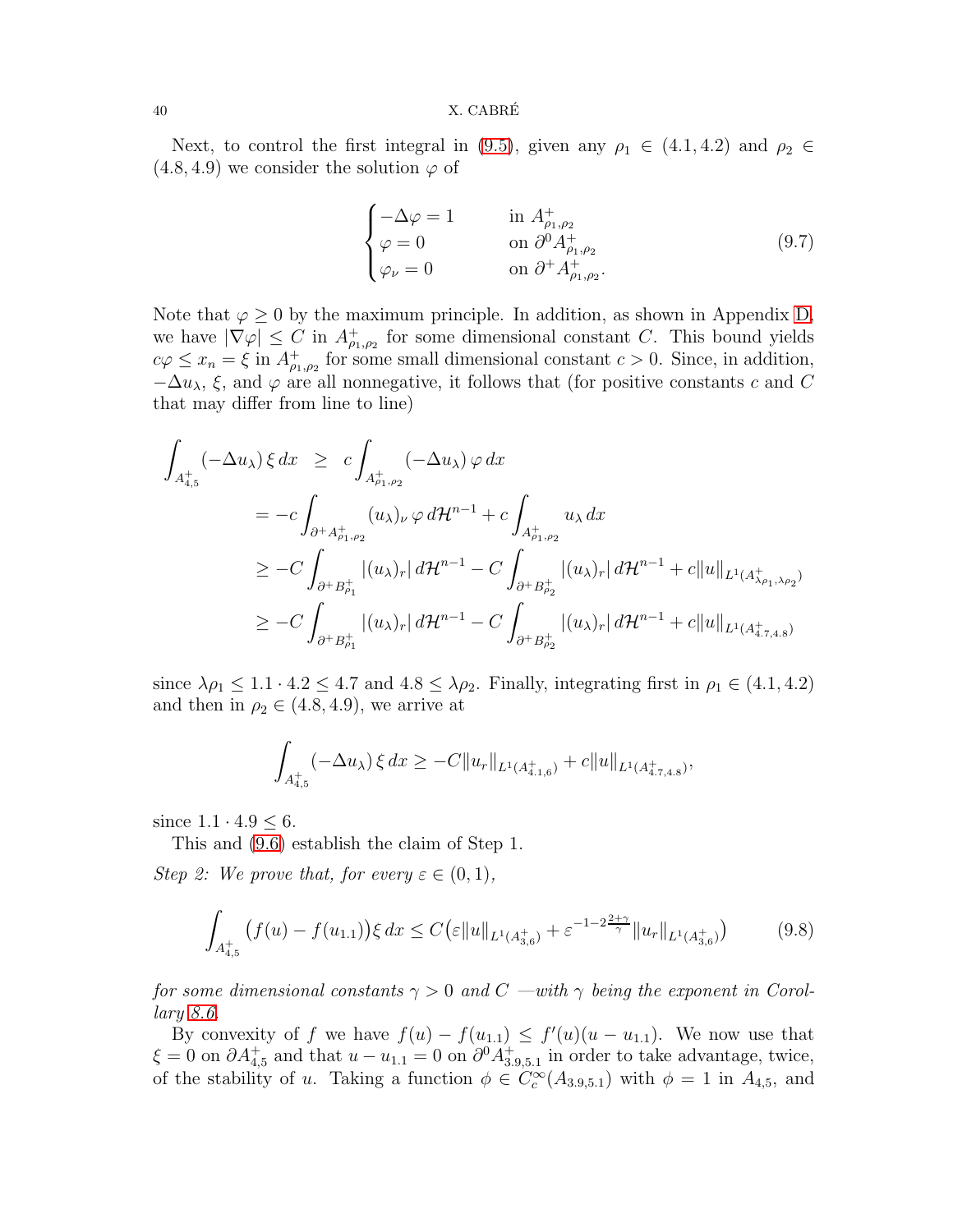Next, to control the first integral in (9.5), given any $\rho_1 \in (4.1, 4.2)$ and $\rho_2 \in (4.8, 4.9)$ we consider the solution $\varphi$ of

$$
\begin{cases}
-\Delta \varphi = 1 & \text{in } A^+_{\rho_1,\rho_2} \\
\varphi = 0 & \text{on } \partial^0 A^+_{\rho_1,\rho_2} \\
\varphi_\nu = 0 & \text{on } \partial^+ A^+_{\rho_1,\rho_2}.
\end{cases}
\tag{9.7}
$$

Note that $\varphi \geq 0$ by the maximum principle. In addition, as shown in Appendix D, we have $|\nabla \varphi| \leq C$ in $A^+_{\rho_1,\rho_2}$ for some dimensional constant $C$. This bound yields $c\varphi \leq x_n = \xi$ in $A^+_{\rho_1,\rho_2}$ for some small dimensional constant $c > 0$. Since, in addition, $-\Delta u_\lambda$, $\xi$, and $\varphi$ are all nonnegative, it follows that (for positive constants $c$ and $C$ that may differ from line to line)

$$
\begin{aligned}
\int_{A^+_{4,5}} (-\Delta u_\lambda)\, \xi \, dx \;&\geq\; c \int_{A^+_{\rho_1,\rho_2}} (-\Delta u_\lambda)\, \varphi \, dx \\
&= -c \int_{\partial^+ A^+_{\rho_1,\rho_2}} (u_\lambda)_\nu \, \varphi \, d\mathcal{H}^{n-1} + c \int_{A^+_{\rho_1,\rho_2}} u_\lambda \, dx \\
&\geq -C \int_{\partial^+ B^+_{\rho_1}} |(u_\lambda)_r| \, d\mathcal{H}^{n-1} - C \int_{\partial^+ B^+_{\rho_2}} |(u_\lambda)_r| \, d\mathcal{H}^{n-1} + c \|u\|_{L^1(A^+_{\lambda\rho_1,\lambda\rho_2})} \\
&\geq -C \int_{\partial^+ B^+_{\rho_1}} |(u_\lambda)_r| \, d\mathcal{H}^{n-1} - C \int_{\partial^+ B^+_{\rho_2}} |(u_\lambda)_r| \, d\mathcal{H}^{n-1} + c \|u\|_{L^1(A^+_{4.7,4.8})}
\end{aligned}
$$

since $\lambda\rho_1 \leq 1.1 \cdot 4.2 \leq 4.7$ and $4.8 \leq \lambda\rho_2$. Finally, integrating first in $\rho_1 \in (4.1, 4.2)$ and then in $\rho_2 \in (4.8, 4.9)$, we arrive at

$$
\int_{A^+_{4,5}} (-\Delta u_\lambda)\, \xi \, dx \geq -C \|u_r\|_{L^1(A^+_{4.1,6})} + c \|u\|_{L^1(A^+_{4.7,4.8})},
$$

since $1.1 \cdot 4.9 \leq 6$.

This and (9.6) establish the claim of Step 1.

*Step 2: We prove that, for every $\varepsilon \in (0,1)$,*

$$
\int_{A^+_{4,5}} \big(f(u) - f(u_{1.1})\big)\xi \, dx \leq C\big(\varepsilon \|u\|_{L^1(A^+_{3,6})} + \varepsilon^{-1-2\frac{2+\gamma}{\gamma}} \|u_r\|_{L^1(A^+_{3,6})}\big)
\tag{9.8}
$$

*for some dimensional constants $\gamma > 0$ and $C$ —with $\gamma$ being the exponent in Corollary 8.6.*

By convexity of $f$ we have $f(u) - f(u_{1.1}) \leq f'(u)(u - u_{1.1})$. We now use that $\xi = 0$ on $\partial A^+_{4,5}$ and that $u - u_{1.1} = 0$ on $\partial^0 A^+_{3.9,5.1}$ in order to take advantage, twice, of the stability of $u$. Taking a function $\phi \in C^\infty_c(A_{3.9,5.1})$ with $\phi = 1$ in $A_{4,5}$, and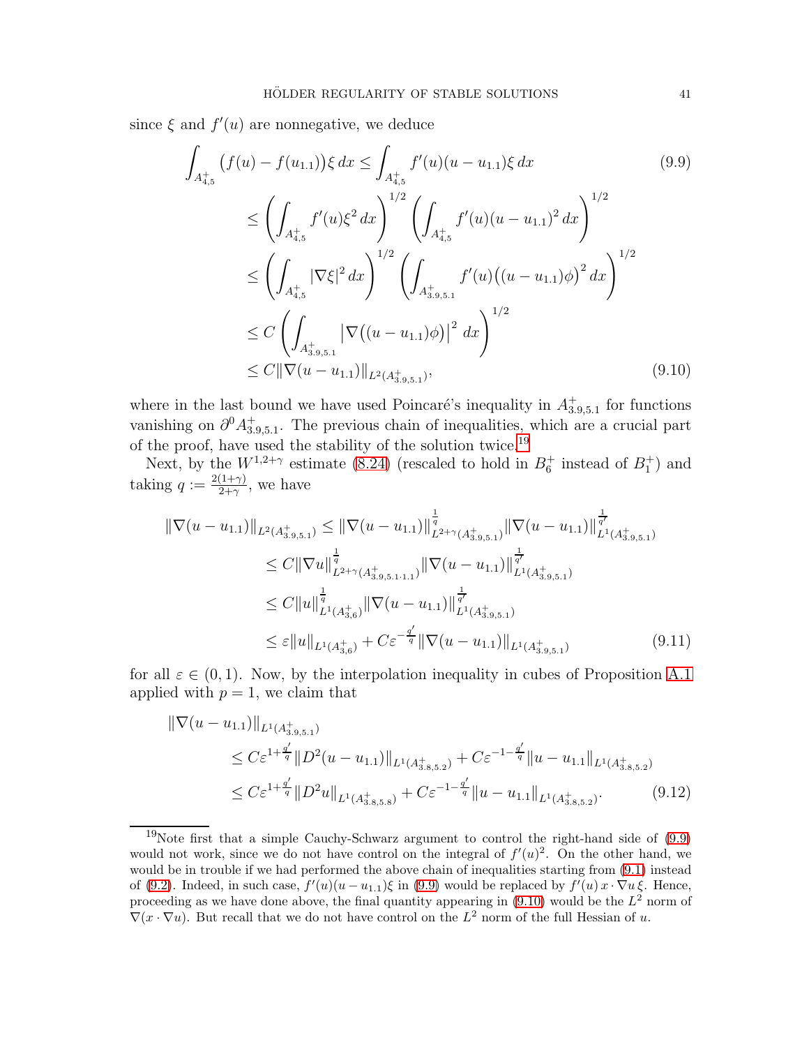since $\xi$ and $f'(u)$ are nonnegative, we deduce

$$
\begin{aligned}
\int_{A^+_{4,5}} \big(f(u)-f(u_{1.1})\big)\xi\,dx &\le \int_{A^+_{4,5}} f'(u)(u-u_{1.1})\xi\,dx \qquad (9.9)\\
&\le \left(\int_{A^+_{4,5}} f'(u)\xi^2\,dx\right)^{1/2}\left(\int_{A^+_{4,5}} f'(u)(u-u_{1.1})^2\,dx\right)^{1/2}\\
&\le \left(\int_{A^+_{4,5}} |\nabla\xi|^2\,dx\right)^{1/2}\left(\int_{A^+_{3.9,5.1}} f'(u)\big((u-u_{1.1})\phi\big)^2\,dx\right)^{1/2}\\
&\le C\left(\int_{A^+_{3.9,5.1}} \big|\nabla\big((u-u_{1.1})\phi\big)\big|^2\,dx\right)^{1/2}\\
&\le C\|\nabla(u-u_{1.1})\|_{L^2(A^+_{3.9,5.1})}, \qquad (9.10)
\end{aligned}
$$

where in the last bound we have used Poincaré's inequality in $A^+_{3.9,5.1}$ for functions vanishing on $\partial^0 A^+_{3.9,5.1}$. The previous chain of inequalities, which are a crucial part of the proof, have used the stability of the solution twice.[19]

Next, by the $W^{1,2+\gamma}$ estimate (8.24) (rescaled to hold in $B_6^+$ instead of $B_1^+$) and taking $q := \frac{2(1+\gamma)}{2+\gamma}$, we have

$$
\begin{aligned}
\|\nabla(u-u_{1.1})\|_{L^2(A^+_{3.9,5.1})} &\le \|\nabla(u-u_{1.1})\|^{\frac{1}{q}}_{L^{2+\gamma}(A^+_{3.9,5.1})}\|\nabla(u-u_{1.1})\|^{\frac{1}{q'}}_{L^1(A^+_{3.9,5.1})}\\
&\le C\|\nabla u\|^{\frac{1}{q}}_{L^{2+\gamma}(A^+_{3.9,5.1\cdot 1.1})}\|\nabla(u-u_{1.1})\|^{\frac{1}{q'}}_{L^1(A^+_{3.9,5.1})}\\
&\le C\|u\|^{\frac{1}{q}}_{L^1(A^+_{3,6})}\|\nabla(u-u_{1.1})\|^{\frac{1}{q'}}_{L^1(A^+_{3.9,5.1})}\\
&\le \varepsilon\|u\|_{L^1(A^+_{3,6})} + C\varepsilon^{-\frac{q'}{q}}\|\nabla(u-u_{1.1})\|_{L^1(A^+_{3.9,5.1})} \qquad (9.11)
\end{aligned}
$$

for all $\varepsilon\in(0,1)$. Now, by the interpolation inequality in cubes of Proposition A.1 applied with $p=1$, we claim that

$$
\begin{aligned}
&\|\nabla(u-u_{1.1})\|_{L^1(A^+_{3.9,5.1})}\\
&\qquad\le C\varepsilon^{1+\frac{q'}{q}}\|D^2(u-u_{1.1})\|_{L^1(A^+_{3.8,5.2})} + C\varepsilon^{-1-\frac{q'}{q}}\|u-u_{1.1}\|_{L^1(A^+_{3.8,5.2})}\\
&\qquad\le C\varepsilon^{1+\frac{q'}{q}}\|D^2 u\|_{L^1(A^+_{3.8,5.8})} + C\varepsilon^{-1-\frac{q'}{q}}\|u-u_{1.1}\|_{L^1(A^+_{3.8,5.2})}. \qquad (9.12)
\end{aligned}
$$

[19] Note first that a simple Cauchy-Schwarz argument to control the right-hand side of (9.9) would not work, since we do not have control on the integral of $f'(u)^2$. On the other hand, we would be in trouble if we had performed the above chain of inequalities starting from (9.1) instead of (9.2). Indeed, in such case, $f'(u)(u-u_{1.1})\xi$ in (9.9) would be replaced by $f'(u)\,x\cdot\nabla u\,\xi$. Hence, proceeding as we have done above, the final quantity appearing in (9.10) would be the $L^2$ norm of $\nabla(x\cdot\nabla u)$. But recall that we do not have control on the $L^2$ norm of the full Hessian of $u$.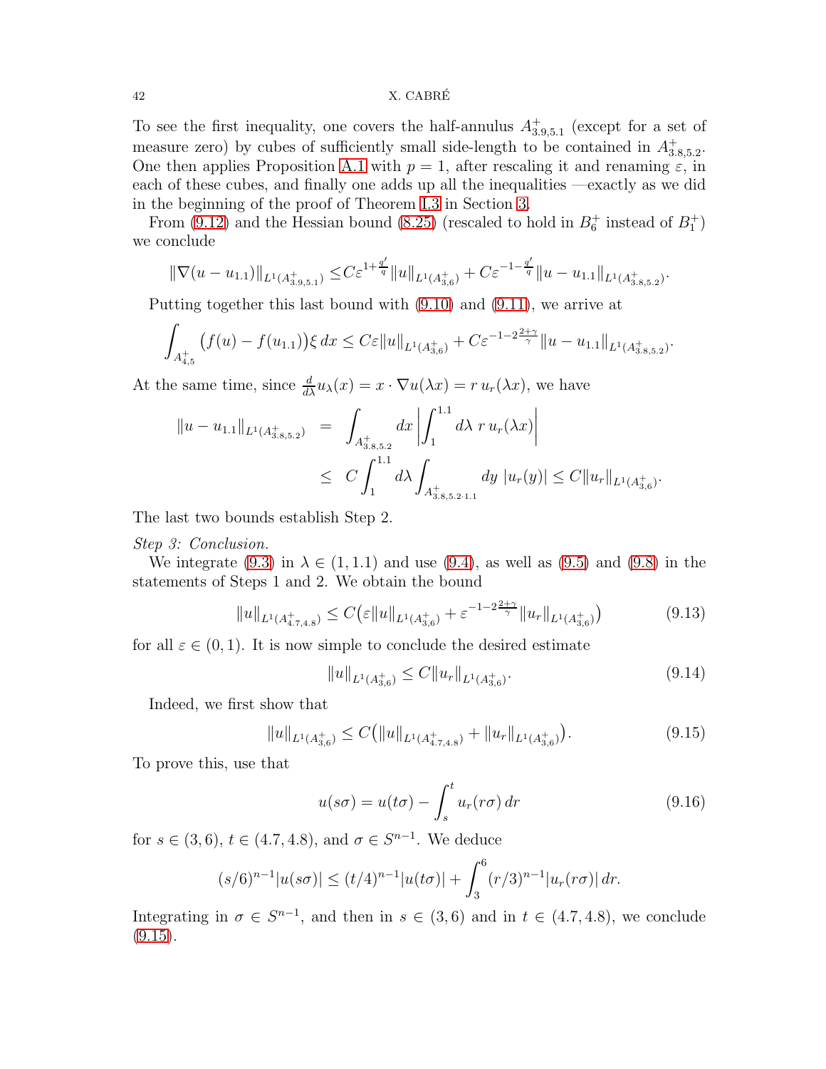To see the first inequality, one covers the half-annulus $A^+_{3.9,5.1}$ (except for a set of measure zero) by cubes of sufficiently small side-length to be contained in $A^+_{3.8,5.2}$. One then applies Proposition A.1 with $p=1$, after rescaling it and renaming $\varepsilon$, in each of these cubes, and finally one adds up all the inequalities —exactly as we did in the beginning of the proof of Theorem 1.3 in Section 3.

From (9.12) and the Hessian bound (8.25) (rescaled to hold in $B_6^+$ instead of $B_1^+$) we conclude

$$\|\nabla(u-u_{1.1})\|_{L^1(A^+_{3.9,5.1})} \le C\varepsilon^{1+\frac{q'}{q}}\|u\|_{L^1(A^+_{3,6})} + C\varepsilon^{-1-\frac{q'}{q}}\|u-u_{1.1}\|_{L^1(A^+_{3.8,5.2})}.$$

Putting together this last bound with (9.10) and (9.11), we arrive at

$$\int_{A^+_{4,5}} \big(f(u)-f(u_{1.1})\big)\xi\,dx \le C\varepsilon\|u\|_{L^1(A^+_{3,6})} + C\varepsilon^{-1-2\frac{2+\gamma}{\gamma}}\|u-u_{1.1}\|_{L^1(A^+_{3.8,5.2})}.$$

At the same time, since $\frac{d}{d\lambda}u_\lambda(x) = x\cdot\nabla u(\lambda x) = r\,u_r(\lambda x)$, we have

$$\begin{aligned}
\|u-u_{1.1}\|_{L^1(A^+_{3.8,5.2})} &= \int_{A^+_{3.8,5.2}} dx\,\left|\int_1^{1.1} d\lambda\; r\,u_r(\lambda x)\right| \\
&\le C\int_1^{1.1} d\lambda \int_{A^+_{3.8,5.2\cdot 1.1}} dy\;|u_r(y)| \le C\|u_r\|_{L^1(A^+_{3,6})}.
\end{aligned}$$

The last two bounds establish Step 2.

*Step 3: Conclusion.*

We integrate (9.3) in $\lambda\in(1,1.1)$ and use (9.4), as well as (9.5) and (9.8) in the statements of Steps 1 and 2. We obtain the bound

$$\|u\|_{L^1(A^+_{4.7,4.8})} \le C\big(\varepsilon\|u\|_{L^1(A^+_{3,6})} + \varepsilon^{-1-2\frac{2+\gamma}{\gamma}}\|u_r\|_{L^1(A^+_{3,6})}\big) \tag{9.13}$$

for all $\varepsilon\in(0,1)$. It is now simple to conclude the desired estimate

$$\|u\|_{L^1(A^+_{3,6})} \le C\|u_r\|_{L^1(A^+_{3,6})}. \tag{9.14}$$

Indeed, we first show that

$$\|u\|_{L^1(A^+_{3,6})} \le C\big(\|u\|_{L^1(A^+_{4.7,4.8})} + \|u_r\|_{L^1(A^+_{3,6})}\big). \tag{9.15}$$

To prove this, use that

$$u(s\sigma) = u(t\sigma) - \int_s^t u_r(r\sigma)\,dr \tag{9.16}$$

for $s\in(3,6)$, $t\in(4.7,4.8)$, and $\sigma\in S^{n-1}$. We deduce

$$(s/6)^{n-1}|u(s\sigma)| \le (t/4)^{n-1}|u(t\sigma)| + \int_3^6 (r/3)^{n-1}|u_r(r\sigma)|\,dr.$$

Integrating in $\sigma\in S^{n-1}$, and then in $s\in(3,6)$ and in $t\in(4.7,4.8)$, we conclude (9.15).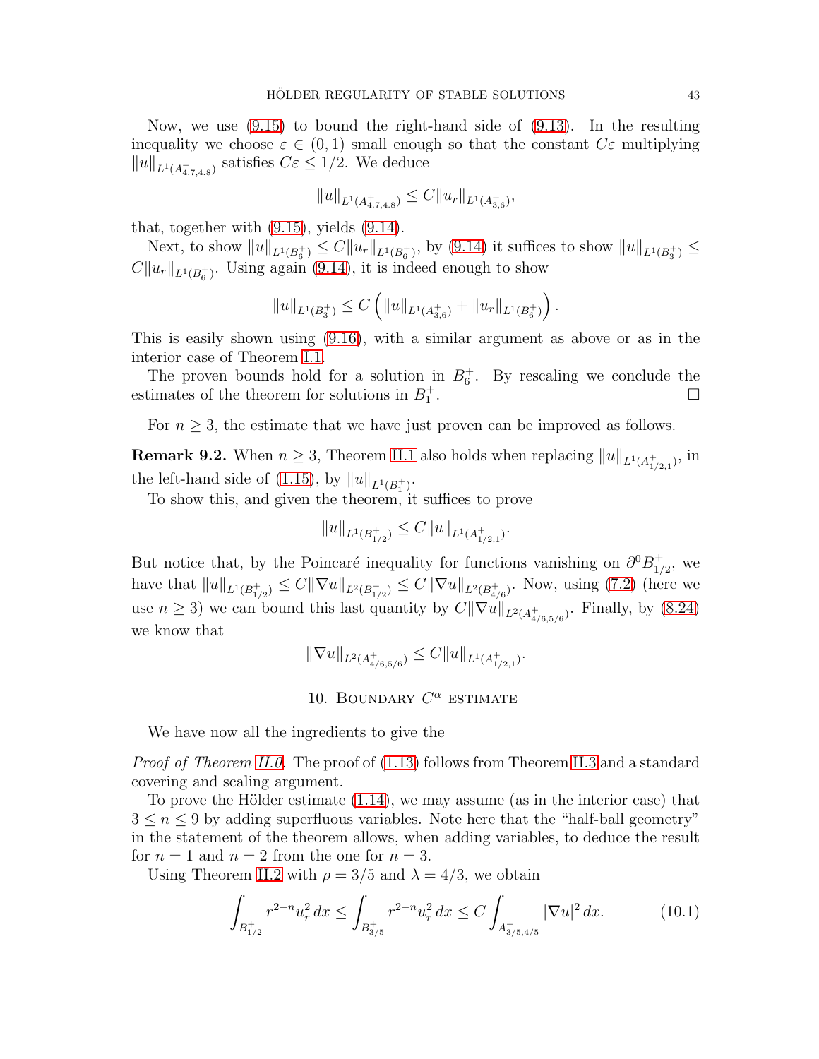Now, we use (9.15) to bound the right-hand side of (9.13). In the resulting inequality we choose $\varepsilon \in (0,1)$ small enough so that the constant $C\varepsilon$ multiplying $\|u\|_{L^1(A^+_{4.7,4.8})}$ satisfies $C\varepsilon \le 1/2$. We deduce

$$\|u\|_{L^1(A^+_{4.7,4.8})} \le C\|u_r\|_{L^1(A^+_{3,6})},$$

that, together with (9.15), yields (9.14).

Next, to show $\|u\|_{L^1(B^+_6)} \le C\|u_r\|_{L^1(B^+_6)}$, by (9.14) it suffices to show $\|u\|_{L^1(B^+_3)} \le C\|u_r\|_{L^1(B^+_6)}$. Using again (9.14), it is indeed enough to show

$$\|u\|_{L^1(B^+_3)} \le C\left(\|u\|_{L^1(A^+_{3,6})} + \|u_r\|_{L^1(B^+_6)}\right).$$

This is easily shown using (9.16), with a similar argument as above or as in the interior case of Theorem I.1.

The proven bounds hold for a solution in $B^+_6$. By rescaling we conclude the estimates of the theorem for solutions in $B^+_1$. □

For $n \ge 3$, the estimate that we have just proven can be improved as follows.

**Remark 9.2.** When $n \ge 3$, Theorem II.1 also holds when replacing $\|u\|_{L^1(A^+_{1/2,1})}$, in the left-hand side of (1.15), by $\|u\|_{L^1(B^+_1)}$.

To show this, and given the theorem, it suffices to prove

$$\|u\|_{L^1(B^+_{1/2})} \le C\|u\|_{L^1(A^+_{1/2,1})}.$$

But notice that, by the Poincaré inequality for functions vanishing on $\partial^0 B^+_{1/2}$, we have that $\|u\|_{L^1(B^+_{1/2})} \le C\|\nabla u\|_{L^2(B^+_{1/2})} \le C\|\nabla u\|_{L^2(B^+_{4/6})}$. Now, using (7.2) (here we use $n \ge 3$) we can bound this last quantity by $C\|\nabla u\|_{L^2(A^+_{4/6,5/6})}$. Finally, by (8.24) we know that

$$\|\nabla u\|_{L^2(A^+_{4/6,5/6})} \le C\|u\|_{L^1(A^+_{1/2,1})}.$$

## 10. Boundary $C^\alpha$ estimate

We have now all the ingredients to give the

*Proof of Theorem II.0.* The proof of (1.13) follows from Theorem II.3 and a standard covering and scaling argument.

To prove the Hölder estimate (1.14), we may assume (as in the interior case) that $3 \le n \le 9$ by adding superfluous variables. Note here that the "half-ball geometry" in the statement of the theorem allows, when adding variables, to deduce the result for $n = 1$ and $n = 2$ from the one for $n = 3$.

Using Theorem II.2 with $\rho = 3/5$ and $\lambda = 4/3$, we obtain

$$\int_{B^+_{1/2}} r^{2-n} u_r^2\, dx \le \int_{B^+_{3/5}} r^{2-n} u_r^2\, dx \le C \int_{A^+_{3/5,4/5}} |\nabla u|^2\, dx. \tag{10.1}$$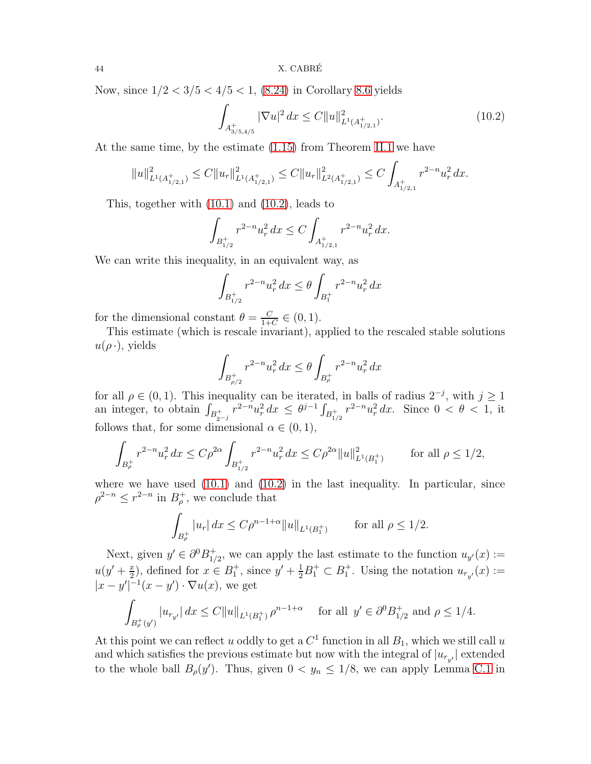Now, since $1/2 < 3/5 < 4/5 < 1$, (8.24) in Corollary 8.6 yields

$$\int_{A^+_{3/5,4/5}} |\nabla u|^2 \, dx \le C \|u\|^2_{L^1(A^+_{1/2,1})}. \tag{10.2}$$

At the same time, by the estimate (1.15) from Theorem II.1 we have

$$\|u\|^2_{L^1(A^+_{1/2,1})} \le C \|u_r\|^2_{L^1(A^+_{1/2,1})} \le C \|u_r\|^2_{L^2(A^+_{1/2,1})} \le C \int_{A^+_{1/2,1}} r^{2-n} u_r^2 \, dx.$$

This, together with (10.1) and (10.2), leads to

$$\int_{B^+_{1/2}} r^{2-n} u_r^2 \, dx \le C \int_{A^+_{1/2,1}} r^{2-n} u_r^2 \, dx.$$

We can write this inequality, in an equivalent way, as

$$\int_{B^+_{1/2}} r^{2-n} u_r^2 \, dx \le \theta \int_{B^+_1} r^{2-n} u_r^2 \, dx$$

for the dimensional constant $\theta = \frac{C}{1+C} \in (0,1)$.

This estimate (which is rescale invariant), applied to the rescaled stable solutions $u(\rho\,\cdot)$, yields

$$\int_{B^+_{\rho/2}} r^{2-n} u_r^2 \, dx \le \theta \int_{B^+_\rho} r^{2-n} u_r^2 \, dx$$

for all $\rho \in (0,1)$. This inequality can be iterated, in balls of radius $2^{-j}$, with $j \ge 1$ an integer, to obtain $\int_{B^+_{2^{-j}}} r^{2-n} u_r^2 \, dx \le \theta^{j-1} \int_{B^+_{1/2}} r^{2-n} u_r^2 \, dx$. Since $0 < \theta < 1$, it follows that, for some dimensional $\alpha \in (0,1)$,

$$\int_{B^+_\rho} r^{2-n} u_r^2 \, dx \le C\rho^{2\alpha} \int_{B^+_{1/2}} r^{2-n} u_r^2 \, dx \le C\rho^{2\alpha} \|u\|^2_{L^1(B^+_1)} \qquad \text{for all } \rho \le 1/2,$$

where we have used (10.1) and (10.2) in the last inequality. In particular, since $\rho^{2-n} \le r^{2-n}$ in $B^+_\rho$, we conclude that

$$\int_{B^+_\rho} |u_r| \, dx \le C\rho^{n-1+\alpha} \|u\|_{L^1(B^+_1)} \qquad \text{for all } \rho \le 1/2.$$

Next, given $y' \in \partial^0 B^+_{1/2}$, we can apply the last estimate to the function $u_{y'}(x) := u(y' + \frac{x}{2})$, defined for $x \in B^+_1$, since $y' + \frac{1}{2} B^+_1 \subset B^+_1$. Using the notation $u_{r_{y'}}(x) := |x - y'|^{-1}(x - y') \cdot \nabla u(x)$, we get

$$\int_{B^+_\rho(y')} |u_{r_{y'}}| \, dx \le C \|u\|_{L^1(B^+_1)} \, \rho^{n-1+\alpha} \quad \text{ for all } y' \in \partial^0 B^+_{1/2} \text{ and } \rho \le 1/4.$$

At this point we can reflect $u$ oddly to get a $C^1$ function in all $B_1$, which we still call $u$ and which satisfies the previous estimate but now with the integral of $|u_{r_{y'}}|$ extended to the whole ball $B_\rho(y')$. Thus, given $0 < y_n \le 1/8$, we can apply Lemma C.1 in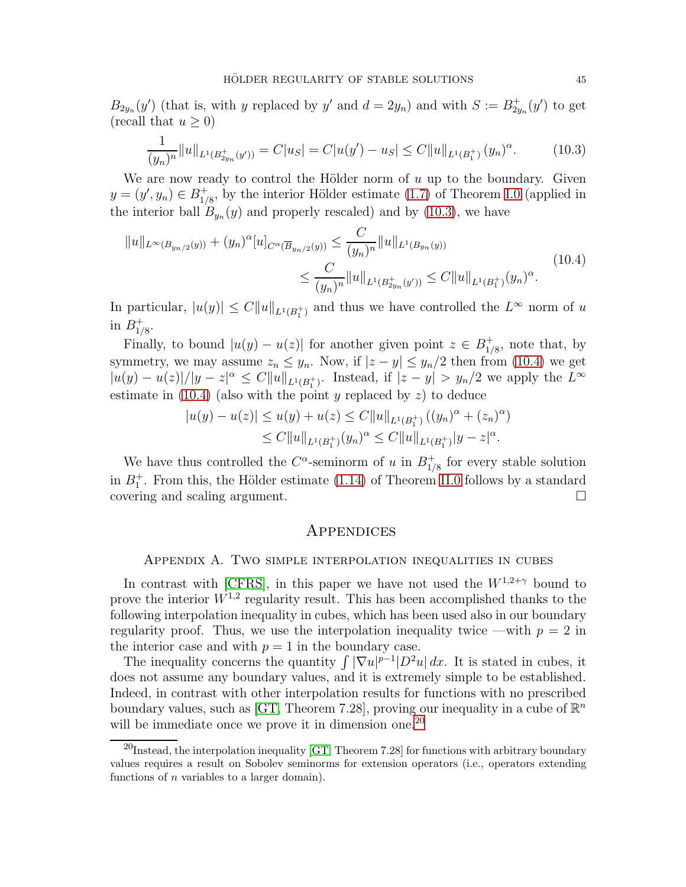$B_{2y_n}(y')$ (that is, with $y$ replaced by $y'$ and $d = 2y_n$) and with $S := B^+_{2y_n}(y')$ to get (recall that $u \ge 0$)

$$\frac{1}{(y_n)^n}\|u\|_{L^1(B^+_{2y_n}(y'))} = C|u_S| = C|u(y') - u_S| \le C\|u\|_{L^1(B_1^+)}\,(y_n)^\alpha. \tag{10.3}$$

We are now ready to control the Hölder norm of $u$ up to the boundary. Given $y = (y', y_n) \in B^+_{1/8}$, by the interior Hölder estimate (1.7) of Theorem I.0 (applied in the interior ball $B_{y_n}(y)$ and properly rescaled) and by (10.3), we have

$$\begin{aligned}\|u\|_{L^\infty(B_{y_n/2}(y))} + (y_n)^\alpha [u]_{C^\alpha(\overline{B}_{y_n/2}(y))} &\le \frac{C}{(y_n)^n}\|u\|_{L^1(B_{y_n}(y))} \\ &\le \frac{C}{(y_n)^n}\|u\|_{L^1(B^+_{2y_n}(y'))} \le C\|u\|_{L^1(B_1^+)}(y_n)^\alpha.\end{aligned} \tag{10.4}$$

In particular, $|u(y)| \le C\|u\|_{L^1(B_1^+)}$ and thus we have controlled the $L^\infty$ norm of $u$ in $B^+_{1/8}$.

Finally, to bound $|u(y) - u(z)|$ for another given point $z \in B^+_{1/8}$, note that, by symmetry, we may assume $z_n \le y_n$. Now, if $|z - y| \le y_n/2$ then from (10.4) we get $|u(y) - u(z)|/|y - z|^\alpha \le C\|u\|_{L^1(B_1^+)}$. Instead, if $|z - y| > y_n/2$ we apply the $L^\infty$ estimate in (10.4) (also with the point $y$ replaced by $z$) to deduce

$$\begin{aligned}|u(y) - u(z)| &\le u(y) + u(z) \le C\|u\|_{L^1(B_1^+)}\left((y_n)^\alpha + (z_n)^\alpha\right) \\ &\le C\|u\|_{L^1(B_1^+)}(y_n)^\alpha \le C\|u\|_{L^1(B_1^+)}|y - z|^\alpha.\end{aligned}$$

We have thus controlled the $C^\alpha$-seminorm of $u$ in $B^+_{1/8}$ for every stable solution in $B_1^+$. From this, the Hölder estimate (1.14) of Theorem II.0 follows by a standard covering and scaling argument. □

# Appendices

## Appendix A. Two simple interpolation inequalities in cubes

In contrast with [CFRS], in this paper we have not used the $W^{1,2+\gamma}$ bound to prove the interior $W^{1,2}$ regularity result. This has been accomplished thanks to the following interpolation inequality in cubes, which has been used also in our boundary regularity proof. Thus, we use the interpolation inequality twice —with $p = 2$ in the interior case and with $p = 1$ in the boundary case.

The inequality concerns the quantity $\int |\nabla u|^{p-1}|D^2 u|\,dx$. It is stated in cubes, it does not assume any boundary values, and it is extremely simple to be established. Indeed, in contrast with other interpolation results for functions with no prescribed boundary values, such as [GT, Theorem 7.28], proving our inequality in a cube of $\mathbb{R}^n$ will be immediate once we prove it in dimension one.[20]

[20] Instead, the interpolation inequality [GT, Theorem 7.28] for functions with arbitrary boundary values requires a result on Sobolev seminorms for extension operators (i.e., operators extending functions of $n$ variables to a larger domain).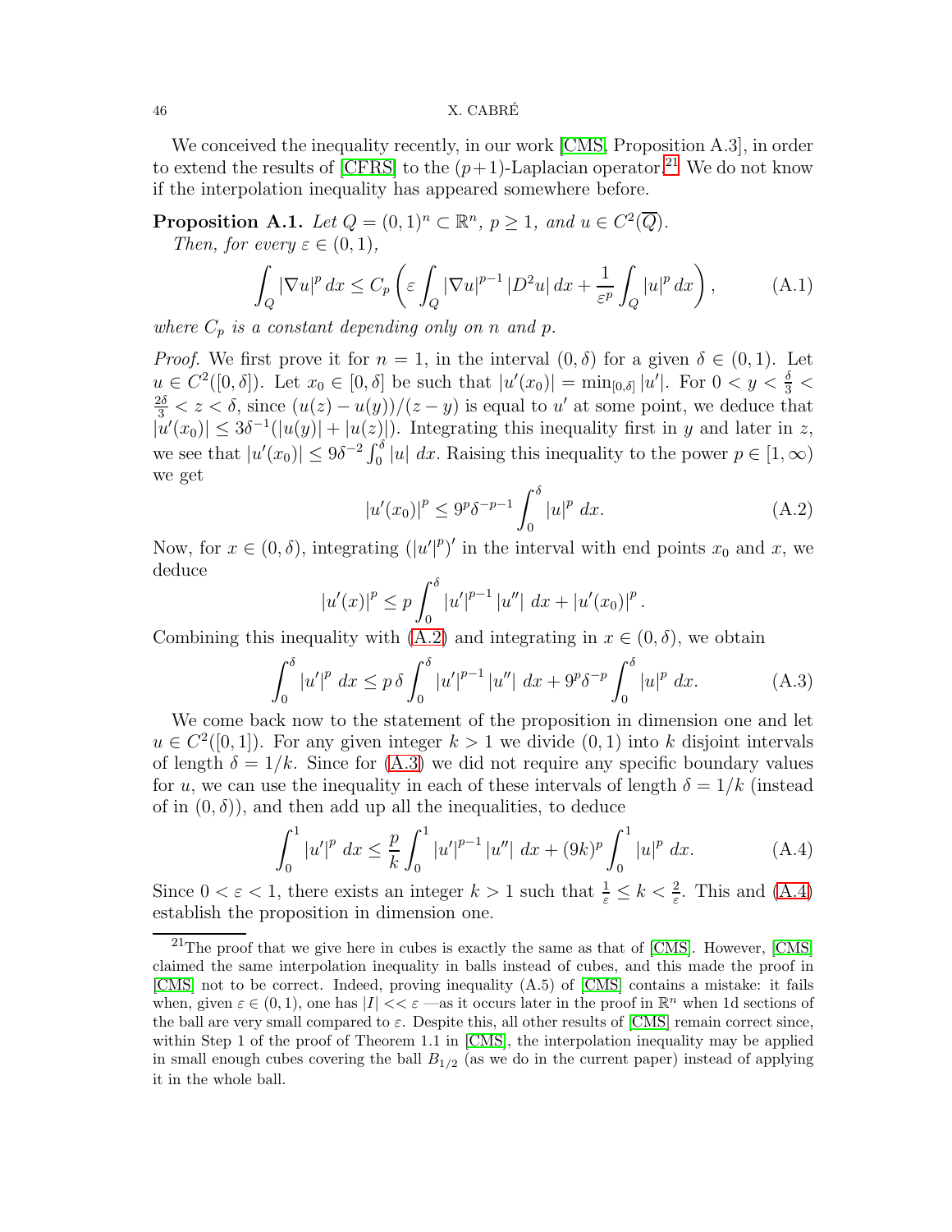We conceived the inequality recently, in our work [CMS, Proposition A.3], in order to extend the results of [CFRS] to the $(p+1)$-Laplacian operator.[21] We do not know if the interpolation inequality has appeared somewhere before.

**Proposition A.1.** *Let $Q = (0,1)^n \subset \mathbb{R}^n$, $p \geq 1$, and $u \in C^2(\overline{Q})$.*
*Then, for every $\varepsilon \in (0,1)$,*

$$\int_Q |\nabla u|^p \, dx \leq C_p \left( \varepsilon \int_Q |\nabla u|^{p-1} \left|D^2 u\right| dx + \frac{1}{\varepsilon^p} \int_Q |u|^p \, dx \right), \tag{A.1}$$

*where $C_p$ is a constant depending only on $n$ and $p$.*

*Proof.* We first prove it for $n = 1$, in the interval $(0,\delta)$ for a given $\delta \in (0,1)$. Let $u \in C^2([0,\delta])$. Let $x_0 \in [0,\delta]$ be such that $|u'(x_0)| = \min_{[0,\delta]} |u'|$. For $0 < y < \frac{\delta}{3} < \frac{2\delta}{3} < z < \delta$, since $(u(z) - u(y))/(z-y)$ is equal to $u'$ at some point, we deduce that $|u'(x_0)| \leq 3\delta^{-1}(|u(y)| + |u(z)|)$. Integrating this inequality first in $y$ and later in $z$, we see that $|u'(x_0)| \leq 9\delta^{-2} \int_0^\delta |u| \; dx$. Raising this inequality to the power $p \in [1,\infty)$ we get

$$|u'(x_0)|^p \leq 9^p \delta^{-p-1} \int_0^\delta |u|^p \; dx. \tag{A.2}$$

Now, for $x \in (0,\delta)$, integrating $(|u'|^p)'$ in the interval with end points $x_0$ and $x$, we deduce

$$|u'(x)|^p \leq p \int_0^\delta |u'|^{p-1} |u''| \; dx + |u'(x_0)|^p .$$

Combining this inequality with (A.2) and integrating in $x \in (0,\delta)$, we obtain

$$\int_0^\delta |u'|^p \; dx \leq p\, \delta \int_0^\delta |u'|^{p-1} |u''| \; dx + 9^p \delta^{-p} \int_0^\delta |u|^p \; dx. \tag{A.3}$$

We come back now to the statement of the proposition in dimension one and let $u \in C^2([0,1])$. For any given integer $k > 1$ we divide $(0,1)$ into $k$ disjoint intervals of length $\delta = 1/k$. Since for (A.3) we did not require any specific boundary values for $u$, we can use the inequality in each of these intervals of length $\delta = 1/k$ (instead of in $(0,\delta)$), and then add up all the inequalities, to deduce

$$\int_0^1 |u'|^p \; dx \leq \frac{p}{k} \int_0^1 |u'|^{p-1} |u''| \; dx + (9k)^p \int_0^1 |u|^p \; dx. \tag{A.4}$$

Since $0 < \varepsilon < 1$, there exists an integer $k > 1$ such that $\frac{1}{\varepsilon} \leq k < \frac{2}{\varepsilon}$. This and (A.4) establish the proposition in dimension one.

---

[21] The proof that we give here in cubes is exactly the same as that of [CMS]. However, [CMS] claimed the same interpolation inequality in balls instead of cubes, and this made the proof in [CMS] not to be correct. Indeed, proving inequality (A.5) of [CMS] contains a mistake: it fails when, given $\varepsilon \in (0,1)$, one has $|I| << \varepsilon$ —as it occurs later in the proof in $\mathbb{R}^n$ when 1d sections of the ball are very small compared to $\varepsilon$. Despite this, all other results of [CMS] remain correct since, within Step 1 of the proof of Theorem 1.1 in [CMS], the interpolation inequality may be applied in small enough cubes covering the ball $B_{1/2}$ (as we do in the current paper) instead of applying it in the whole ball.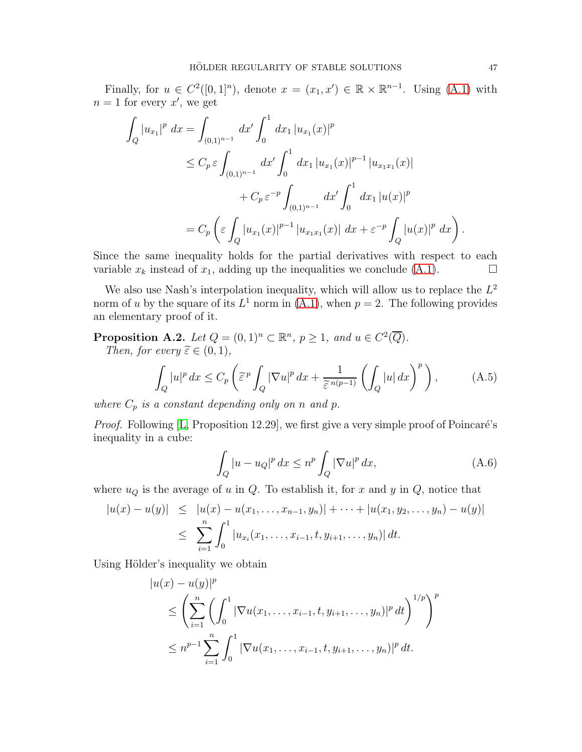Finally, for $u \in C^2([0,1]^n)$, denote $x = (x_1, x') \in \mathbb{R} \times \mathbb{R}^{n-1}$. Using (A.1) with $n = 1$ for every $x'$, we get

$$
\begin{aligned}
\int_Q |u_{x_1}|^p \, dx &= \int_{(0,1)^{n-1}} dx' \int_0^1 dx_1 \, |u_{x_1}(x)|^p \\
&\leq C_p \, \varepsilon \int_{(0,1)^{n-1}} dx' \int_0^1 dx_1 \, |u_{x_1}(x)|^{p-1} \, |u_{x_1 x_1}(x)| \\
&\qquad + C_p \, \varepsilon^{-p} \int_{(0,1)^{n-1}} dx' \int_0^1 dx_1 \, |u(x)|^p \\
&= C_p \left( \varepsilon \int_Q |u_{x_1}(x)|^{p-1} \, |u_{x_1 x_1}(x)| \, dx + \varepsilon^{-p} \int_Q |u(x)|^p \, dx \right).
\end{aligned}
$$

Since the same inequality holds for the partial derivatives with respect to each variable $x_k$ instead of $x_1$, adding up the inequalities we conclude (A.1). $\square$

We also use Nash's interpolation inequality, which will allow us to replace the $L^2$ norm of $u$ by the square of its $L^1$ norm in (A.1), when $p = 2$. The following provides an elementary proof of it.

**Proposition A.2.** *Let $Q = (0,1)^n \subset \mathbb{R}^n$, $p \geq 1$, and $u \in C^2(\overline{Q})$. Then, for every $\widetilde{\varepsilon} \in (0,1)$,*

$$
\int_Q |u|^p \, dx \leq C_p \left( \widetilde{\varepsilon}^{\,p} \int_Q |\nabla u|^p \, dx + \frac{1}{\widetilde{\varepsilon}^{\,n(p-1)}} \left( \int_Q |u| \, dx \right)^p \right), \tag{A.5}
$$

*where $C_p$ is a constant depending only on $n$ and $p$.*

*Proof.* Following [L, Proposition 12.29], we first give a very simple proof of Poincaré's inequality in a cube:

$$
\int_Q |u - u_Q|^p \, dx \leq n^p \int_Q |\nabla u|^p \, dx, \tag{A.6}
$$

where $u_Q$ is the average of $u$ in $Q$. To establish it, for $x$ and $y$ in $Q$, notice that

$$
\begin{aligned}
|u(x) - u(y)| &\leq |u(x) - u(x_1, \ldots, x_{n-1}, y_n)| + \cdots + |u(x_1, y_2, \ldots, y_n) - u(y)| \\
&\leq \sum_{i=1}^n \int_0^1 |u_{x_i}(x_1, \ldots, x_{i-1}, t, y_{i+1}, \ldots, y_n)| \, dt.
\end{aligned}
$$

Using Hölder's inequality we obtain

$$
\begin{aligned}
&|u(x) - u(y)|^p \\
&\quad \leq \left( \sum_{i=1}^n \left( \int_0^1 |\nabla u(x_1, \ldots, x_{i-1}, t, y_{i+1}, \ldots, y_n)|^p \, dt \right)^{1/p} \right)^p \\
&\quad \leq n^{p-1} \sum_{i=1}^n \int_0^1 |\nabla u(x_1, \ldots, x_{i-1}, t, y_{i+1}, \ldots, y_n)|^p \, dt.
\end{aligned}
$$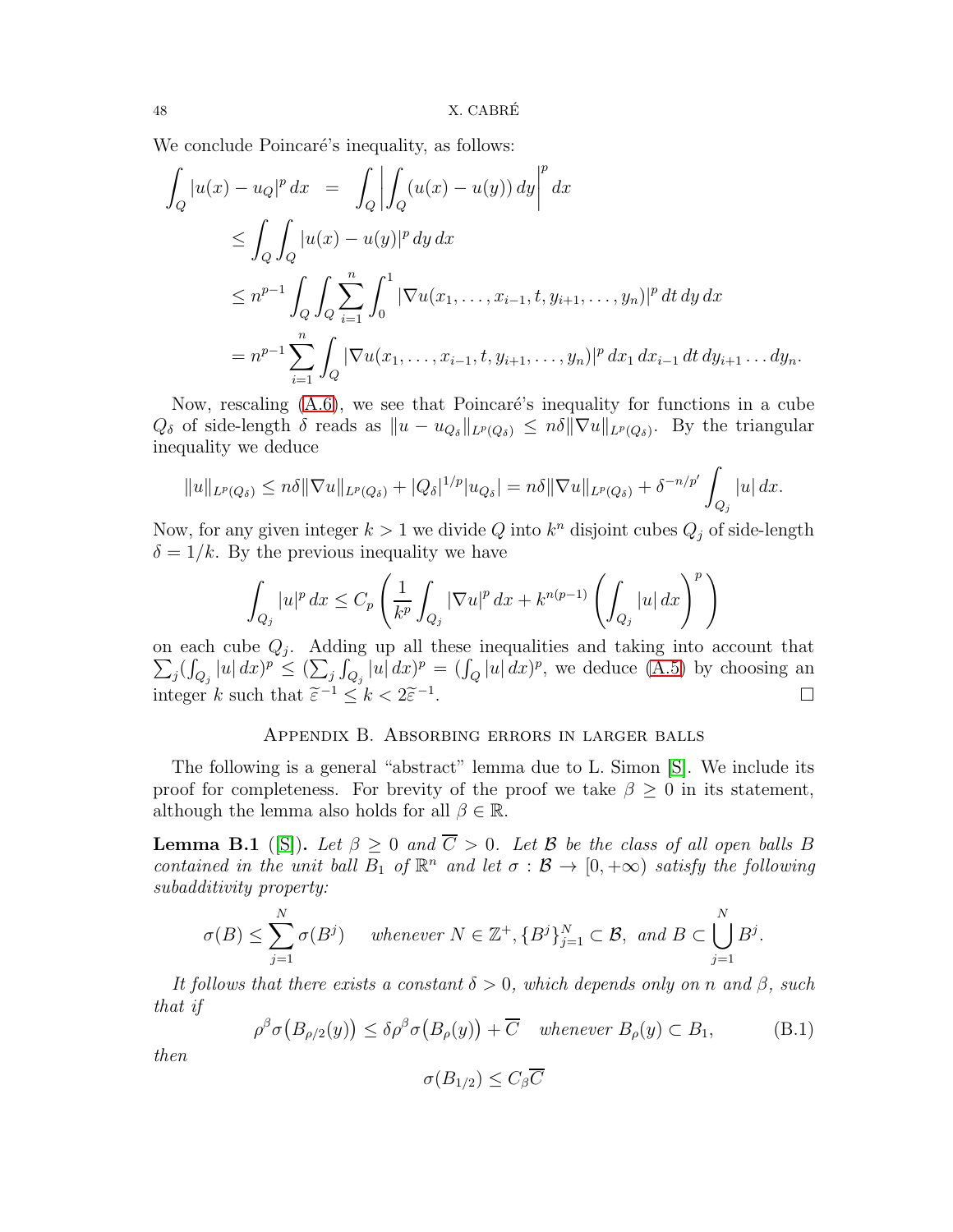We conclude Poincaré's inequality, as follows:

$$
\begin{aligned}
\int_Q |u(x) - u_Q|^p \, dx &= \int_Q \left| \int_Q (u(x) - u(y)) \, dy \right|^p dx \\
&\leq \int_Q \int_Q |u(x) - u(y)|^p \, dy \, dx \\
&\leq n^{p-1} \int_Q \int_Q \sum_{i=1}^n \int_0^1 |\nabla u(x_1, \ldots, x_{i-1}, t, y_{i+1}, \ldots, y_n)|^p \, dt \, dy \, dx \\
&= n^{p-1} \sum_{i=1}^n \int_Q |\nabla u(x_1, \ldots, x_{i-1}, t, y_{i+1}, \ldots, y_n)|^p \, dx_1 \, dx_{i-1} \, dt \, dy_{i+1} \ldots dy_n.
\end{aligned}
$$

Now, rescaling (A.6), we see that Poincaré's inequality for functions in a cube $Q_\delta$ of side-length $\delta$ reads as $\|u - u_{Q_\delta}\|_{L^p(Q_\delta)} \leq n\delta \|\nabla u\|_{L^p(Q_\delta)}$. By the triangular inequality we deduce

$$
\|u\|_{L^p(Q_\delta)} \leq n\delta \|\nabla u\|_{L^p(Q_\delta)} + |Q_\delta|^{1/p} |u_{Q_\delta}| = n\delta \|\nabla u\|_{L^p(Q_\delta)} + \delta^{-n/p'} \int_{Q_j} |u| \, dx.
$$

Now, for any given integer $k > 1$ we divide $Q$ into $k^n$ disjoint cubes $Q_j$ of side-length $\delta = 1/k$. By the previous inequality we have

$$
\int_{Q_j} |u|^p \, dx \leq C_p \left( \frac{1}{k^p} \int_{Q_j} |\nabla u|^p \, dx + k^{n(p-1)} \left( \int_{Q_j} |u| \, dx \right)^p \right)
$$

on each cube $Q_j$. Adding up all these inequalities and taking into account that $\sum_j (\int_{Q_j} |u| \, dx)^p \leq (\sum_j \int_{Q_j} |u| \, dx)^p = (\int_Q |u| \, dx)^p$, we deduce (A.5) by choosing an integer $k$ such that $\widetilde{\varepsilon}^{-1} \leq k < 2\widetilde{\varepsilon}^{-1}$. $\square$

## Appendix B. Absorbing errors in larger balls

The following is a general "abstract" lemma due to L. Simon [S]. We include its proof for completeness. For brevity of the proof we take $\beta \geq 0$ in its statement, although the lemma also holds for all $\beta \in \mathbb{R}$.

**Lemma B.1** ([S]). *Let $\beta \geq 0$ and $\overline{C} > 0$. Let $\mathcal{B}$ be the class of all open balls $B$ contained in the unit ball $B_1$ of $\mathbb{R}^n$ and let $\sigma : \mathcal{B} \to [0, +\infty)$ satisfy the following subadditivity property:*

$$
\sigma(B) \leq \sum_{j=1}^N \sigma(B^j) \quad \text{whenever } N \in \mathbb{Z}^+, \{B^j\}_{j=1}^N \subset \mathcal{B}, \text{ and } B \subset \bigcup_{j=1}^N B^j.
$$

*It follows that there exists a constant $\delta > 0$, which depends only on $n$ and $\beta$, such that if*

$$
\rho^\beta \sigma\big(B_{\rho/2}(y)\big) \leq \delta \rho^\beta \sigma\big(B_\rho(y)\big) + \overline{C} \quad \text{whenever } B_\rho(y) \subset B_1, \tag{B.1}
$$

*then*

$$
\sigma(B_{1/2}) \leq C_\beta \overline{C}
$$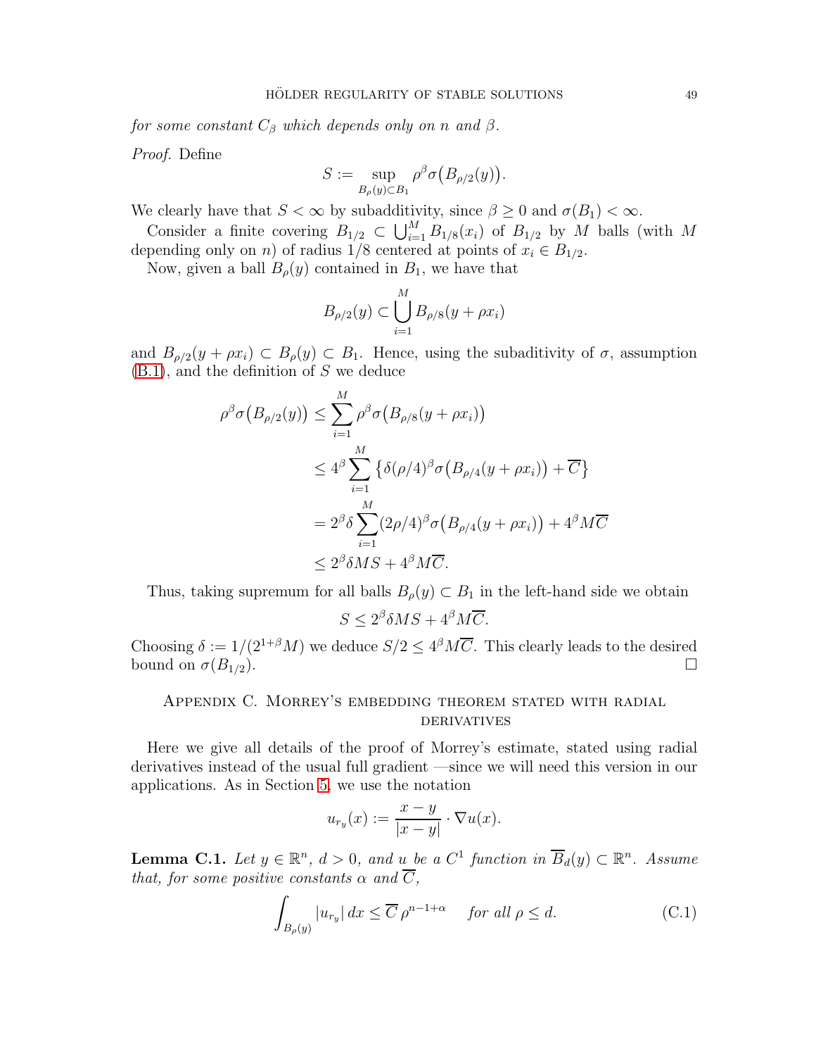*for some constant $C_\beta$ which depends only on $n$ and $\beta$.*

*Proof.* Define

$$S := \sup_{B_\rho(y)\subset B_1} \rho^\beta \sigma\big(B_{\rho/2}(y)\big).$$

We clearly have that $S < \infty$ by subadditivity, since $\beta \geq 0$ and $\sigma(B_1) < \infty$.

Consider a finite covering $B_{1/2} \subset \bigcup_{i=1}^M B_{1/8}(x_i)$ of $B_{1/2}$ by $M$ balls (with $M$ depending only on $n$) of radius $1/8$ centered at points of $x_i \in B_{1/2}$.

Now, given a ball $B_\rho(y)$ contained in $B_1$, we have that

$$B_{\rho/2}(y) \subset \bigcup_{i=1}^M B_{\rho/8}(y + \rho x_i)$$

and $B_{\rho/2}(y + \rho x_i) \subset B_\rho(y) \subset B_1$. Hence, using the subaditivity of $\sigma$, assumption (B.1), and the definition of $S$ we deduce

$$\begin{aligned}
\rho^\beta \sigma\big(B_{\rho/2}(y)\big) &\leq \sum_{i=1}^M \rho^\beta \sigma\big(B_{\rho/8}(y+\rho x_i)\big) \\
&\leq 4^\beta \sum_{i=1}^M \big\{\delta(\rho/4)^\beta \sigma\big(B_{\rho/4}(y+\rho x_i)\big) + \overline{C}\big\} \\
&= 2^\beta \delta \sum_{i=1}^M (2\rho/4)^\beta \sigma\big(B_{\rho/4}(y+\rho x_i)\big) + 4^\beta M\overline{C} \\
&\leq 2^\beta \delta M S + 4^\beta M \overline{C}.
\end{aligned}$$

Thus, taking supremum for all balls $B_\rho(y) \subset B_1$ in the left-hand side we obtain

$$S \leq 2^\beta \delta M S + 4^\beta M \overline{C}.$$

Choosing $\delta := 1/(2^{1+\beta} M)$ we deduce $S/2 \leq 4^\beta M \overline{C}$. This clearly leads to the desired bound on $\sigma(B_{1/2})$. □

## Appendix C. Morrey's embedding theorem stated with radial derivatives

Here we give all details of the proof of Morrey's estimate, stated using radial derivatives instead of the usual full gradient —since we will need this version in our applications. As in Section 5, we use the notation

$$u_{r_y}(x) := \frac{x-y}{|x-y|} \cdot \nabla u(x).$$

**Lemma C.1.** *Let $y \in \mathbb{R}^n$, $d > 0$, and $u$ be a $C^1$ function in $\overline{B}_d(y) \subset \mathbb{R}^n$. Assume that, for some positive constants $\alpha$ and $\overline{C}$,*

$$\int_{B_\rho(y)} |u_{r_y}|\, dx \leq \overline{C}\, \rho^{n-1+\alpha} \quad \textit{for all } \rho \leq d. \tag{C.1}$$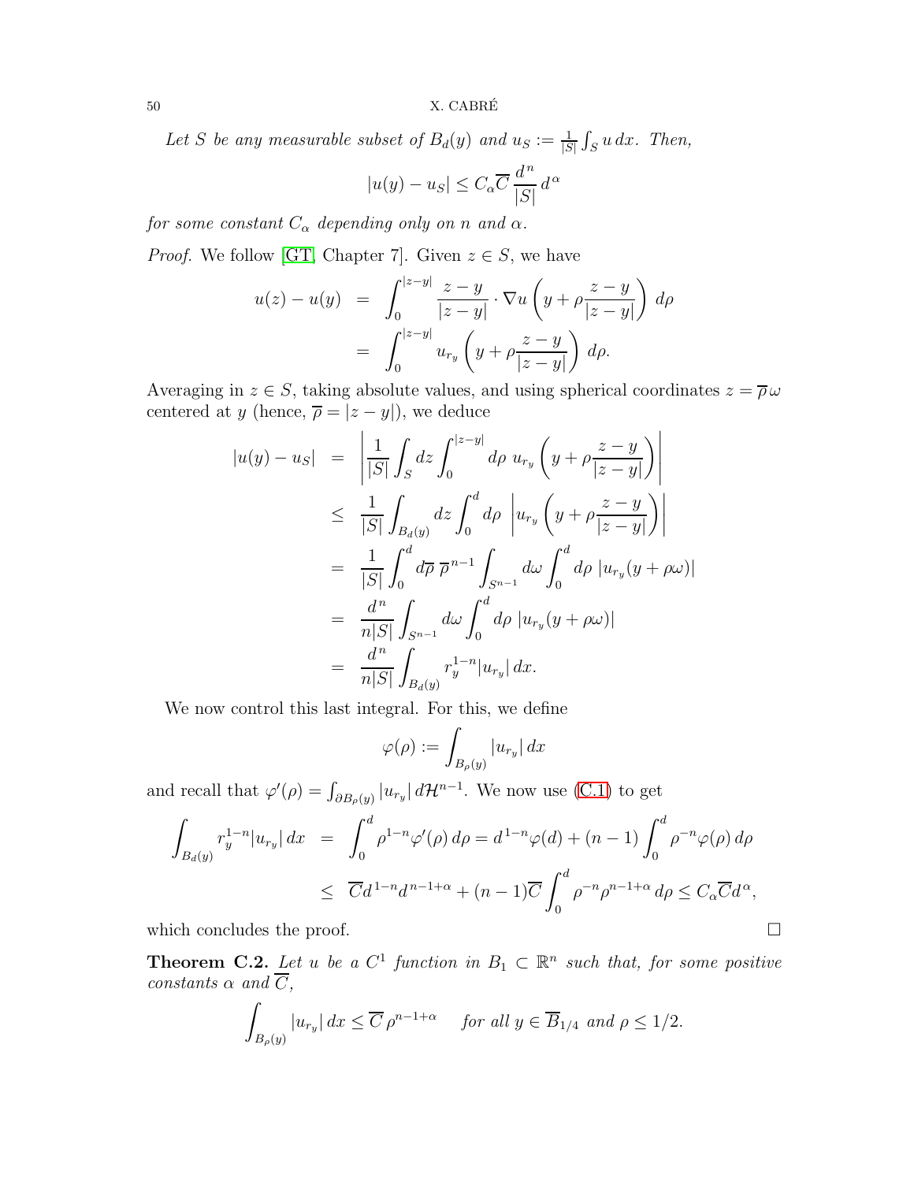*Let $S$ be any measurable subset of $B_d(y)$ and $u_S := \frac{1}{|S|}\int_S u\, dx$. Then,*

$$|u(y) - u_S| \le C_\alpha \overline{C}\, \frac{d^n}{|S|}\, d^{\,\alpha}$$

*for some constant $C_\alpha$ depending only on $n$ and $\alpha$.*

*Proof.* We follow [GT, Chapter 7]. Given $z \in S$, we have

$$\begin{aligned} u(z) - u(y) &= \int_0^{|z-y|} \frac{z-y}{|z-y|} \cdot \nabla u \left( y + \rho \frac{z-y}{|z-y|} \right) d\rho \\ &= \int_0^{|z-y|} u_{r_y}\left( y + \rho \frac{z-y}{|z-y|} \right) d\rho. \end{aligned}$$

Averaging in $z \in S$, taking absolute values, and using spherical coordinates $z = \overline{\rho}\,\omega$ centered at $y$ (hence, $\overline{\rho} = |z-y|$), we deduce

$$\begin{aligned} |u(y) - u_S| &= \left| \frac{1}{|S|} \int_S dz \int_0^{|z-y|} d\rho\ u_{r_y}\left( y + \rho \frac{z-y}{|z-y|} \right) \right| \\ &\le \frac{1}{|S|} \int_{B_d(y)} dz \int_0^{d} d\rho\ \left| u_{r_y}\left( y + \rho \frac{z-y}{|z-y|} \right) \right| \\ &= \frac{1}{|S|} \int_0^d d\overline{\rho}\ \overline{\rho}^{\,n-1} \int_{S^{n-1}} d\omega \int_0^d d\rho\ |u_{r_y}(y+\rho\omega)| \\ &= \frac{d^n}{n|S|} \int_{S^{n-1}} d\omega \int_0^d d\rho\ |u_{r_y}(y+\rho\omega)| \\ &= \frac{d^n}{n|S|} \int_{B_d(y)} r_y^{1-n} |u_{r_y}|\, dx. \end{aligned}$$

We now control this last integral. For this, we define

$$\varphi(\rho) := \int_{B_\rho(y)} |u_{r_y}|\, dx$$

and recall that $\varphi'(\rho) = \int_{\partial B_\rho(y)} |u_{r_y}|\, d\mathcal{H}^{n-1}$. We now use (C.1) to get

$$\begin{aligned} \int_{B_d(y)} r_y^{1-n} |u_{r_y}|\, dx &= \int_0^d \rho^{1-n} \varphi'(\rho)\, d\rho = d^{\,1-n}\varphi(d) + (n-1)\int_0^d \rho^{-n}\varphi(\rho)\, d\rho \\ &\le \overline{C} d^{\,1-n} d^{\,n-1+\alpha} + (n-1)\overline{C} \int_0^d \rho^{-n}\rho^{n-1+\alpha}\, d\rho \le C_\alpha \overline{C} d^{\alpha}, \end{aligned}$$

which concludes the proof. $\square$

**Theorem C.2.** *Let $u$ be a $C^1$ function in $B_1 \subset \mathbb{R}^n$ such that, for some positive constants $\alpha$ and $\overline{C}$,*

$$\int_{B_\rho(y)} |u_{r_y}|\, dx \le \overline{C}\, \rho^{n-1+\alpha} \quad \text{ for all } y \in \overline{B}_{1/4} \text{ and } \rho \le 1/2.$$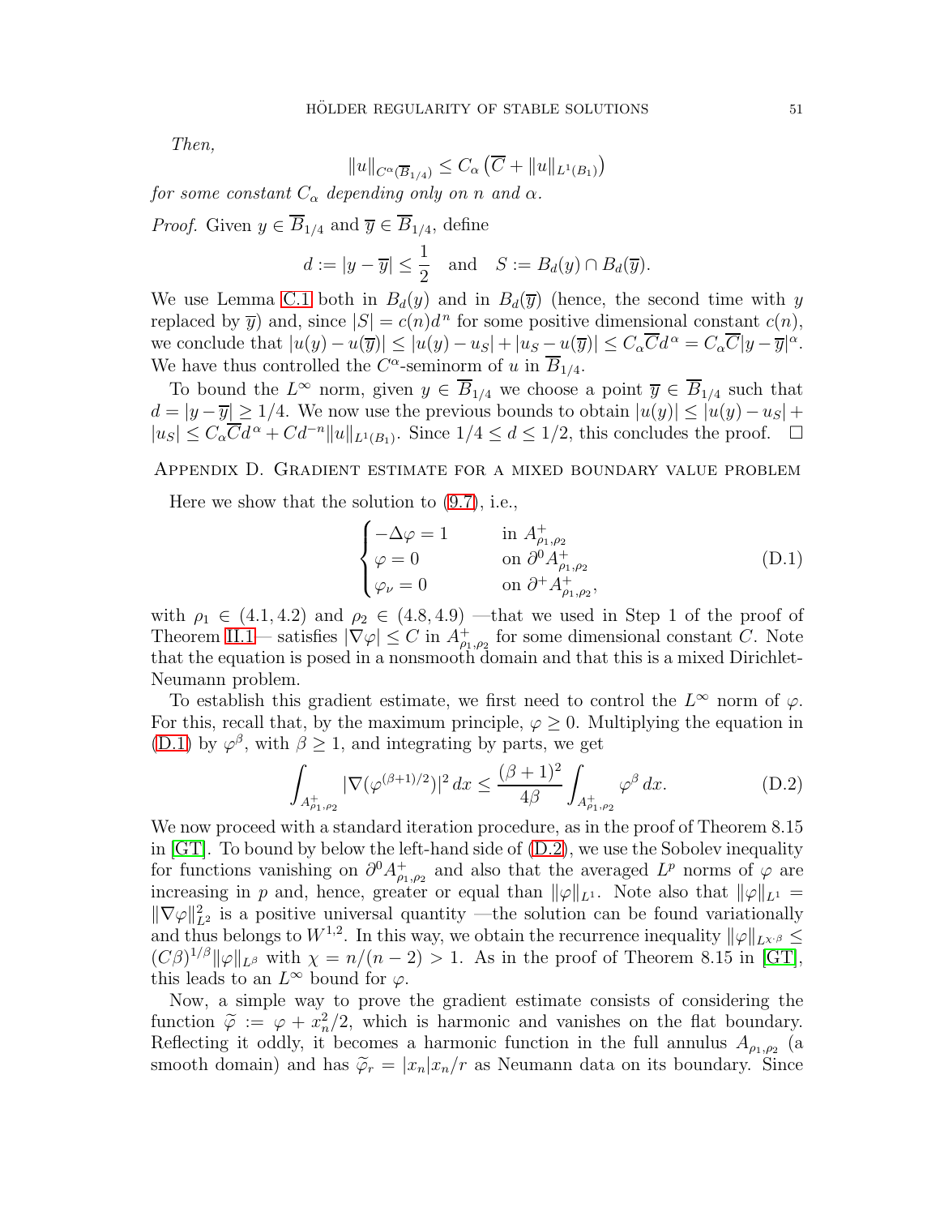*Then,*

$$\|u\|_{C^\alpha(\overline{B}_{1/4})} \leq C_\alpha \left(\overline{C} + \|u\|_{L^1(B_1)}\right)$$

*for some constant $C_\alpha$ depending only on $n$ and $\alpha$.*

*Proof.* Given $y \in \overline{B}_{1/4}$ and $\overline{y} \in \overline{B}_{1/4}$, define

$$d := |y - \overline{y}| \leq \frac{1}{2} \quad \text{and} \quad S := B_d(y) \cap B_d(\overline{y}).$$

We use Lemma C.1 both in $B_d(y)$ and in $B_d(\overline{y})$ (hence, the second time with $y$ replaced by $\overline{y}$) and, since $|S| = c(n)d^n$ for some positive dimensional constant $c(n)$, we conclude that $|u(y) - u(\overline{y})| \leq |u(y) - u_S| + |u_S - u(\overline{y})| \leq C_\alpha \overline{C} d^\alpha = C_\alpha \overline{C} |y - \overline{y}|^\alpha$. We have thus controlled the $C^\alpha$-seminorm of $u$ in $\overline{B}_{1/4}$.

To bound the $L^\infty$ norm, given $y \in \overline{B}_{1/4}$ we choose a point $\overline{y} \in \overline{B}_{1/4}$ such that $d = |y - \overline{y}| \geq 1/4$. We now use the previous bounds to obtain $|u(y)| \leq |u(y) - u_S| + |u_S| \leq C_\alpha \overline{C} d^\alpha + C d^{-n} \|u\|_{L^1(B_1)}$. Since $1/4 \leq d \leq 1/2$, this concludes the proof. $\square$

## Appendix D. Gradient estimate for a mixed boundary value problem

Here we show that the solution to (9.7), i.e.,

$$\begin{cases} -\Delta \varphi = 1 & \text{in } A^+_{\rho_1,\rho_2} \\ \varphi = 0 & \text{on } \partial^0 A^+_{\rho_1,\rho_2} \\ \varphi_\nu = 0 & \text{on } \partial^+ A^+_{\rho_1,\rho_2}, \end{cases} \tag{D.1}$$

with $\rho_1 \in (4.1, 4.2)$ and $\rho_2 \in (4.8, 4.9)$ —that we used in Step 1 of the proof of Theorem II.1— satisfies $|\nabla \varphi| \leq C$ in $A^+_{\rho_1,\rho_2}$ for some dimensional constant $C$. Note that the equation is posed in a nonsmooth domain and that this is a mixed Dirichlet-Neumann problem.

To establish this gradient estimate, we first need to control the $L^\infty$ norm of $\varphi$. For this, recall that, by the maximum principle, $\varphi \geq 0$. Multiplying the equation in (D.1) by $\varphi^\beta$, with $\beta \geq 1$, and integrating by parts, we get

$$\int_{A^+_{\rho_1,\rho_2}} |\nabla(\varphi^{(\beta+1)/2})|^2 \, dx \leq \frac{(\beta+1)^2}{4\beta} \int_{A^+_{\rho_1,\rho_2}} \varphi^\beta \, dx. \tag{D.2}$$

We now proceed with a standard iteration procedure, as in the proof of Theorem 8.15 in [GT]. To bound by below the left-hand side of (D.2), we use the Sobolev inequality for functions vanishing on $\partial^0 A^+_{\rho_1,\rho_2}$ and also that the averaged $L^p$ norms of $\varphi$ are increasing in $p$ and, hence, greater or equal than $\|\varphi\|_{L^1}$. Note also that $\|\varphi\|_{L^1} = \|\nabla \varphi\|^2_{L^2}$ is a positive universal quantity —the solution can be found variationally and thus belongs to $W^{1,2}$. In this way, we obtain the recurrence inequality $\|\varphi\|_{L^{\chi \cdot \beta}} \leq (C\beta)^{1/\beta} \|\varphi\|_{L^\beta}$ with $\chi = n/(n-2) > 1$. As in the proof of Theorem 8.15 in [GT], this leads to an $L^\infty$ bound for $\varphi$.

Now, a simple way to prove the gradient estimate consists of considering the function $\widetilde{\varphi} := \varphi + x_n^2/2$, which is harmonic and vanishes on the flat boundary. Reflecting it oddly, it becomes a harmonic function in the full annulus $A_{\rho_1,\rho_2}$ (a smooth domain) and has $\widetilde{\varphi}_r = |x_n| x_n / r$ as Neumann data on its boundary. Since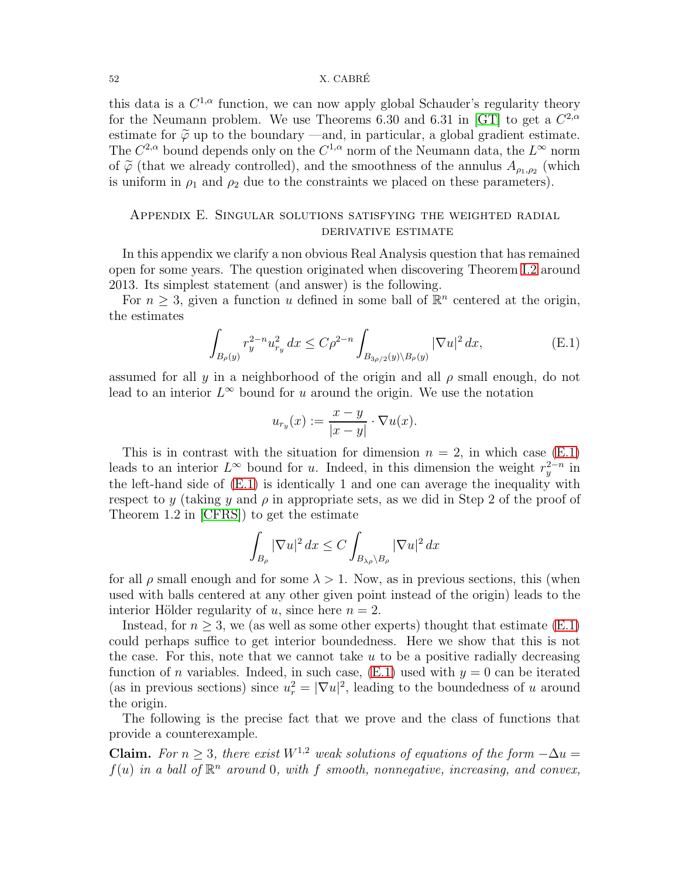this data is a $C^{1,\alpha}$ function, we can now apply global Schauder's regularity theory for the Neumann problem. We use Theorems 6.30 and 6.31 in [GT] to get a $C^{2,\alpha}$ estimate for $\widetilde{\varphi}$ up to the boundary —and, in particular, a global gradient estimate. The $C^{2,\alpha}$ bound depends only on the $C^{1,\alpha}$ norm of the Neumann data, the $L^\infty$ norm of $\widetilde{\varphi}$ (that we already controlled), and the smoothness of the annulus $A_{\rho_1,\rho_2}$ (which is uniform in $\rho_1$ and $\rho_2$ due to the constraints we placed on these parameters).

## Appendix E. Singular solutions satisfying the weighted radial derivative estimate

In this appendix we clarify a non obvious Real Analysis question that has remained open for some years. The question originated when discovering Theorem 1.2 around 2013. Its simplest statement (and answer) is the following.

For $n \geq 3$, given a function $u$ defined in some ball of $\mathbb{R}^n$ centered at the origin, the estimates

$$\int_{B_\rho(y)} r_y^{2-n} u_{r_y}^2 \, dx \leq C\rho^{2-n} \int_{B_{3\rho/2}(y)\setminus B_\rho(y)} |\nabla u|^2 \, dx, \tag{E.1}$$

assumed for all $y$ in a neighborhood of the origin and all $\rho$ small enough, do not lead to an interior $L^\infty$ bound for $u$ around the origin. We use the notation

$$u_{r_y}(x) := \frac{x-y}{|x-y|} \cdot \nabla u(x).$$

This is in contrast with the situation for dimension $n = 2$, in which case (E.1) leads to an interior $L^\infty$ bound for $u$. Indeed, in this dimension the weight $r_y^{2-n}$ in the left-hand side of (E.1) is identically 1 and one can average the inequality with respect to $y$ (taking $y$ and $\rho$ in appropriate sets, as we did in Step 2 of the proof of Theorem 1.2 in [CFRS]) to get the estimate

$$\int_{B_\rho} |\nabla u|^2 \, dx \leq C \int_{B_{\lambda\rho}\setminus B_\rho} |\nabla u|^2 \, dx$$

for all $\rho$ small enough and for some $\lambda > 1$. Now, as in previous sections, this (when used with balls centered at any other given point instead of the origin) leads to the interior Hölder regularity of $u$, since here $n = 2$.

Instead, for $n \geq 3$, we (as well as some other experts) thought that estimate (E.1) could perhaps suffice to get interior boundedness. Here we show that this is not the case. For this, note that we cannot take $u$ to be a positive radially decreasing function of $n$ variables. Indeed, in such case, (E.1) used with $y = 0$ can be iterated (as in previous sections) since $u_r^2 = |\nabla u|^2$, leading to the boundedness of $u$ around the origin.

The following is the precise fact that we prove and the class of functions that provide a counterexample.

**Claim.** *For $n \geq 3$, there exist $W^{1,2}$ weak solutions of equations of the form $-\Delta u = f(u)$ in a ball of $\mathbb{R}^n$ around 0, with $f$ smooth, nonnegative, increasing, and convex,*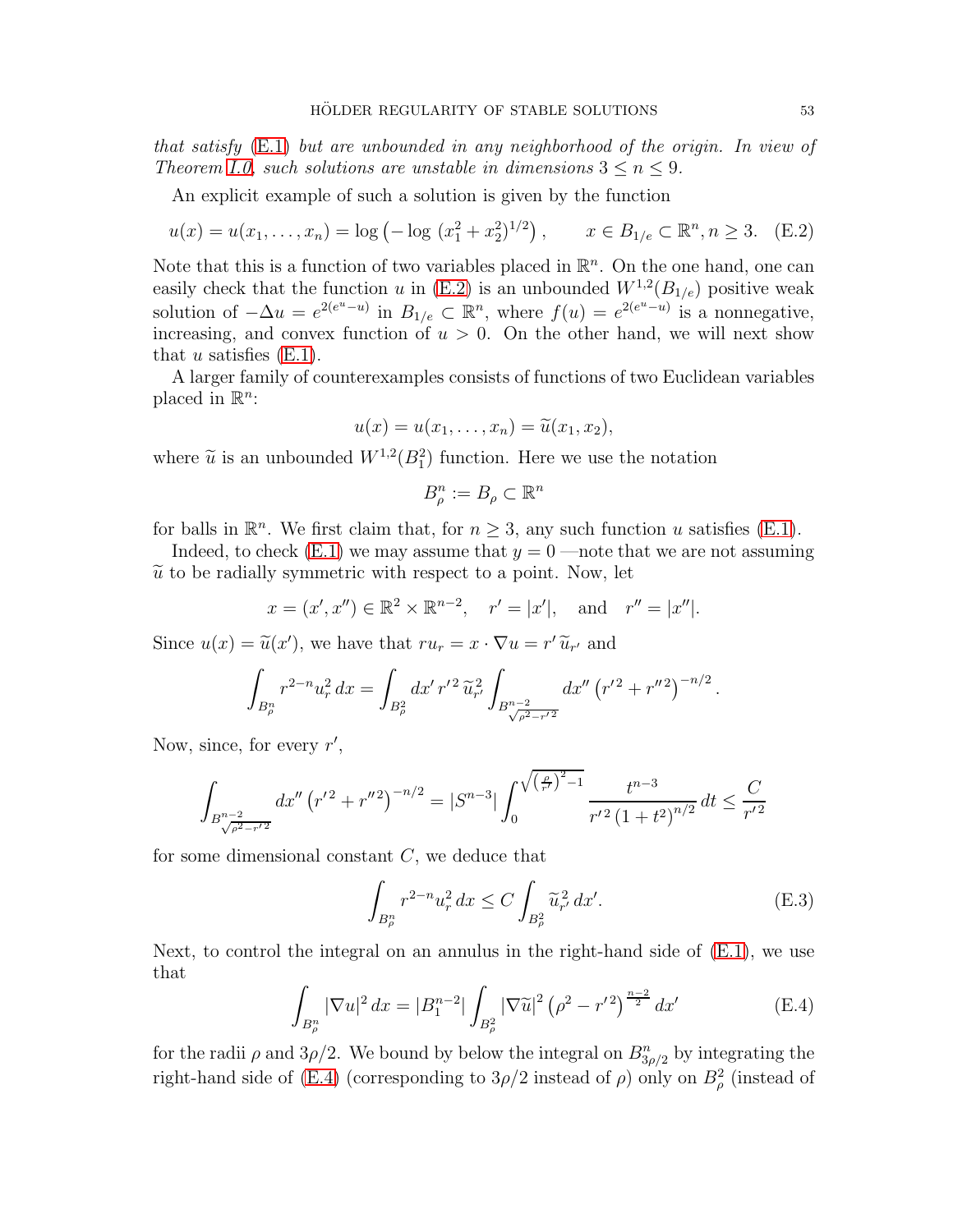*that satisfy* (E.1) *but are unbounded in any neighborhood of the origin. In view of Theorem 1.0, such solutions are unstable in dimensions* $3 \le n \le 9$.

An explicit example of such a solution is given by the function

$$u(x) = u(x_1, \dots, x_n) = \log\left(-\log\, (x_1^2 + x_2^2)^{1/2}\right), \qquad x \in B_{1/e} \subset \mathbb{R}^n, n \ge 3. \quad \text{(E.2)}$$

Note that this is a function of two variables placed in $\mathbb{R}^n$. On the one hand, one can easily check that the function $u$ in (E.2) is an unbounded $W^{1,2}(B_{1/e})$ positive weak solution of $-\Delta u = e^{2(e^u - u)}$ in $B_{1/e} \subset \mathbb{R}^n$, where $f(u) = e^{2(e^u-u)}$ is a nonnegative, increasing, and convex function of $u > 0$. On the other hand, we will next show that $u$ satisfies (E.1).

A larger family of counterexamples consists of functions of two Euclidean variables placed in $\mathbb{R}^n$:

$$u(x) = u(x_1, \dots, x_n) = \widetilde{u}(x_1, x_2),$$

where $\widetilde{u}$ is an unbounded $W^{1,2}(B_1^2)$ function. Here we use the notation

$$B_\rho^n := B_\rho \subset \mathbb{R}^n$$

for balls in $\mathbb{R}^n$. We first claim that, for $n \ge 3$, any such function $u$ satisfies (E.1).

Indeed, to check (E.1) we may assume that $y = 0$ —note that we are not assuming $\widetilde{u}$ to be radially symmetric with respect to a point. Now, let

$$x = (x', x'') \in \mathbb{R}^2 \times \mathbb{R}^{n-2}, \quad r' = |x'|, \quad \text{and} \quad r'' = |x''|.$$

Since $u(x) = \widetilde{u}(x')$, we have that $ru_r = x \cdot \nabla u = r'\, \widetilde{u}_{r'}$ and

$$\int_{B_\rho^n} r^{2-n} u_r^2 \, dx = \int_{B_\rho^2} dx'\, r'^2\, \widetilde{u}_{r'}^2 \int_{B^{n-2}_{\sqrt{\rho^2 - r'^2}}} dx'' \left(r'^2 + r''^2\right)^{-n/2}.$$

Now, since, for every $r'$,

$$\int_{B^{n-2}_{\sqrt{\rho^2 - r'^2}}} dx'' \left(r'^2 + r''^2\right)^{-n/2} = |S^{n-3}| \int_0^{\sqrt{\left(\frac{\rho}{r'}\right)^2 - 1}} \frac{t^{n-3}}{r'^2\left(1 + t^2\right)^{n/2}}\, dt \le \frac{C}{r'^2}$$

for some dimensional constant $C$, we deduce that

$$\int_{B_\rho^n} r^{2-n} u_r^2 \, dx \le C \int_{B_\rho^2} \widetilde{u}_{r'}^2 \, dx'. \quad \text{(E.3)}$$

Next, to control the integral on an annulus in the right-hand side of (E.1), we use that

$$\int_{B_\rho^n} |\nabla u|^2 \, dx = |B_1^{n-2}| \int_{B_\rho^2} |\nabla \widetilde{u}|^2 \left(\rho^2 - r'^2\right)^{\frac{n-2}{2}} dx' \quad \text{(E.4)}$$

for the radii $\rho$ and $3\rho/2$. We bound by below the integral on $B^n_{3\rho/2}$ by integrating the right-hand side of (E.4) (corresponding to $3\rho/2$ instead of $\rho$) only on $B_\rho^2$ (instead of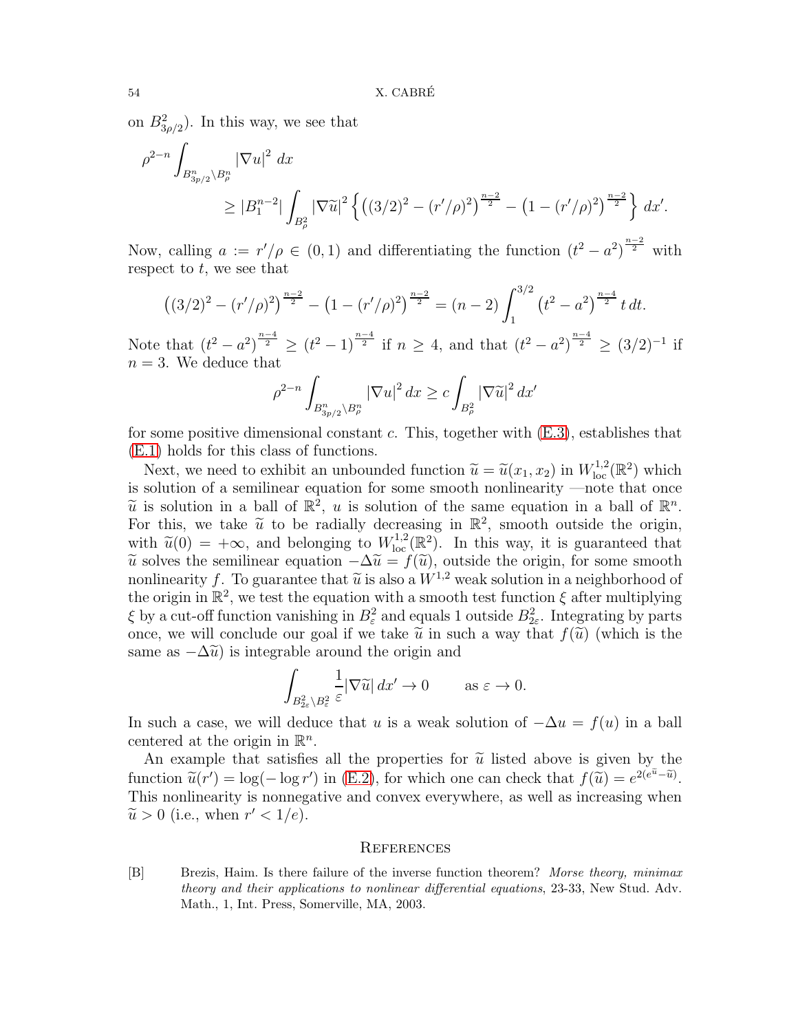on $B^2_{3\rho/2}$). In this way, we see that

$$\rho^{2-n}\int_{B^n_{3p/2}\setminus B^n_\rho} |\nabla u|^2 \, dx$$
$$\geq |B_1^{n-2}| \int_{B^2_\rho} |\nabla \widetilde{u}|^2 \left\{ \left((3/2)^2-(r'/\rho)^2\right)^{\frac{n-2}{2}} - \left(1-(r'/\rho)^2\right)^{\frac{n-2}{2}} \right\} dx'.$$

Now, calling $a := r'/\rho \in (0,1)$ and differentiating the function $(t^2-a^2)^{\frac{n-2}{2}}$ with respect to $t$, we see that

$$\left((3/2)^2-(r'/\rho)^2\right)^{\frac{n-2}{2}} - \left(1-(r'/\rho)^2\right)^{\frac{n-2}{2}} = (n-2)\int_1^{3/2} \left(t^2-a^2\right)^{\frac{n-4}{2}} t\, dt.$$

Note that $(t^2-a^2)^{\frac{n-4}{2}} \geq (t^2-1)^{\frac{n-4}{2}}$ if $n\geq 4$, and that $(t^2-a^2)^{\frac{n-4}{2}} \geq (3/2)^{-1}$ if $n=3$. We deduce that

$$\rho^{2-n}\int_{B^n_{3p/2}\setminus B^n_\rho} |\nabla u|^2 \, dx \geq c\int_{B^2_\rho} |\nabla \widetilde{u}|^2 \, dx'$$

for some positive dimensional constant $c$. This, together with (E.3), establishes that (E.1) holds for this class of functions.

Next, we need to exhibit an unbounded function $\widetilde{u}=\widetilde{u}(x_1,x_2)$ in $W^{1,2}_{\rm loc}(\mathbb{R}^2)$ which is solution of a semilinear equation for some smooth nonlinearity —note that once $\widetilde{u}$ is solution in a ball of $\mathbb{R}^2$, $u$ is solution of the same equation in a ball of $\mathbb{R}^n$. For this, we take $\widetilde{u}$ to be radially decreasing in $\mathbb{R}^2$, smooth outside the origin, with $\widetilde{u}(0)=+\infty$, and belonging to $W^{1,2}_{\rm loc}(\mathbb{R}^2)$. In this way, it is guaranteed that $\widetilde{u}$ solves the semilinear equation $-\Delta\widetilde{u}=f(\widetilde{u})$, outside the origin, for some smooth nonlinearity $f$. To guarantee that $\widetilde{u}$ is also a $W^{1,2}$ weak solution in a neighborhood of the origin in $\mathbb{R}^2$, we test the equation with a smooth test function $\xi$ after multiplying $\xi$ by a cut-off function vanishing in $B^2_\varepsilon$ and equals 1 outside $B^2_{2\varepsilon}$. Integrating by parts once, we will conclude our goal if we take $\widetilde{u}$ in such a way that $f(\widetilde{u})$ (which is the same as $-\Delta\widetilde{u}$) is integrable around the origin and

$$\int_{B^2_{2\varepsilon}\setminus B^2_\varepsilon} \frac{1}{\varepsilon}|\nabla\widetilde{u}|\, dx' \to 0 \qquad \text{as } \varepsilon\to 0.$$

In such a case, we will deduce that $u$ is a weak solution of $-\Delta u = f(u)$ in a ball centered at the origin in $\mathbb{R}^n$.

An example that satisfies all the properties for $\widetilde{u}$ listed above is given by the function $\widetilde{u}(r')=\log(-\log r')$ in (E.2), for which one can check that $f(\widetilde{u})=e^{2(e^{\widetilde{u}}-\widetilde{u})}$. This nonlinearity is nonnegative and convex everywhere, as well as increasing when $\widetilde{u}>0$ (i.e., when $r'<1/e$).

## References

[B] Brezis, Haim. Is there failure of the inverse function theorem? *Morse theory, minimax theory and their applications to nonlinear differential equations*, 23-33, New Stud. Adv. Math., 1, Int. Press, Somerville, MA, 2003.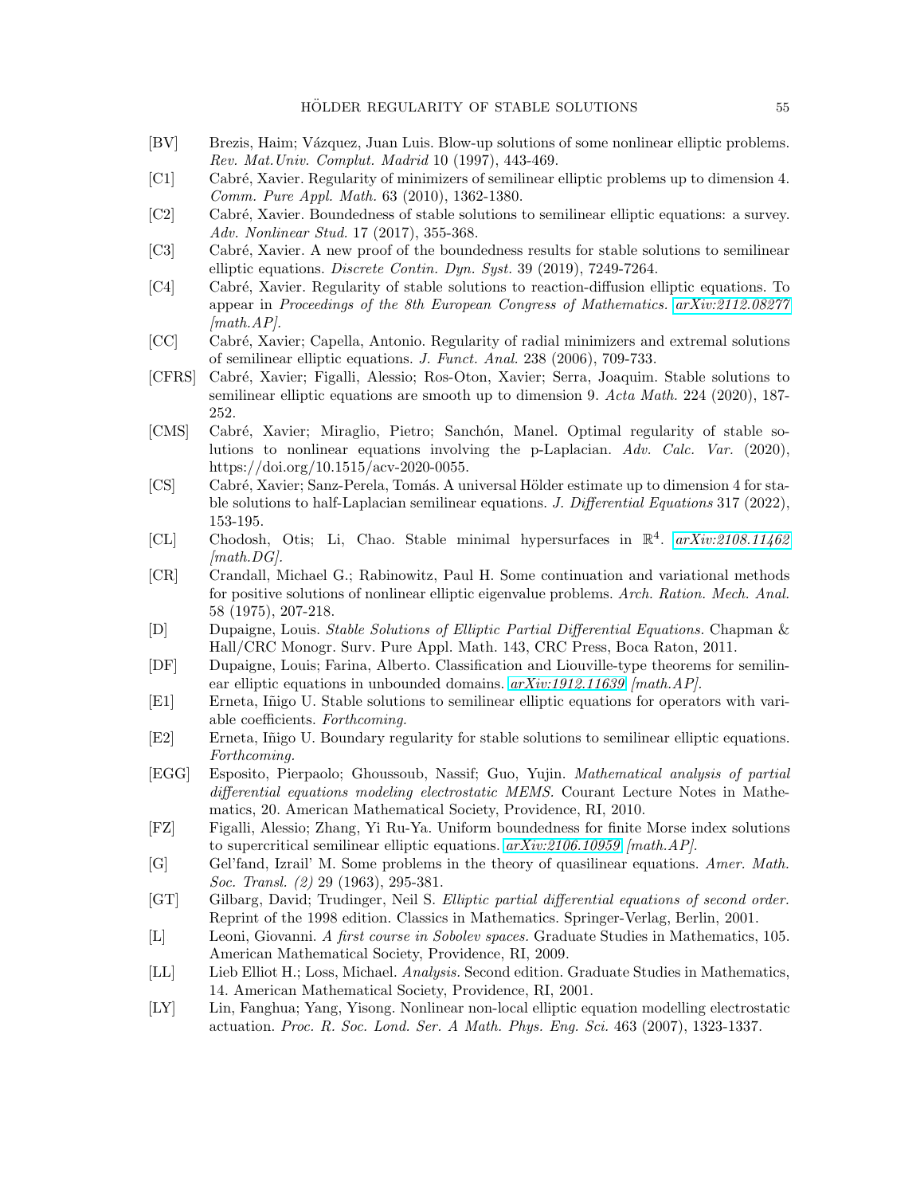- [BV] Brezis, Haim; Vázquez, Juan Luis. Blow-up solutions of some nonlinear elliptic problems. *Rev. Mat.Univ. Complut. Madrid* 10 (1997), 443-469.
- [C1] Cabré, Xavier. Regularity of minimizers of semilinear elliptic problems up to dimension 4. *Comm. Pure Appl. Math.* 63 (2010), 1362-1380.
- [C2] Cabré, Xavier. Boundedness of stable solutions to semilinear elliptic equations: a survey. *Adv. Nonlinear Stud.* 17 (2017), 355-368.
- [C3] Cabré, Xavier. A new proof of the boundedness results for stable solutions to semilinear elliptic equations. *Discrete Contin. Dyn. Syst.* 39 (2019), 7249-7264.
- [C4] Cabré, Xavier. Regularity of stable solutions to reaction-diffusion elliptic equations. To appear in *Proceedings of the 8th European Congress of Mathematics.* *arXiv:2112.08277 [math.AP].*
- [CC] Cabré, Xavier; Capella, Antonio. Regularity of radial minimizers and extremal solutions of semilinear elliptic equations. *J. Funct. Anal.* 238 (2006), 709-733.
- [CFRS] Cabré, Xavier; Figalli, Alessio; Ros-Oton, Xavier; Serra, Joaquim. Stable solutions to semilinear elliptic equations are smooth up to dimension 9. *Acta Math.* 224 (2020), 187-252.
- [CMS] Cabré, Xavier; Miraglio, Pietro; Sanchón, Manel. Optimal regularity of stable solutions to nonlinear equations involving the p-Laplacian. *Adv. Calc. Var.* (2020), https://doi.org/10.1515/acv-2020-0055.
- [CS] Cabré, Xavier; Sanz-Perela, Tomás. A universal Hölder estimate up to dimension 4 for stable solutions to half-Laplacian semilinear equations. *J. Differential Equations* 317 (2022), 153-195.
- [CL] Chodosh, Otis; Li, Chao. Stable minimal hypersurfaces in $\mathbb{R}^4$. *arXiv:2108.11462 [math.DG].*
- [CR] Crandall, Michael G.; Rabinowitz, Paul H. Some continuation and variational methods for positive solutions of nonlinear elliptic eigenvalue problems. *Arch. Ration. Mech. Anal.* 58 (1975), 207-218.
- [D] Dupaigne, Louis. *Stable Solutions of Elliptic Partial Differential Equations.* Chapman & Hall/CRC Monogr. Surv. Pure Appl. Math. 143, CRC Press, Boca Raton, 2011.
- [DF] Dupaigne, Louis; Farina, Alberto. Classification and Liouville-type theorems for semilinear elliptic equations in unbounded domains. *arXiv:1912.11639 [math.AP].*
- [E1] Erneta, Iñigo U. Stable solutions to semilinear elliptic equations for operators with variable coefficients. *Forthcoming.*
- [E2] Erneta, Iñigo U. Boundary regularity for stable solutions to semilinear elliptic equations. *Forthcoming.*
- [EGG] Esposito, Pierpaolo; Ghoussoub, Nassif; Guo, Yujin. *Mathematical analysis of partial differential equations modeling electrostatic MEMS.* Courant Lecture Notes in Mathematics, 20. American Mathematical Society, Providence, RI, 2010.
- [FZ] Figalli, Alessio; Zhang, Yi Ru-Ya. Uniform boundedness for finite Morse index solutions to supercritical semilinear elliptic equations. *arXiv:2106.10959 [math.AP].*
- [G] Gel'fand, Izrail' M. Some problems in the theory of quasilinear equations. *Amer. Math. Soc. Transl. (2)* 29 (1963), 295-381.
- [GT] Gilbarg, David; Trudinger, Neil S. *Elliptic partial differential equations of second order.* Reprint of the 1998 edition. Classics in Mathematics. Springer-Verlag, Berlin, 2001.
- [L] Leoni, Giovanni. *A first course in Sobolev spaces.* Graduate Studies in Mathematics, 105. American Mathematical Society, Providence, RI, 2009.
- [LL] Lieb Elliot H.; Loss, Michael. *Analysis.* Second edition. Graduate Studies in Mathematics, 14. American Mathematical Society, Providence, RI, 2001.
- [LY] Lin, Fanghua; Yang, Yisong. Nonlinear non-local elliptic equation modelling electrostatic actuation. *Proc. R. Soc. Lond. Ser. A Math. Phys. Eng. Sci.* 463 (2007), 1323-1337.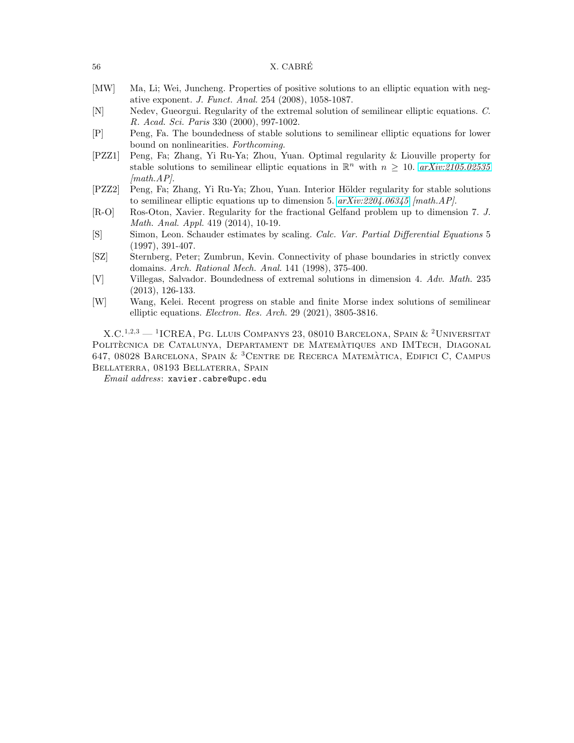[MW] Ma, Li; Wei, Juncheng. Properties of positive solutions to an elliptic equation with negative exponent. *J. Funct. Anal.* 254 (2008), 1058-1087.

[N] Nedev, Gueorgui. Regularity of the extremal solution of semilinear elliptic equations. *C. R. Acad. Sci. Paris* 330 (2000), 997-1002.

[P] Peng, Fa. The boundedness of stable solutions to semilinear elliptic equations for lower bound on nonlinearities. *Forthcoming.*

[PZZ1] Peng, Fa; Zhang, Yi Ru-Ya; Zhou, Yuan. Optimal regularity & Liouville property for stable solutions to semilinear elliptic equations in $\mathbb{R}^n$ with $n \geq 10$. *arXiv:2105.02535 [math.AP].*

[PZZ2] Peng, Fa; Zhang, Yi Ru-Ya; Zhou, Yuan. Interior Hölder regularity for stable solutions to semilinear elliptic equations up to dimension 5. *arXiv:2204.06345 [math.AP].*

[R-O] Ros-Oton, Xavier. Regularity for the fractional Gelfand problem up to dimension 7. *J. Math. Anal. Appl.* 419 (2014), 10-19.

[S] Simon, Leon. Schauder estimates by scaling. *Calc. Var. Partial Differential Equations* 5 (1997), 391-407.

[SZ] Sternberg, Peter; Zumbrun, Kevin. Connectivity of phase boundaries in strictly convex domains. *Arch. Rational Mech. Anal.* 141 (1998), 375-400.

[V] Villegas, Salvador. Boundedness of extremal solutions in dimension 4. *Adv. Math.* 235 (2013), 126-133.

[W] Wang, Kelei. Recent progress on stable and finite Morse index solutions of semilinear elliptic equations. *Electron. Res. Arch.* 29 (2021), 3805-3816.

X.C.[1,2,3] — [1]ICREA, Pg. Lluis Companys 23, 08010 Barcelona, Spain & [2]Universitat Politècnica de Catalunya, Departament de Matemàtiques and IMTech, Diagonal 647, 08028 Barcelona, Spain & [3]Centre de Recerca Matemàtica, Edifici C, Campus Bellaterra, 08193 Bellaterra, Spain

*Email address*: xavier.cabre@upc.edu